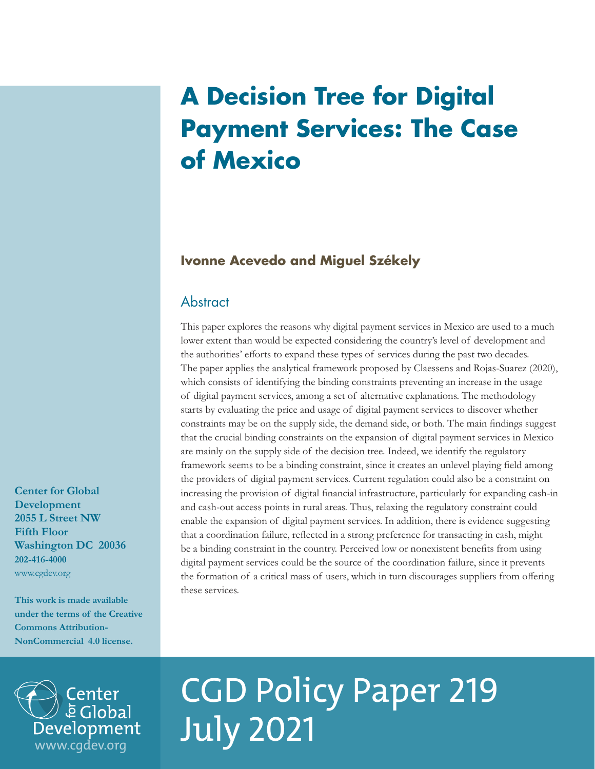# A Decision Tree for Digital Payment Services: The Case of Mexico

**Ivonne Acevedo and Miguel Székely**

## Abstract

This paper explores the reasons why digital payment services in Mexico are used to a much lower extent than would be expected considering the country's level of development and the authorities' efforts to expand these types of services during the past two decades. The paper applies the analytical framework proposed by Claessens and Rojas-Suarez (2020), which consists of identifying the binding constraints preventing an increase in the usage of digital payment services, among a set of alternative explanations. The methodology starts by evaluating the price and usage of digital payment services to discover whether constraints may be on the supply side, the demand side, or both. The main findings suggest that the crucial binding constraints on the expansion of digital payment services in Mexico are mainly on the supply side of the decision tree. Indeed, we identify the regulatory framework seems to be a binding constraint, since it creates an unlevel playing field among the providers of digital payment services. Current regulation could also be a constraint on increasing the provision of digital financial infrastructure, particularly for expanding cash-in and cash-out access points in rural areas. Thus, relaxing the regulatory constraint could enable the expansion of digital payment services. In addition, there is evidence suggesting that a coordination failure, reflected in a strong preference for transacting in cash, might be a binding constraint in the country. Perceived low or nonexistent benefits from using digital payment services could be the source of the coordination failure, since it prevents the formation of a critical mass of users, which in turn discourages suppliers from offering these services.

**Center for Global Development**
**2055 L Street NW**
**Fifth Floor**
**Washington DC 20036**
**202-416-4000**
www.cgdev.org

**This work is made available under the terms of the Creative Commons Attribution-NonCommercial 4.0 license.**

Center for Global Development
www.cgdev.org

CGD Policy Paper 219
July 2021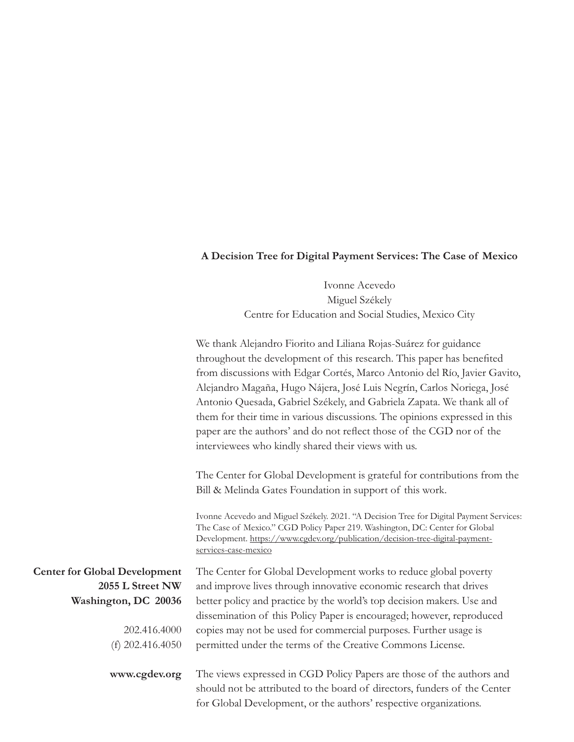**A Decision Tree for Digital Payment Services: The Case of Mexico**

Ivonne Acevedo
Miguel Székely
Centre for Education and Social Studies, Mexico City

We thank Alejandro Fiorito and Liliana Rojas-Suárez for guidance throughout the development of this research. This paper has benefited from discussions with Edgar Cortés, Marco Antonio del Río, Javier Gavito, Alejandro Magaña, Hugo Nájera, José Luis Negrín, Carlos Noriega, José Antonio Quesada, Gabriel Székely, and Gabriela Zapata. We thank all of them for their time in various discussions. The opinions expressed in this paper are the authors' and do not reflect those of the CGD nor of the interviewees who kindly shared their views with us.

The Center for Global Development is grateful for contributions from the Bill & Melinda Gates Foundation in support of this work.

Ivonne Acevedo and Miguel Székely. 2021. "A Decision Tree for Digital Payment Services: The Case of Mexico." CGD Policy Paper 219. Washington, DC: Center for Global Development. https://www.cgdev.org/publication/decision-tree-digital-payment-services-case-mexico

**Center for Global Development**
**2055 L Street NW**
**Washington, DC 20036**

202.416.4000
(f) 202.416.4050

**www.cgdev.org**

The Center for Global Development works to reduce global poverty and improve lives through innovative economic research that drives better policy and practice by the world's top decision makers. Use and dissemination of this Policy Paper is encouraged; however, reproduced copies may not be used for commercial purposes. Further usage is permitted under the terms of the Creative Commons License.

The views expressed in CGD Policy Papers are those of the authors and should not be attributed to the board of directors, funders of the Center for Global Development, or the authors' respective organizations.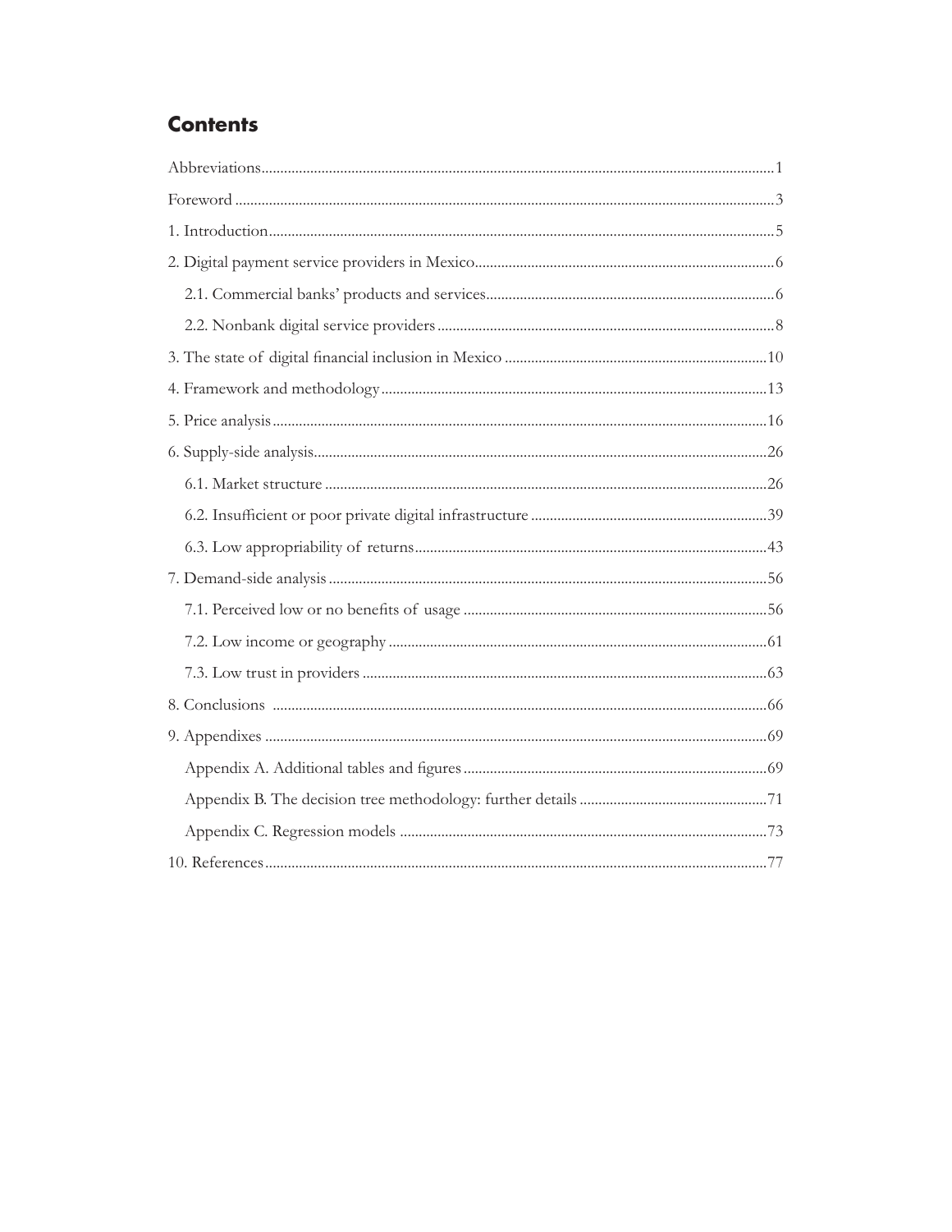# Contents

Abbreviations....................................................................................................................................1

Foreword ...........................................................................................................................................3

1. Introduction...................................................................................................................................5

2. Digital payment service providers in Mexico...............................................................................6

   2.1. Commercial banks' products and services............................................................................6

   2.2. Nonbank digital service providers.........................................................................................8

3. The state of digital financial inclusion in Mexico .....................................................................10

4. Framework and methodology......................................................................................................13

5. Price analysis................................................................................................................................16

6. Supply-side analysis.....................................................................................................................26

   6.1. Market structure ...................................................................................................................26

   6.2. Insufficient or poor private digital infrastructure ...............................................................39

   6.3. Low appropriability of returns.............................................................................................43

7. Demand-side analysis ..................................................................................................................56

   7.1. Perceived low or no benefits of usage .................................................................................56

   7.2. Low income or geography ...................................................................................................61

   7.3. Low trust in providers ..........................................................................................................63

8. Conclusions ..................................................................................................................................66

9. Appendixes ...................................................................................................................................69

   Appendix A. Additional tables and figures................................................................................69

   Appendix B. The decision tree methodology: further details ..................................................71

   Appendix C. Regression models .................................................................................................73

10. References...................................................................................................................................77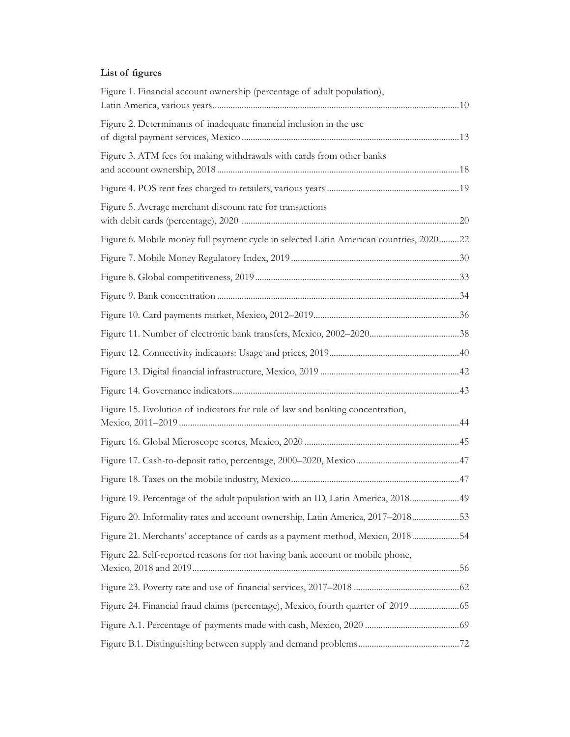**List of figures**

Figure 1. Financial account ownership (percentage of adult population), Latin America, various years ....10

Figure 2. Determinants of inadequate financial inclusion in the use of digital payment services, Mexico ....13

Figure 3. ATM fees for making withdrawals with cards from other banks and account ownership, 2018 ....18

Figure 4. POS rent fees charged to retailers, various years ....19

Figure 5. Average merchant discount rate for transactions with debit cards (percentage), 2020 ....20

Figure 6. Mobile money full payment cycle in selected Latin American countries, 2020 ....22

Figure 7. Mobile Money Regulatory Index, 2019 ....30

Figure 8. Global competitiveness, 2019 ....33

Figure 9. Bank concentration ....34

Figure 10. Card payments market, Mexico, 2012–2019 ....36

Figure 11. Number of electronic bank transfers, Mexico, 2002–2020 ....38

Figure 12. Connectivity indicators: Usage and prices, 2019 ....40

Figure 13. Digital financial infrastructure, Mexico, 2019 ....42

Figure 14. Governance indicators ....43

Figure 15. Evolution of indicators for rule of law and banking concentration, Mexico, 2011–2019 ....44

Figure 16. Global Microscope scores, Mexico, 2020 ....45

Figure 17. Cash-to-deposit ratio, percentage, 2000–2020, Mexico ....47

Figure 18. Taxes on the mobile industry, Mexico ....47

Figure 19. Percentage of the adult population with an ID, Latin America, 2018 ....49

Figure 20. Informality rates and account ownership, Latin America, 2017–2018 ....53

Figure 21. Merchants' acceptance of cards as a payment method, Mexico, 2018 ....54

Figure 22. Self-reported reasons for not having bank account or mobile phone, Mexico, 2018 and 2019 ....56

Figure 23. Poverty rate and use of financial services, 2017–2018 ....62

Figure 24. Financial fraud claims (percentage), Mexico, fourth quarter of 2019 ....65

Figure A.1. Percentage of payments made with cash, Mexico, 2020 ....69

Figure B.1. Distinguishing between supply and demand problems ....72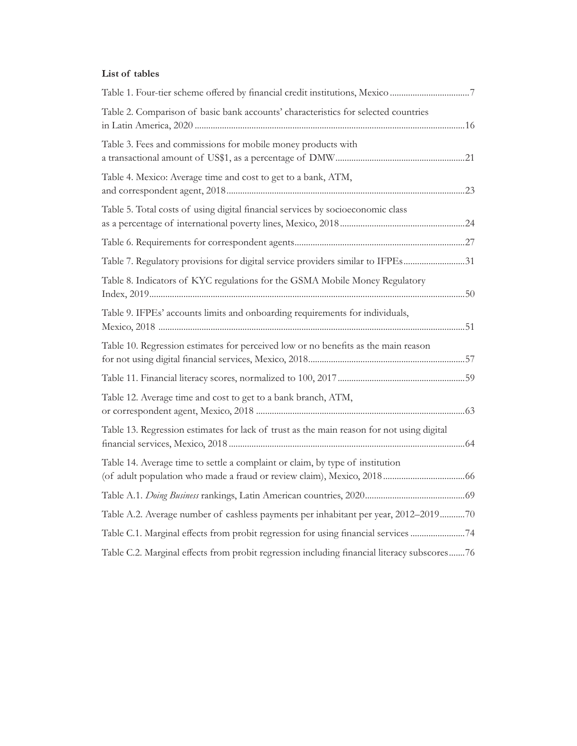**List of tables**

Table 1. Four-tier scheme offered by financial credit institutions, Mexico ..................................7

Table 2. Comparison of basic bank accounts' characteristics for selected countries in Latin America, 2020 .....................................................................................................................16

Table 3. Fees and commissions for mobile money products with a transactional amount of US$1, as a percentage of DMW.........................................................21

Table 4. Mexico: Average time and cost to get to a bank, ATM, and correspondent agent, 2018.......................................................................................................23

Table 5. Total costs of using digital financial services by socioeconomic class as a percentage of international poverty lines, Mexico, 2018.......................................................24

Table 6. Requirements for correspondent agents..........................................................................27

Table 7. Regulatory provisions for digital service providers similar to IFPEs...........................31

Table 8. Indicators of KYC regulations for the GSMA Mobile Money Regulatory Index, 2019.........................................................................................................................................50

Table 9. IFPEs' accounts limits and onboarding requirements for individuals, Mexico, 2018 .....................................................................................................................................51

Table 10. Regression estimates for perceived low or no benefits as the main reason for not using digital financial services, Mexico, 2018....................................................................57

Table 11. Financial literacy scores, normalized to 100, 2017........................................................59

Table 12. Average time and cost to get to a bank branch, ATM, or correspondent agent, Mexico, 2018 ...........................................................................................63

Table 13. Regression estimates for lack of trust as the main reason for not using digital financial services, Mexico, 2018 .......................................................................................................64

Table 14. Average time to settle a complaint or claim, by type of institution (of adult population who made a fraud or review claim), Mexico, 2018...................................66

Table A.1. *Doing Business* rankings, Latin American countries, 2020............................................69

Table A.2. Average number of cashless payments per inhabitant per year, 2012–2019...........70

Table C.1. Marginal effects from probit regression for using financial services ........................74

Table C.2. Marginal effects from probit regression including financial literacy subscores.......76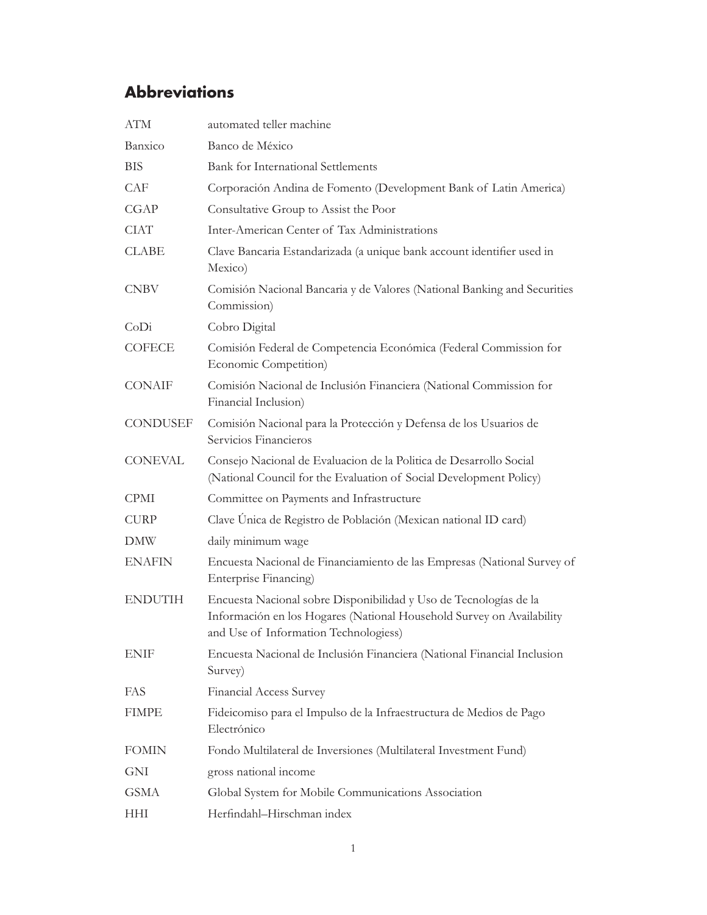## Abbreviations

| | |
|---|---|
| ATM | automated teller machine |
| Banxico | Banco de México |
| BIS | Bank for International Settlements |
| CAF | Corporación Andina de Fomento (Development Bank of Latin America) |
| CGAP | Consultative Group to Assist the Poor |
| CIAT | Inter-American Center of Tax Administrations |
| CLABE | Clave Bancaria Estandarizada (a unique bank account identifier used in Mexico) |
| CNBV | Comisión Nacional Bancaria y de Valores (National Banking and Securities Commission) |
| CoDi | Cobro Digital |
| COFECE | Comisión Federal de Competencia Económica (Federal Commission for Economic Competition) |
| CONAIF | Comisión Nacional de Inclusión Financiera (National Commission for Financial Inclusion) |
| CONDUSEF | Comisión Nacional para la Protección y Defensa de los Usuarios de Servicios Financieros |
| CONEVAL | Consejo Nacional de Evaluacion de la Politica de Desarrollo Social (National Council for the Evaluation of Social Development Policy) |
| CPMI | Committee on Payments and Infrastructure |
| CURP | Clave Única de Registro de Población (Mexican national ID card) |
| DMW | daily minimum wage |
| ENAFIN | Encuesta Nacional de Financiamiento de las Empresas (National Survey of Enterprise Financing) |
| ENDUTIH | Encuesta Nacional sobre Disponibilidad y Uso de Tecnologías de la Información en los Hogares (National Household Survey on Availability and Use of Information Technologiess) |
| ENIF | Encuesta Nacional de Inclusión Financiera (National Financial Inclusion Survey) |
| FAS | Financial Access Survey |
| FIMPE | Fideicomiso para el Impulso de la Infraestructura de Medios de Pago Electrónico |
| FOMIN | Fondo Multilateral de Inversiones (Multilateral Investment Fund) |
| GNI | gross national income |
| GSMA | Global System for Mobile Communications Association |
| HHI | Herfindahl–Hirschman index |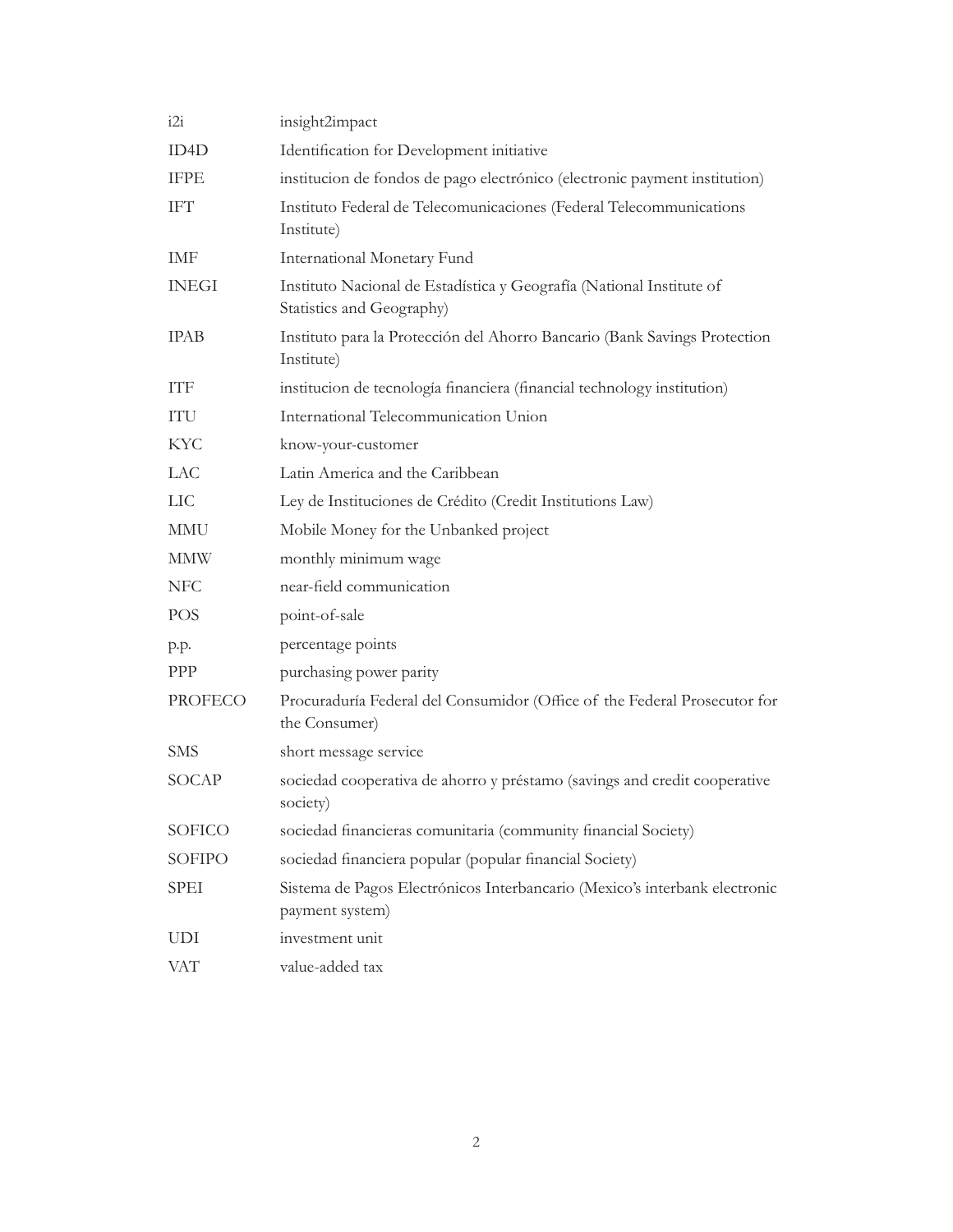| | |
|---|---|
| i2i | insight2impact |
| ID4D | Identification for Development initiative |
| IFPE | institucion de fondos de pago electrónico (electronic payment institution) |
| IFT | Instituto Federal de Telecomunicaciones (Federal Telecommunications Institute) |
| IMF | International Monetary Fund |
| INEGI | Instituto Nacional de Estadística y Geografía (National Institute of Statistics and Geography) |
| IPAB | Instituto para la Protección del Ahorro Bancario (Bank Savings Protection Institute) |
| ITF | institucion de tecnología financiera (financial technology institution) |
| ITU | International Telecommunication Union |
| KYC | know-your-customer |
| LAC | Latin America and the Caribbean |
| LIC | Ley de Instituciones de Crédito (Credit Institutions Law) |
| MMU | Mobile Money for the Unbanked project |
| MMW | monthly minimum wage |
| NFC | near-field communication |
| POS | point-of-sale |
| p.p. | percentage points |
| PPP | purchasing power parity |
| PROFECO | Procuraduría Federal del Consumidor (Office of the Federal Prosecutor for the Consumer) |
| SMS | short message service |
| SOCAP | sociedad cooperativa de ahorro y préstamo (savings and credit cooperative society) |
| SOFICO | sociedad financieras comunitaria (community financial Society) |
| SOFIPO | sociedad financiera popular (popular financial Society) |
| SPEI | Sistema de Pagos Electrónicos Interbancario (Mexico's interbank electronic payment system) |
| UDI | investment unit |
| VAT | value-added tax |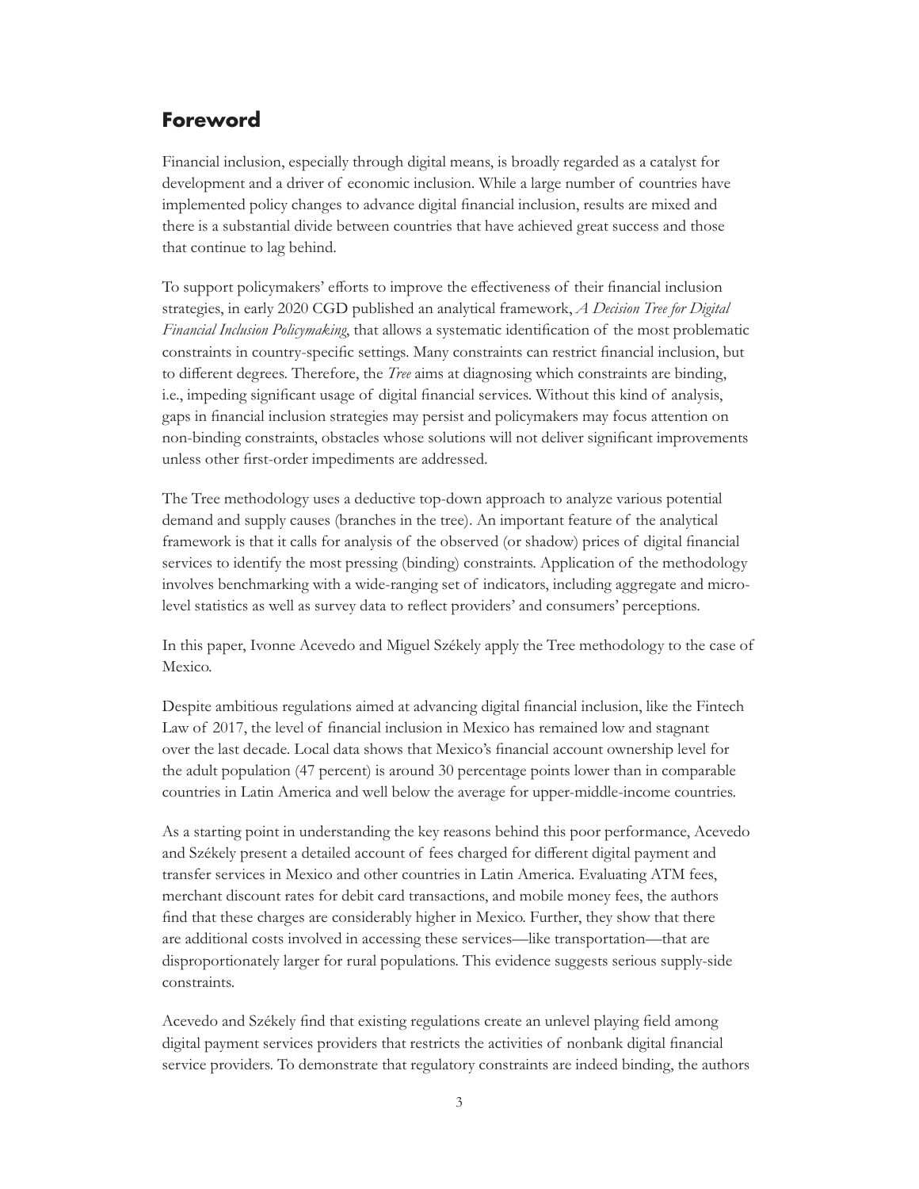## Foreword

Financial inclusion, especially through digital means, is broadly regarded as a catalyst for development and a driver of economic inclusion. While a large number of countries have implemented policy changes to advance digital financial inclusion, results are mixed and there is a substantial divide between countries that have achieved great success and those that continue to lag behind.

To support policymakers' efforts to improve the effectiveness of their financial inclusion strategies, in early 2020 CGD published an analytical framework, *A Decision Tree for Digital Financial Inclusion Policymaking*, that allows a systematic identification of the most problematic constraints in country-specific settings. Many constraints can restrict financial inclusion, but to different degrees. Therefore, the *Tree* aims at diagnosing which constraints are binding, i.e., impeding significant usage of digital financial services. Without this kind of analysis, gaps in financial inclusion strategies may persist and policymakers may focus attention on non-binding constraints, obstacles whose solutions will not deliver significant improvements unless other first-order impediments are addressed.

The Tree methodology uses a deductive top-down approach to analyze various potential demand and supply causes (branches in the tree). An important feature of the analytical framework is that it calls for analysis of the observed (or shadow) prices of digital financial services to identify the most pressing (binding) constraints. Application of the methodology involves benchmarking with a wide-ranging set of indicators, including aggregate and micro-level statistics as well as survey data to reflect providers' and consumers' perceptions.

In this paper, Ivonne Acevedo and Miguel Székely apply the Tree methodology to the case of Mexico.

Despite ambitious regulations aimed at advancing digital financial inclusion, like the Fintech Law of 2017, the level of financial inclusion in Mexico has remained low and stagnant over the last decade. Local data shows that Mexico's financial account ownership level for the adult population (47 percent) is around 30 percentage points lower than in comparable countries in Latin America and well below the average for upper-middle-income countries.

As a starting point in understanding the key reasons behind this poor performance, Acevedo and Székely present a detailed account of fees charged for different digital payment and transfer services in Mexico and other countries in Latin America. Evaluating ATM fees, merchant discount rates for debit card transactions, and mobile money fees, the authors find that these charges are considerably higher in Mexico. Further, they show that there are additional costs involved in accessing these services—like transportation—that are disproportionately larger for rural populations. This evidence suggests serious supply-side constraints.

Acevedo and Székely find that existing regulations create an unlevel playing field among digital payment services providers that restricts the activities of nonbank digital financial service providers. To demonstrate that regulatory constraints are indeed binding, the authors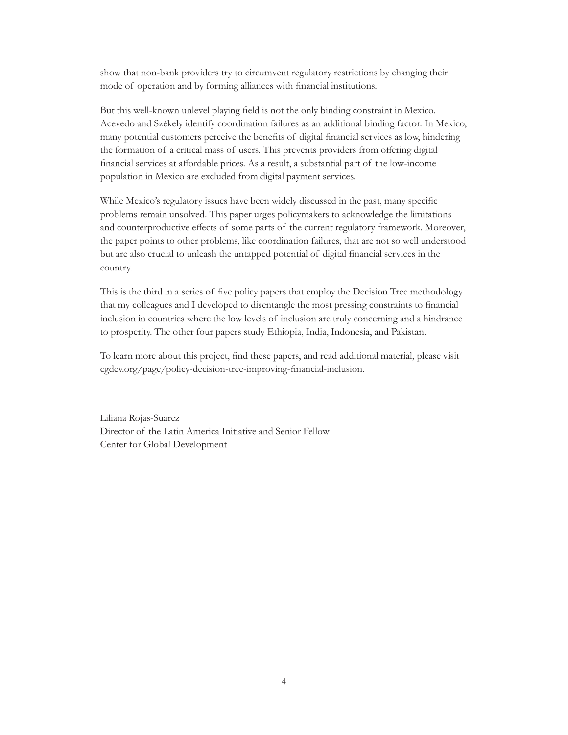show that non-bank providers try to circumvent regulatory restrictions by changing their mode of operation and by forming alliances with financial institutions.

But this well-known unlevel playing field is not the only binding constraint in Mexico. Acevedo and Székely identify coordination failures as an additional binding factor. In Mexico, many potential customers perceive the benefits of digital financial services as low, hindering the formation of a critical mass of users. This prevents providers from offering digital financial services at affordable prices. As a result, a substantial part of the low-income population in Mexico are excluded from digital payment services.

While Mexico's regulatory issues have been widely discussed in the past, many specific problems remain unsolved. This paper urges policymakers to acknowledge the limitations and counterproductive effects of some parts of the current regulatory framework. Moreover, the paper points to other problems, like coordination failures, that are not so well understood but are also crucial to unleash the untapped potential of digital financial services in the country.

This is the third in a series of five policy papers that employ the Decision Tree methodology that my colleagues and I developed to disentangle the most pressing constraints to financial inclusion in countries where the low levels of inclusion are truly concerning and a hindrance to prosperity. The other four papers study Ethiopia, India, Indonesia, and Pakistan.

To learn more about this project, find these papers, and read additional material, please visit cgdev.org/page/policy-decision-tree-improving-financial-inclusion.

Liliana Rojas-Suarez
Director of the Latin America Initiative and Senior Fellow
Center for Global Development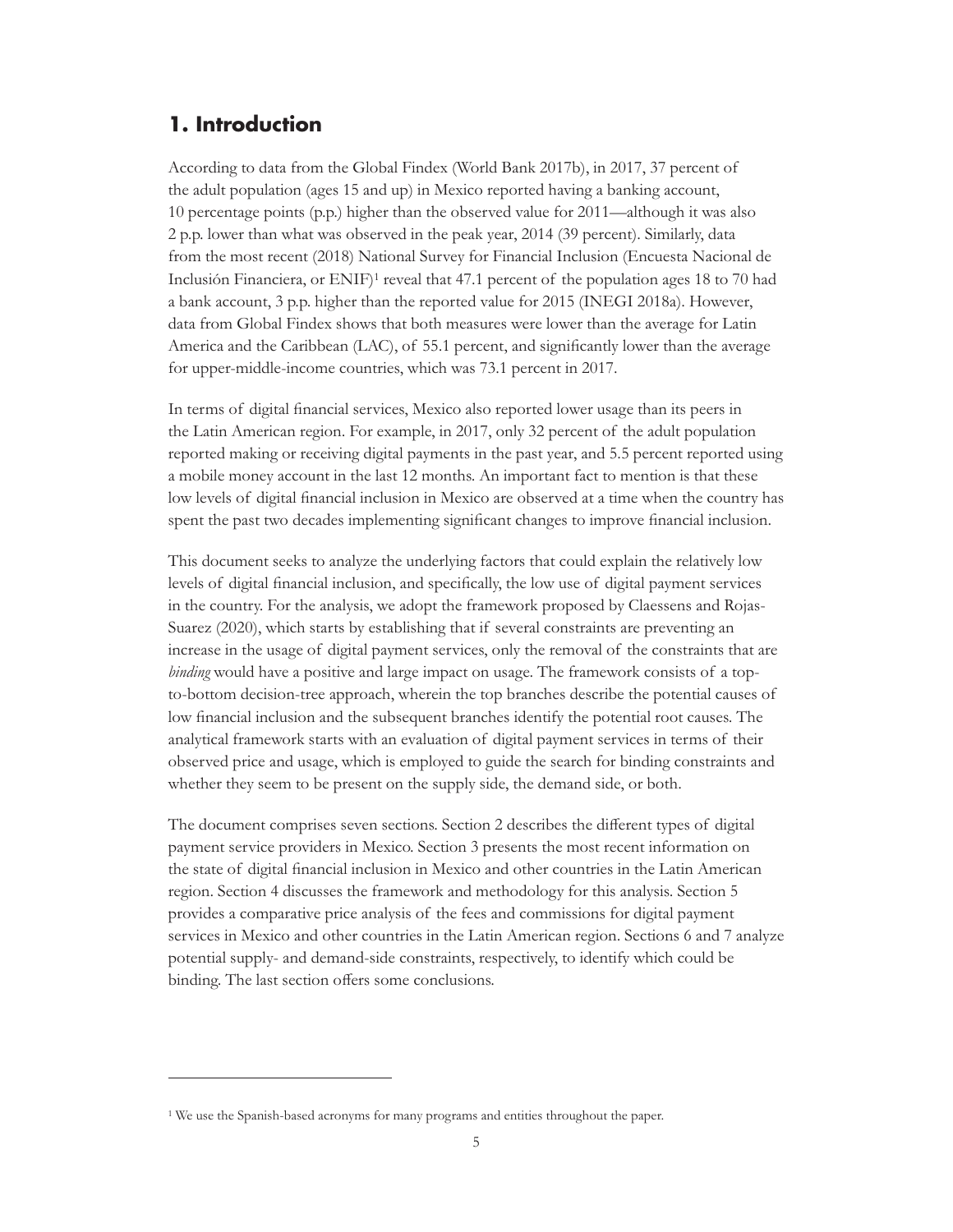## 1. Introduction

According to data from the Global Findex (World Bank 2017b), in 2017, 37 percent of the adult population (ages 15 and up) in Mexico reported having a banking account, 10 percentage points (p.p.) higher than the observed value for 2011—although it was also 2 p.p. lower than what was observed in the peak year, 2014 (39 percent). Similarly, data from the most recent (2018) National Survey for Financial Inclusion (Encuesta Nacional de Inclusión Financiera, or ENIF)[1] reveal that 47.1 percent of the population ages 18 to 70 had a bank account, 3 p.p. higher than the reported value for 2015 (INEGI 2018a). However, data from Global Findex shows that both measures were lower than the average for Latin America and the Caribbean (LAC), of 55.1 percent, and significantly lower than the average for upper-middle-income countries, which was 73.1 percent in 2017.

In terms of digital financial services, Mexico also reported lower usage than its peers in the Latin American region. For example, in 2017, only 32 percent of the adult population reported making or receiving digital payments in the past year, and 5.5 percent reported using a mobile money account in the last 12 months. An important fact to mention is that these low levels of digital financial inclusion in Mexico are observed at a time when the country has spent the past two decades implementing significant changes to improve financial inclusion.

This document seeks to analyze the underlying factors that could explain the relatively low levels of digital financial inclusion, and specifically, the low use of digital payment services in the country. For the analysis, we adopt the framework proposed by Claessens and Rojas-Suarez (2020), which starts by establishing that if several constraints are preventing an increase in the usage of digital payment services, only the removal of the constraints that are *binding* would have a positive and large impact on usage. The framework consists of a top-to-bottom decision-tree approach, wherein the top branches describe the potential causes of low financial inclusion and the subsequent branches identify the potential root causes. The analytical framework starts with an evaluation of digital payment services in terms of their observed price and usage, which is employed to guide the search for binding constraints and whether they seem to be present on the supply side, the demand side, or both.

The document comprises seven sections. Section 2 describes the different types of digital payment service providers in Mexico. Section 3 presents the most recent information on the state of digital financial inclusion in Mexico and other countries in the Latin American region. Section 4 discusses the framework and methodology for this analysis. Section 5 provides a comparative price analysis of the fees and commissions for digital payment services in Mexico and other countries in the Latin American region. Sections 6 and 7 analyze potential supply- and demand-side constraints, respectively, to identify which could be binding. The last section offers some conclusions.

---

[1] We use the Spanish-based acronyms for many programs and entities throughout the paper.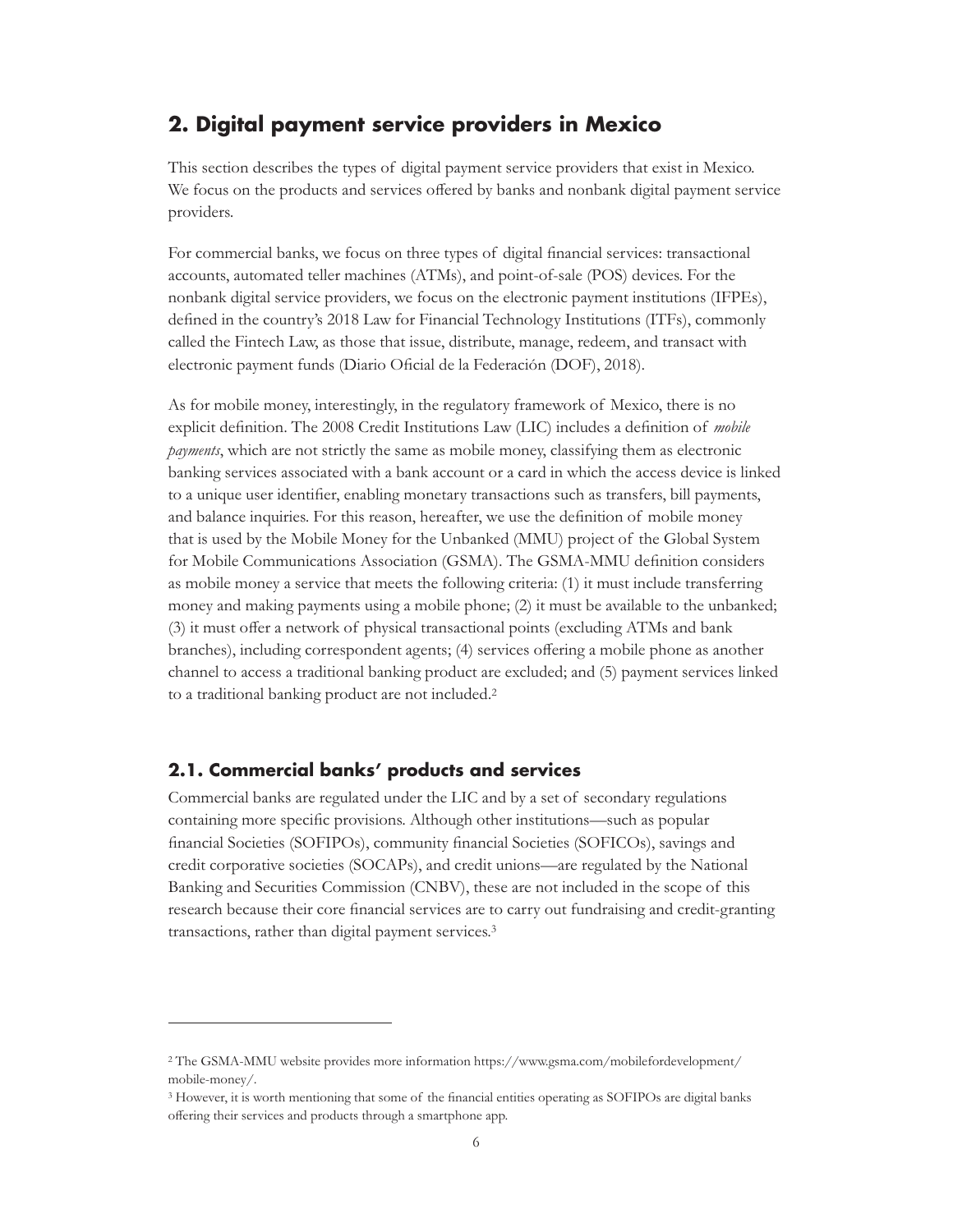## 2. Digital payment service providers in Mexico

This section describes the types of digital payment service providers that exist in Mexico. We focus on the products and services offered by banks and nonbank digital payment service providers.

For commercial banks, we focus on three types of digital financial services: transactional accounts, automated teller machines (ATMs), and point-of-sale (POS) devices. For the nonbank digital service providers, we focus on the electronic payment institutions (IFPEs), defined in the country's 2018 Law for Financial Technology Institutions (ITFs), commonly called the Fintech Law, as those that issue, distribute, manage, redeem, and transact with electronic payment funds (Diario Oficial de la Federación (DOF), 2018).

As for mobile money, interestingly, in the regulatory framework of Mexico, there is no explicit definition. The 2008 Credit Institutions Law (LIC) includes a definition of *mobile payments*, which are not strictly the same as mobile money, classifying them as electronic banking services associated with a bank account or a card in which the access device is linked to a unique user identifier, enabling monetary transactions such as transfers, bill payments, and balance inquiries. For this reason, hereafter, we use the definition of mobile money that is used by the Mobile Money for the Unbanked (MMU) project of the Global System for Mobile Communications Association (GSMA). The GSMA-MMU definition considers as mobile money a service that meets the following criteria: (1) it must include transferring money and making payments using a mobile phone; (2) it must be available to the unbanked; (3) it must offer a network of physical transactional points (excluding ATMs and bank branches), including correspondent agents; (4) services offering a mobile phone as another channel to access a traditional banking product are excluded; and (5) payment services linked to a traditional banking product are not included.[2]

### 2.1. Commercial banks' products and services

Commercial banks are regulated under the LIC and by a set of secondary regulations containing more specific provisions. Although other institutions—such as popular financial Societies (SOFIPOs), community financial Societies (SOFICOs), savings and credit corporative societies (SOCAPs), and credit unions—are regulated by the National Banking and Securities Commission (CNBV), these are not included in the scope of this research because their core financial services are to carry out fundraising and credit-granting transactions, rather than digital payment services.[3]

---

[2] The GSMA-MMU website provides more information https://www.gsma.com/mobilefordevelopment/mobile-money/.

[3] However, it is worth mentioning that some of the financial entities operating as SOFIPOs are digital banks offering their services and products through a smartphone app.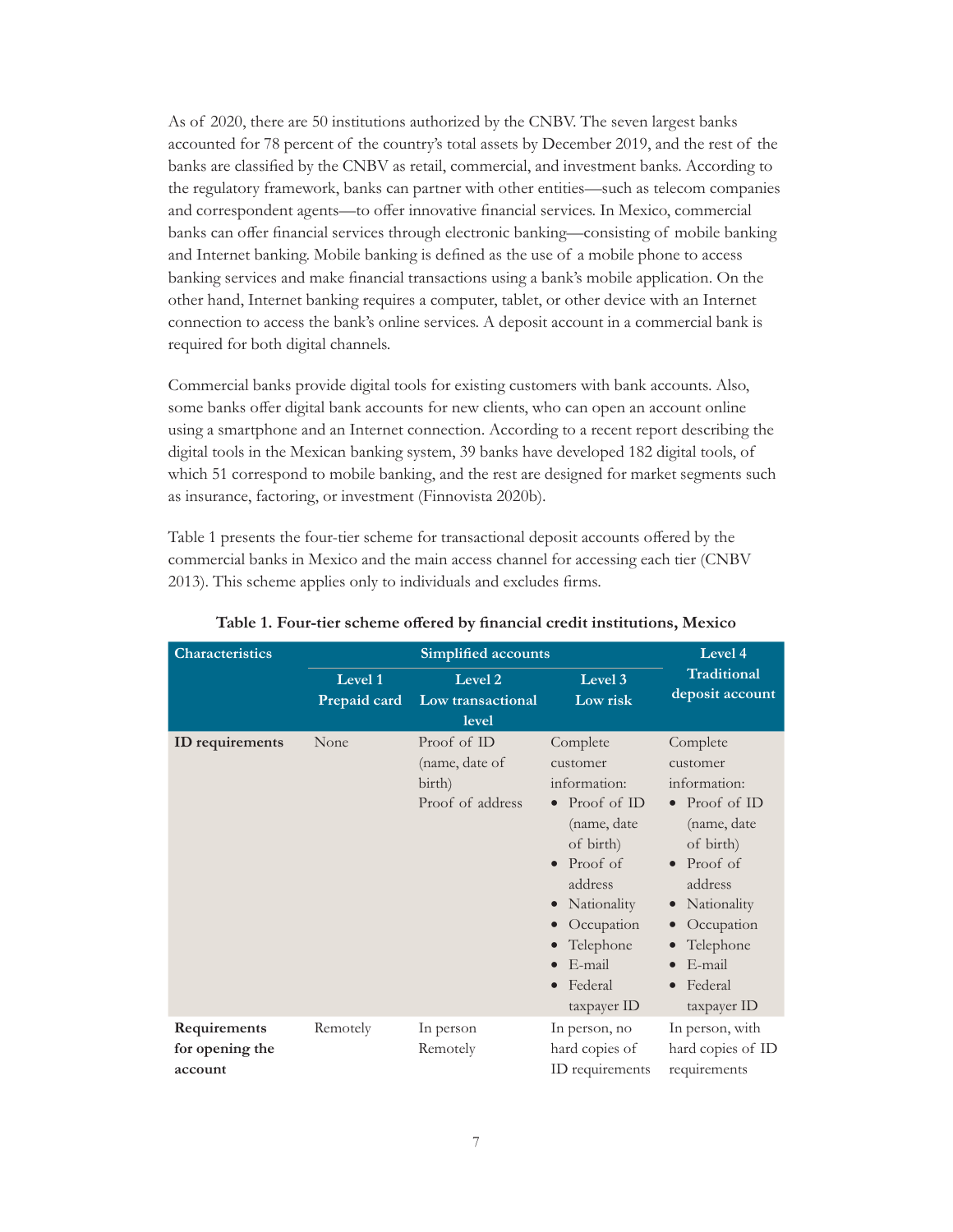As of 2020, there are 50 institutions authorized by the CNBV. The seven largest banks accounted for 78 percent of the country's total assets by December 2019, and the rest of the banks are classified by the CNBV as retail, commercial, and investment banks. According to the regulatory framework, banks can partner with other entities—such as telecom companies and correspondent agents—to offer innovative financial services. In Mexico, commercial banks can offer financial services through electronic banking—consisting of mobile banking and Internet banking. Mobile banking is defined as the use of a mobile phone to access banking services and make financial transactions using a bank's mobile application. On the other hand, Internet banking requires a computer, tablet, or other device with an Internet connection to access the bank's online services. A deposit account in a commercial bank is required for both digital channels.

Commercial banks provide digital tools for existing customers with bank accounts. Also, some banks offer digital bank accounts for new clients, who can open an account online using a smartphone and an Internet connection. According to a recent report describing the digital tools in the Mexican banking system, 39 banks have developed 182 digital tools, of which 51 correspond to mobile banking, and the rest are designed for market segments such as insurance, factoring, or investment (Finnovista 2020b).

Table 1 presents the four-tier scheme for transactional deposit accounts offered by the commercial banks in Mexico and the main access channel for accessing each tier (CNBV 2013). This scheme applies only to individuals and excludes firms.

**Table 1. Four-tier scheme offered by financial credit institutions, Mexico**

| Characteristics | Simplified accounts | | | Level 4 Traditional deposit account |
|---|---|---|---|---|
| | Level 1 Prepaid card | Level 2 Low transactional level | Level 3 Low risk | |
| **ID requirements** | None | Proof of ID (name, date of birth)<br>Proof of address | Complete customer information:<br>• Proof of ID (name, date of birth)<br>• Proof of address<br>• Nationality<br>• Occupation<br>• Telephone<br>• E-mail<br>• Federal taxpayer ID | Complete customer information:<br>• Proof of ID (name, date of birth)<br>• Proof of address<br>• Nationality<br>• Occupation<br>• Telephone<br>• E-mail<br>• Federal taxpayer ID |
| **Requirements for opening the account** | Remotely | In person<br>Remotely | In person, no hard copies of ID requirements | In person, with hard copies of ID requirements |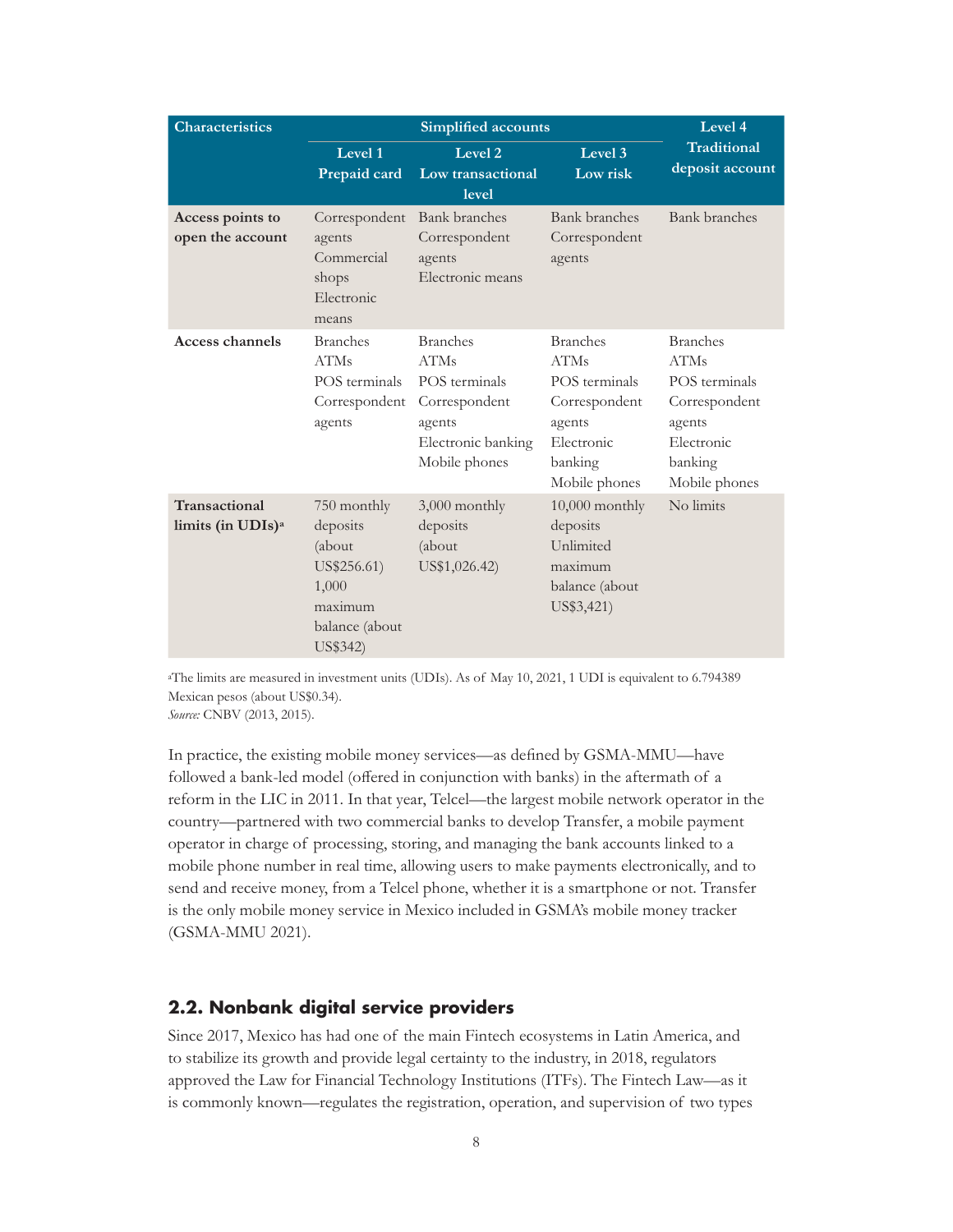| Characteristics | Simplified accounts | | | Level 4 Traditional deposit account |
|---|---|---|---|---|
| | Level 1 Prepaid card | Level 2 Low transactional level | Level 3 Low risk | |
| **Access points to open the account** | Correspondent agents<br>Commercial shops<br>Electronic means | Bank branches<br>Correspondent agents<br>Electronic means | Bank branches<br>Correspondent agents | Bank branches |
| **Access channels** | Branches<br>ATMs<br>POS terminals<br>Correspondent agents | Branches<br>ATMs<br>POS terminals<br>Correspondent agents<br>Electronic banking<br>Mobile phones | Branches<br>ATMs<br>POS terminals<br>Correspondent agents<br>Electronic banking<br>Mobile phones | Branches<br>ATMs<br>POS terminals<br>Correspondent agents<br>Electronic banking<br>Mobile phones |
| **Transactional limits (in UDIs)[a]** | 750 monthly deposits (about US$256.61)<br>1,000 maximum balance (about US$342) | 3,000 monthly deposits (about US$1,026.42) | 10,000 monthly deposits<br>Unlimited maximum balance (about US$3,421) | No limits |

[a]The limits are measured in investment units (UDIs). As of May 10, 2021, 1 UDI is equivalent to 6.794389 Mexican pesos (about US$0.34).
*Source:* CNBV (2013, 2015).

In practice, the existing mobile money services—as defined by GSMA-MMU—have followed a bank-led model (offered in conjunction with banks) in the aftermath of a reform in the LIC in 2011. In that year, Telcel—the largest mobile network operator in the country—partnered with two commercial banks to develop Transfer, a mobile payment operator in charge of processing, storing, and managing the bank accounts linked to a mobile phone number in real time, allowing users to make payments electronically, and to send and receive money, from a Telcel phone, whether it is a smartphone or not. Transfer is the only mobile money service in Mexico included in GSMA's mobile money tracker (GSMA-MMU 2021).

## 2.2. Nonbank digital service providers

Since 2017, Mexico has had one of the main Fintech ecosystems in Latin America, and to stabilize its growth and provide legal certainty to the industry, in 2018, regulators approved the Law for Financial Technology Institutions (ITFs). The Fintech Law—as it is commonly known—regulates the registration, operation, and supervision of two types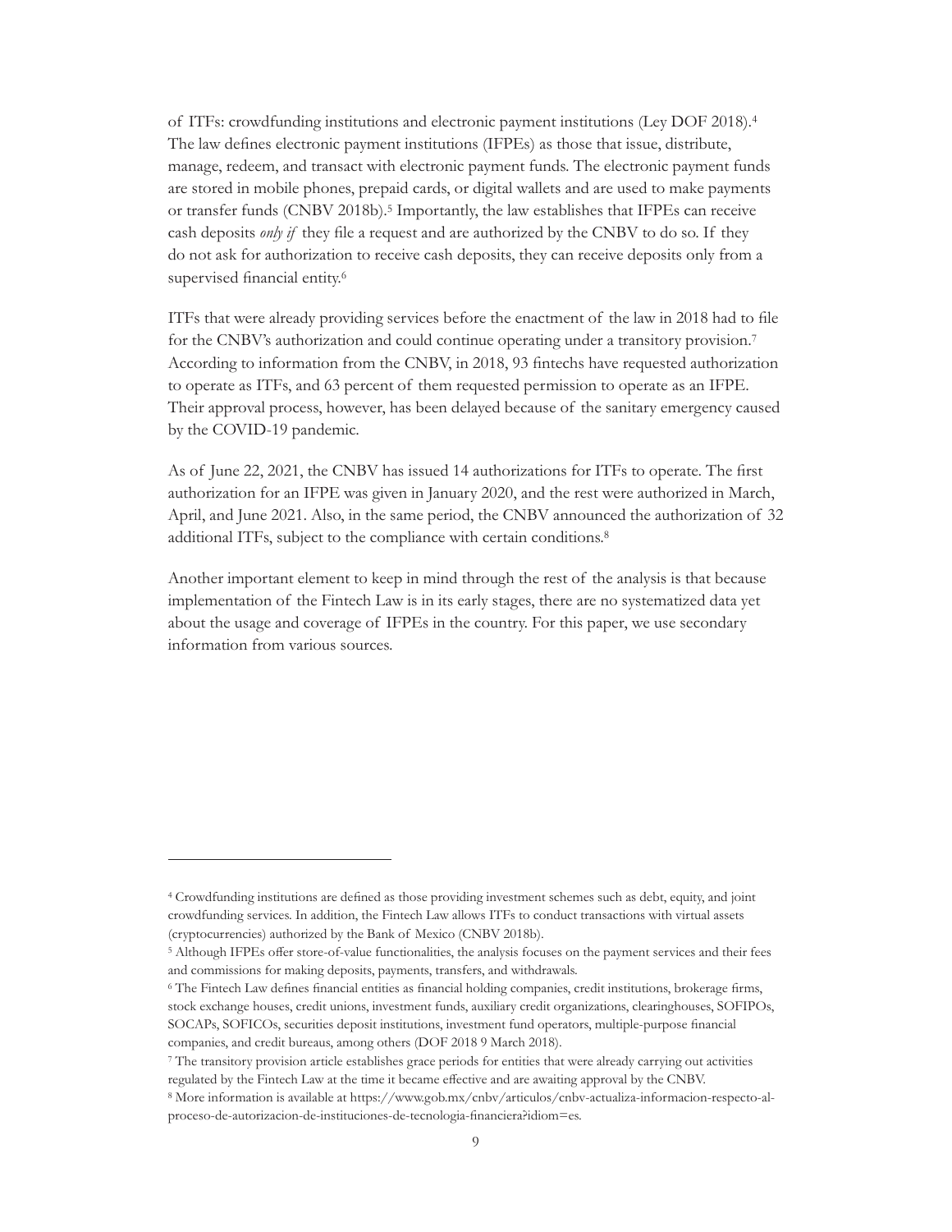of ITFs: crowdfunding institutions and electronic payment institutions (Ley DOF 2018).[4] The law defines electronic payment institutions (IFPEs) as those that issue, distribute, manage, redeem, and transact with electronic payment funds. The electronic payment funds are stored in mobile phones, prepaid cards, or digital wallets and are used to make payments or transfer funds (CNBV 2018b).[5] Importantly, the law establishes that IFPEs can receive cash deposits *only if* they file a request and are authorized by the CNBV to do so. If they do not ask for authorization to receive cash deposits, they can receive deposits only from a supervised financial entity.[6]

ITFs that were already providing services before the enactment of the law in 2018 had to file for the CNBV's authorization and could continue operating under a transitory provision.[7] According to information from the CNBV, in 2018, 93 fintechs have requested authorization to operate as ITFs, and 63 percent of them requested permission to operate as an IFPE. Their approval process, however, has been delayed because of the sanitary emergency caused by the COVID-19 pandemic.

As of June 22, 2021, the CNBV has issued 14 authorizations for ITFs to operate. The first authorization for an IFPE was given in January 2020, and the rest were authorized in March, April, and June 2021. Also, in the same period, the CNBV announced the authorization of 32 additional ITFs, subject to the compliance with certain conditions.[8]

Another important element to keep in mind through the rest of the analysis is that because implementation of the Fintech Law is in its early stages, there are no systematized data yet about the usage and coverage of IFPEs in the country. For this paper, we use secondary information from various sources.

---

[4] Crowdfunding institutions are defined as those providing investment schemes such as debt, equity, and joint crowdfunding services. In addition, the Fintech Law allows ITFs to conduct transactions with virtual assets (cryptocurrencies) authorized by the Bank of Mexico (CNBV 2018b).

[5] Although IFPEs offer store-of-value functionalities, the analysis focuses on the payment services and their fees and commissions for making deposits, payments, transfers, and withdrawals.

[6] The Fintech Law defines financial entities as financial holding companies, credit institutions, brokerage firms, stock exchange houses, credit unions, investment funds, auxiliary credit organizations, clearinghouses, SOFIPOs, SOCAPs, SOFICOs, securities deposit institutions, investment fund operators, multiple-purpose financial companies, and credit bureaus, among others (DOF 2018 9 March 2018).

[7] The transitory provision article establishes grace periods for entities that were already carrying out activities regulated by the Fintech Law at the time it became effective and are awaiting approval by the CNBV.

[8] More information is available at https://www.gob.mx/cnbv/articulos/cnbv-actualiza-informacion-respecto-al-proceso-de-autorizacion-de-instituciones-de-tecnologia-financiera?idiom=es.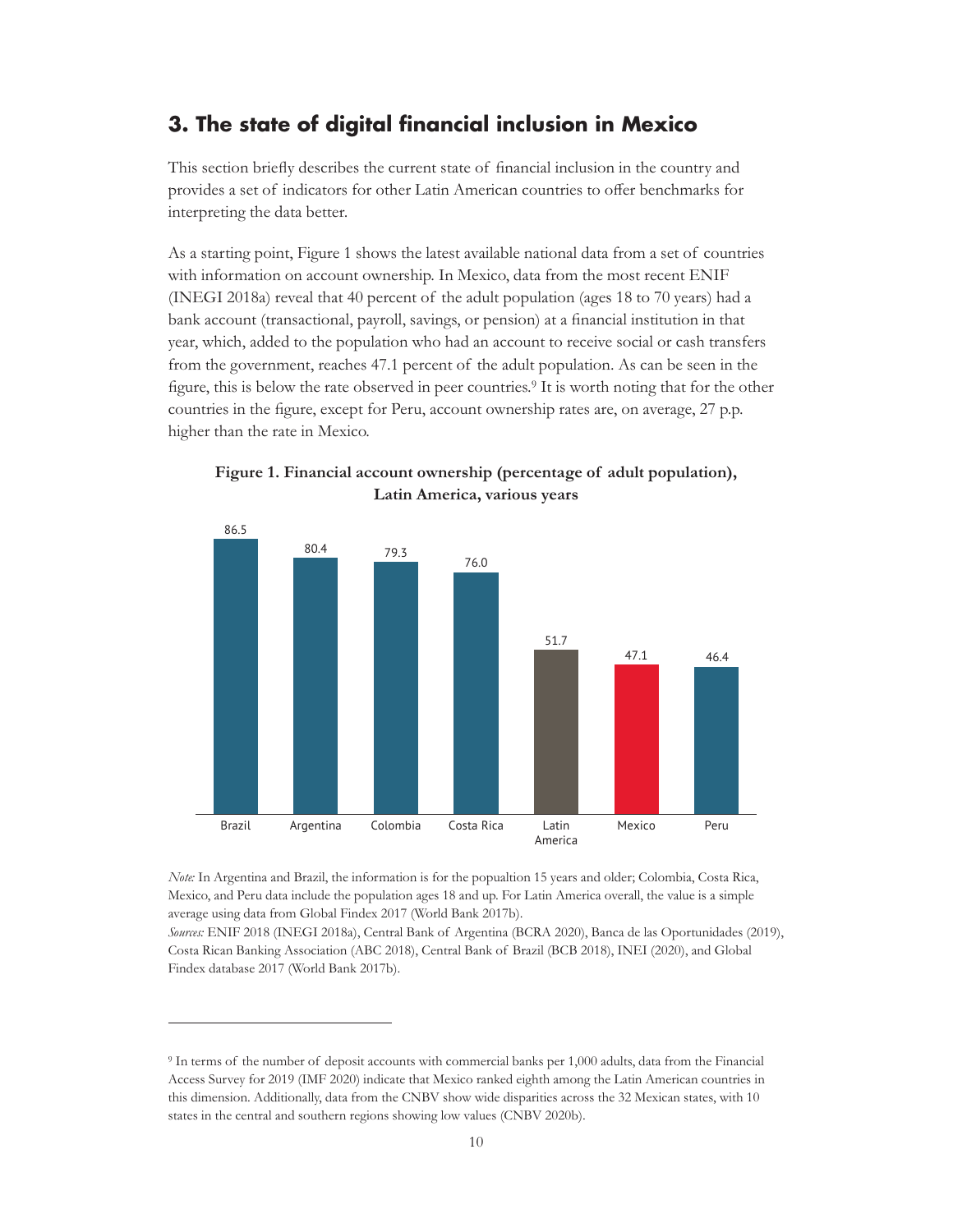## 3. The state of digital financial inclusion in Mexico

This section briefly describes the current state of financial inclusion in the country and provides a set of indicators for other Latin American countries to offer benchmarks for interpreting the data better.

As a starting point, Figure 1 shows the latest available national data from a set of countries with information on account ownership. In Mexico, data from the most recent ENIF (INEGI 2018a) reveal that 40 percent of the adult population (ages 18 to 70 years) had a bank account (transactional, payroll, savings, or pension) at a financial institution in that year, which, added to the population who had an account to receive social or cash transfers from the government, reaches 47.1 percent of the adult population. As can be seen in the figure, this is below the rate observed in peer countries.[9] It is worth noting that for the other countries in the figure, except for Peru, account ownership rates are, on average, 27 p.p. higher than the rate in Mexico.

**Figure 1. Financial account ownership (percentage of adult population), Latin America, various years**

| Country | Percentage |
|---|---|
| Brazil | 86.5 |
| Argentina | 80.4 |
| Colombia | 79.3 |
| Costa Rica | 76.0 |
| Latin America | 51.7 |
| Mexico | 47.1 |
| Peru | 46.4 |

*Note:* In Argentina and Brazil, the information is for the popualtion 15 years and older; Colombia, Costa Rica, Mexico, and Peru data include the population ages 18 and up. For Latin America overall, the value is a simple average using data from Global Findex 2017 (World Bank 2017b).

*Sources:* ENIF 2018 (INEGI 2018a), Central Bank of Argentina (BCRA 2020), Banca de las Oportunidades (2019), Costa Rican Banking Association (ABC 2018), Central Bank of Brazil (BCB 2018), INEI (2020), and Global Findex database 2017 (World Bank 2017b).

---

[9] In terms of the number of deposit accounts with commercial banks per 1,000 adults, data from the Financial Access Survey for 2019 (IMF 2020) indicate that Mexico ranked eighth among the Latin American countries in this dimension. Additionally, data from the CNBV show wide disparities across the 32 Mexican states, with 10 states in the central and southern regions showing low values (CNBV 2020b).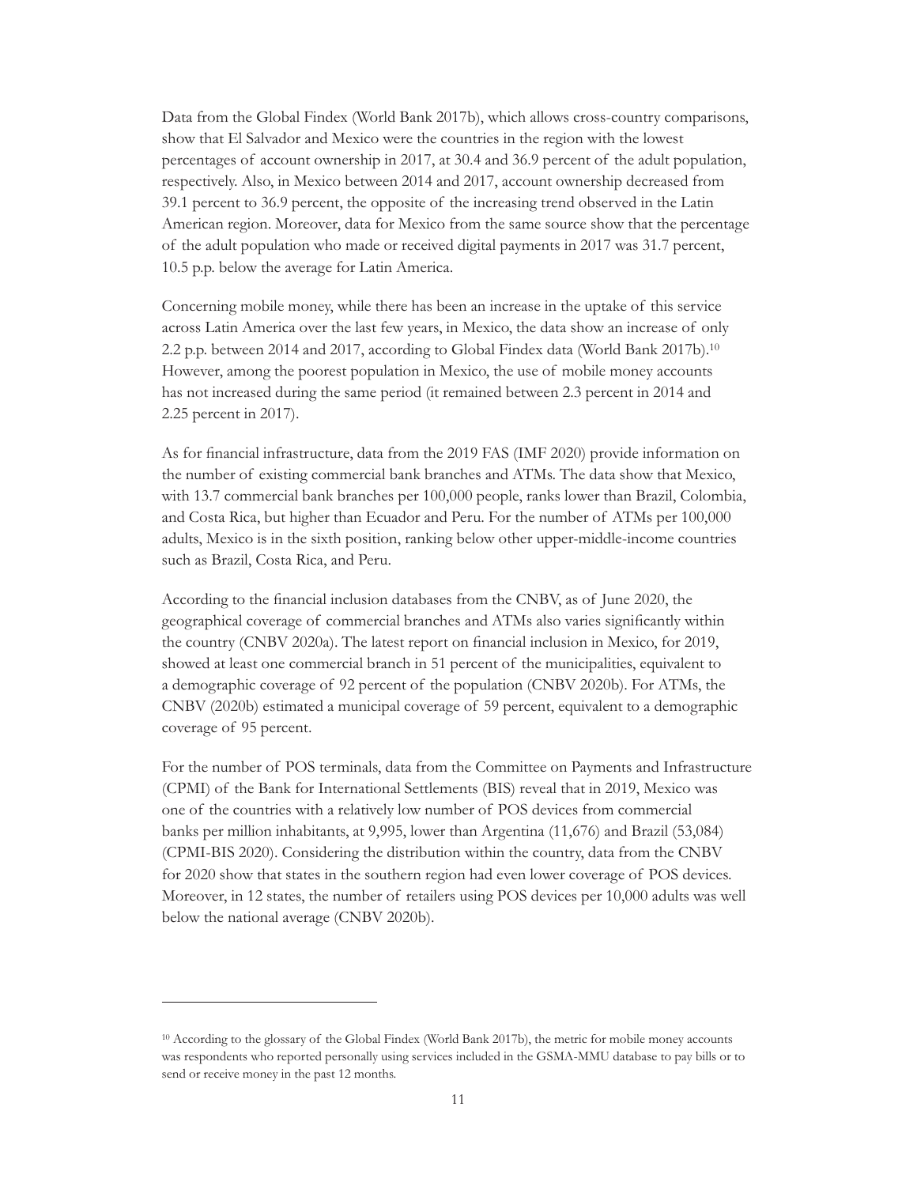Data from the Global Findex (World Bank 2017b), which allows cross-country comparisons, show that El Salvador and Mexico were the countries in the region with the lowest percentages of account ownership in 2017, at 30.4 and 36.9 percent of the adult population, respectively. Also, in Mexico between 2014 and 2017, account ownership decreased from 39.1 percent to 36.9 percent, the opposite of the increasing trend observed in the Latin American region. Moreover, data for Mexico from the same source show that the percentage of the adult population who made or received digital payments in 2017 was 31.7 percent, 10.5 p.p. below the average for Latin America.

Concerning mobile money, while there has been an increase in the uptake of this service across Latin America over the last few years, in Mexico, the data show an increase of only 2.2 p.p. between 2014 and 2017, according to Global Findex data (World Bank 2017b).[10] However, among the poorest population in Mexico, the use of mobile money accounts has not increased during the same period (it remained between 2.3 percent in 2014 and 2.25 percent in 2017).

As for financial infrastructure, data from the 2019 FAS (IMF 2020) provide information on the number of existing commercial bank branches and ATMs. The data show that Mexico, with 13.7 commercial bank branches per 100,000 people, ranks lower than Brazil, Colombia, and Costa Rica, but higher than Ecuador and Peru. For the number of ATMs per 100,000 adults, Mexico is in the sixth position, ranking below other upper-middle-income countries such as Brazil, Costa Rica, and Peru.

According to the financial inclusion databases from the CNBV, as of June 2020, the geographical coverage of commercial branches and ATMs also varies significantly within the country (CNBV 2020a). The latest report on financial inclusion in Mexico, for 2019, showed at least one commercial branch in 51 percent of the municipalities, equivalent to a demographic coverage of 92 percent of the population (CNBV 2020b). For ATMs, the CNBV (2020b) estimated a municipal coverage of 59 percent, equivalent to a demographic coverage of 95 percent.

For the number of POS terminals, data from the Committee on Payments and Infrastructure (CPMI) of the Bank for International Settlements (BIS) reveal that in 2019, Mexico was one of the countries with a relatively low number of POS devices from commercial banks per million inhabitants, at 9,995, lower than Argentina (11,676) and Brazil (53,084) (CPMI-BIS 2020). Considering the distribution within the country, data from the CNBV for 2020 show that states in the southern region had even lower coverage of POS devices. Moreover, in 12 states, the number of retailers using POS devices per 10,000 adults was well below the national average (CNBV 2020b).

---

[10] According to the glossary of the Global Findex (World Bank 2017b), the metric for mobile money accounts was respondents who reported personally using services included in the GSMA-MMU database to pay bills or to send or receive money in the past 12 months.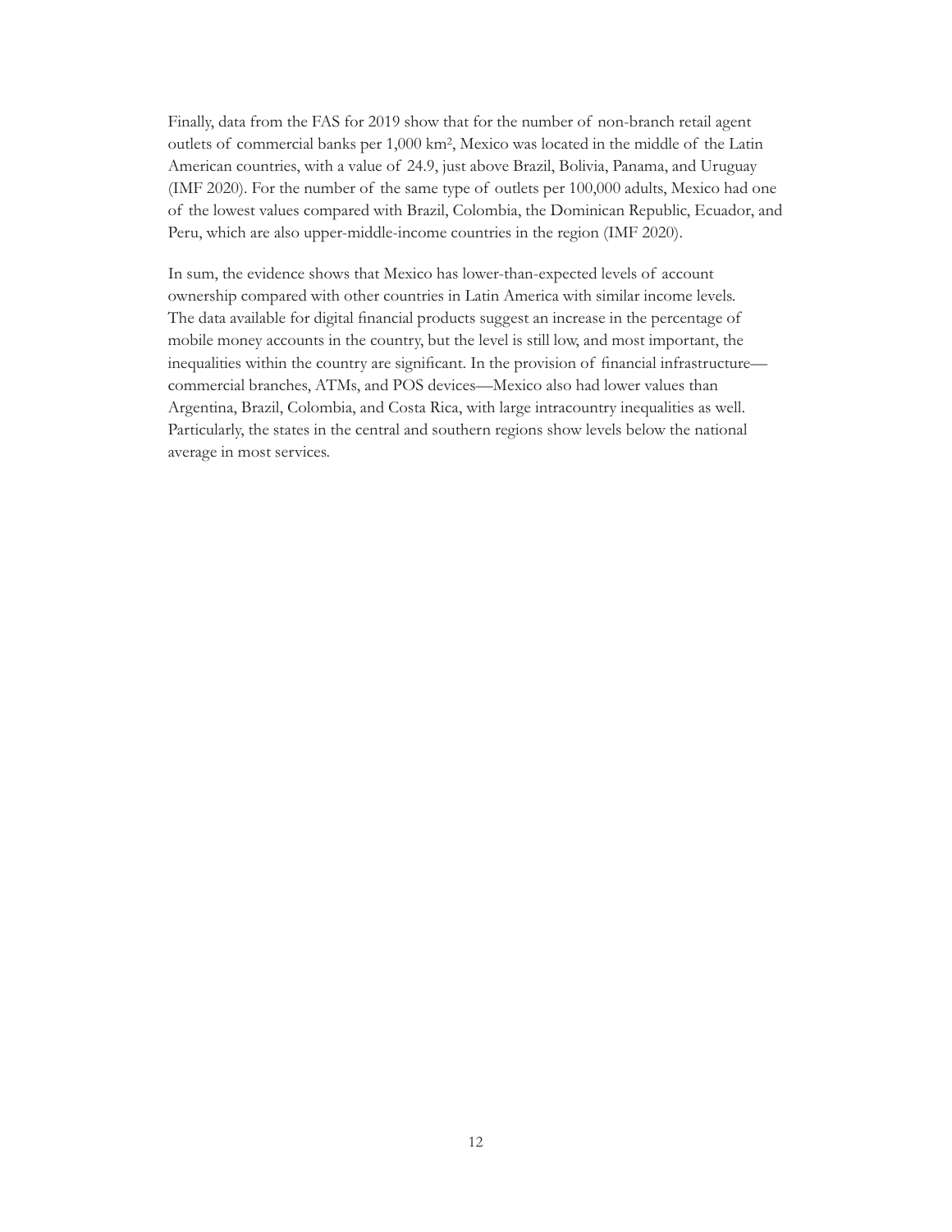Finally, data from the FAS for 2019 show that for the number of non-branch retail agent outlets of commercial banks per 1,000 km$^2$, Mexico was located in the middle of the Latin American countries, with a value of 24.9, just above Brazil, Bolivia, Panama, and Uruguay (IMF 2020). For the number of the same type of outlets per 100,000 adults, Mexico had one of the lowest values compared with Brazil, Colombia, the Dominican Republic, Ecuador, and Peru, which are also upper-middle-income countries in the region (IMF 2020).

In sum, the evidence shows that Mexico has lower-than-expected levels of account ownership compared with other countries in Latin America with similar income levels. The data available for digital financial products suggest an increase in the percentage of mobile money accounts in the country, but the level is still low, and most important, the inequalities within the country are significant. In the provision of financial infrastructure—commercial branches, ATMs, and POS devices—Mexico also had lower values than Argentina, Brazil, Colombia, and Costa Rica, with large intracountry inequalities as well. Particularly, the states in the central and southern regions show levels below the national average in most services.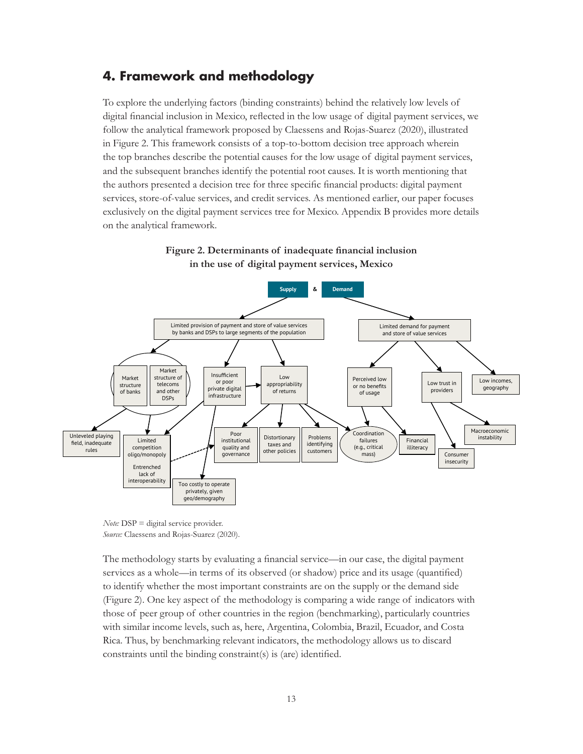## 4. Framework and methodology

To explore the underlying factors (binding constraints) behind the relatively low levels of digital financial inclusion in Mexico, reflected in the low usage of digital payment services, we follow the analytical framework proposed by Claessens and Rojas-Suarez (2020), illustrated in Figure 2. This framework consists of a top-to-bottom decision tree approach wherein the top branches describe the potential causes for the low usage of digital payment services, and the subsequent branches identify the potential root causes. It is worth mentioning that the authors presented a decision tree for three specific financial products: digital payment services, store-of-value services, and credit services. As mentioned earlier, our paper focuses exclusively on the digital payment services tree for Mexico. Appendix B provides more details on the analytical framework.

**Figure 2. Determinants of inadequate financial inclusion in the use of digital payment services, Mexico**

*Note:* DSP = digital service provider.
*Source:* Claessens and Rojas-Suarez (2020).

The methodology starts by evaluating a financial service—in our case, the digital payment services as a whole—in terms of its observed (or shadow) price and its usage (quantified) to identify whether the most important constraints are on the supply or the demand side (Figure 2). One key aspect of the methodology is comparing a wide range of indicators with those of peer group of other countries in the region (benchmarking), particularly countries with similar income levels, such as, here, Argentina, Colombia, Brazil, Ecuador, and Costa Rica. Thus, by benchmarking relevant indicators, the methodology allows us to discard constraints until the binding constraint(s) is (are) identified.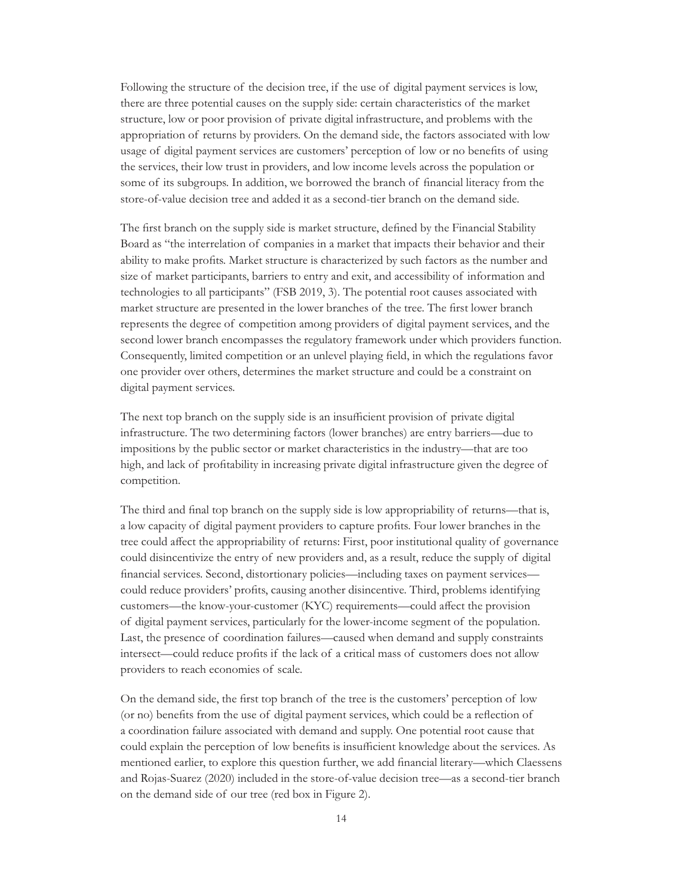Following the structure of the decision tree, if the use of digital payment services is low, there are three potential causes on the supply side: certain characteristics of the market structure, low or poor provision of private digital infrastructure, and problems with the appropriation of returns by providers. On the demand side, the factors associated with low usage of digital payment services are customers' perception of low or no benefits of using the services, their low trust in providers, and low income levels across the population or some of its subgroups. In addition, we borrowed the branch of financial literacy from the store-of-value decision tree and added it as a second-tier branch on the demand side.

The first branch on the supply side is market structure, defined by the Financial Stability Board as "the interrelation of companies in a market that impacts their behavior and their ability to make profits. Market structure is characterized by such factors as the number and size of market participants, barriers to entry and exit, and accessibility of information and technologies to all participants" (FSB 2019, 3). The potential root causes associated with market structure are presented in the lower branches of the tree. The first lower branch represents the degree of competition among providers of digital payment services, and the second lower branch encompasses the regulatory framework under which providers function. Consequently, limited competition or an unlevel playing field, in which the regulations favor one provider over others, determines the market structure and could be a constraint on digital payment services.

The next top branch on the supply side is an insufficient provision of private digital infrastructure. The two determining factors (lower branches) are entry barriers—due to impositions by the public sector or market characteristics in the industry—that are too high, and lack of profitability in increasing private digital infrastructure given the degree of competition.

The third and final top branch on the supply side is low appropriability of returns—that is, a low capacity of digital payment providers to capture profits. Four lower branches in the tree could affect the appropriability of returns: First, poor institutional quality of governance could disincentivize the entry of new providers and, as a result, reduce the supply of digital financial services. Second, distortionary policies—including taxes on payment services—could reduce providers' profits, causing another disincentive. Third, problems identifying customers—the know-your-customer (KYC) requirements—could affect the provision of digital payment services, particularly for the lower-income segment of the population. Last, the presence of coordination failures—caused when demand and supply constraints intersect—could reduce profits if the lack of a critical mass of customers does not allow providers to reach economies of scale.

On the demand side, the first top branch of the tree is the customers' perception of low (or no) benefits from the use of digital payment services, which could be a reflection of a coordination failure associated with demand and supply. One potential root cause that could explain the perception of low benefits is insufficient knowledge about the services. As mentioned earlier, to explore this question further, we add financial literary—which Claessens and Rojas-Suarez (2020) included in the store-of-value decision tree—as a second-tier branch on the demand side of our tree (red box in Figure 2).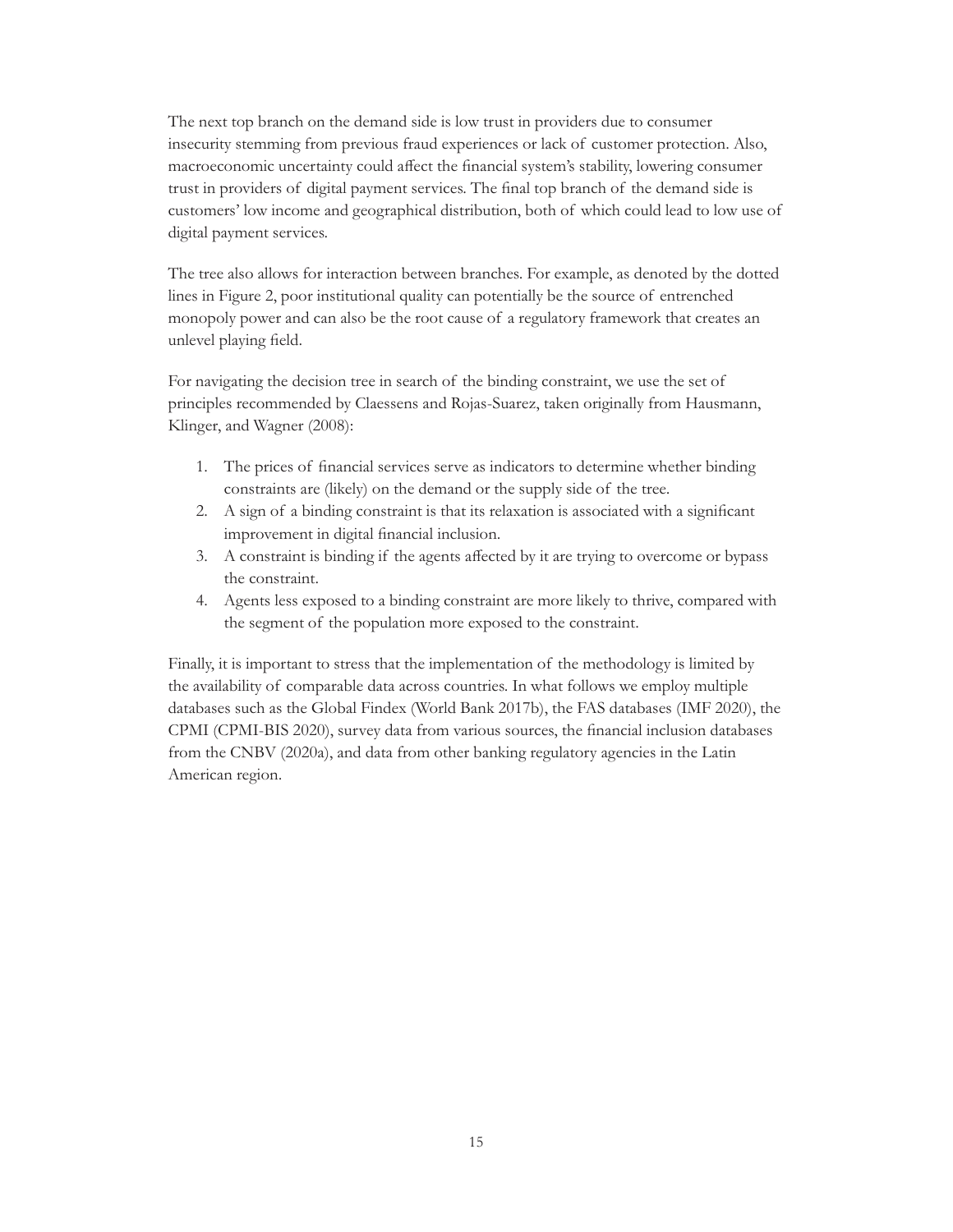The next top branch on the demand side is low trust in providers due to consumer insecurity stemming from previous fraud experiences or lack of customer protection. Also, macroeconomic uncertainty could affect the financial system's stability, lowering consumer trust in providers of digital payment services. The final top branch of the demand side is customers' low income and geographical distribution, both of which could lead to low use of digital payment services.

The tree also allows for interaction between branches. For example, as denoted by the dotted lines in Figure 2, poor institutional quality can potentially be the source of entrenched monopoly power and can also be the root cause of a regulatory framework that creates an unlevel playing field.

For navigating the decision tree in search of the binding constraint, we use the set of principles recommended by Claessens and Rojas-Suarez, taken originally from Hausmann, Klinger, and Wagner (2008):

1. The prices of financial services serve as indicators to determine whether binding constraints are (likely) on the demand or the supply side of the tree.
2. A sign of a binding constraint is that its relaxation is associated with a significant improvement in digital financial inclusion.
3. A constraint is binding if the agents affected by it are trying to overcome or bypass the constraint.
4. Agents less exposed to a binding constraint are more likely to thrive, compared with the segment of the population more exposed to the constraint.

Finally, it is important to stress that the implementation of the methodology is limited by the availability of comparable data across countries. In what follows we employ multiple databases such as the Global Findex (World Bank 2017b), the FAS databases (IMF 2020), the CPMI (CPMI-BIS 2020), survey data from various sources, the financial inclusion databases from the CNBV (2020a), and data from other banking regulatory agencies in the Latin American region.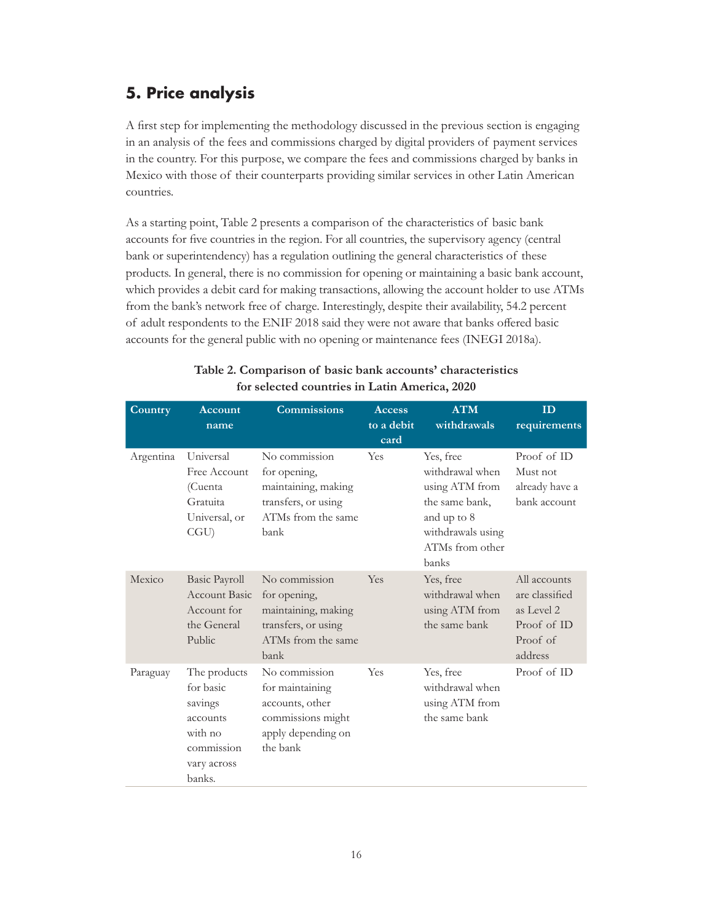## 5. Price analysis

A first step for implementing the methodology discussed in the previous section is engaging in an analysis of the fees and commissions charged by digital providers of payment services in the country. For this purpose, we compare the fees and commissions charged by banks in Mexico with those of their counterparts providing similar services in other Latin American countries.

As a starting point, Table 2 presents a comparison of the characteristics of basic bank accounts for five countries in the region. For all countries, the supervisory agency (central bank or superintendency) has a regulation outlining the general characteristics of these products. In general, there is no commission for opening or maintaining a basic bank account, which provides a debit card for making transactions, allowing the account holder to use ATMs from the bank's network free of charge. Interestingly, despite their availability, 54.2 percent of adult respondents to the ENIF 2018 said they were not aware that banks offered basic accounts for the general public with no opening or maintenance fees (INEGI 2018a).

**Table 2. Comparison of basic bank accounts' characteristics for selected countries in Latin America, 2020**

| Country | Account name | Commissions | Access to a debit card | ATM withdrawals | ID requirements |
|---|---|---|---|---|---|
| Argentina | Universal Free Account (Cuenta Gratuita Universal, or CGU) | No commission for opening, maintaining, making transfers, or using ATMs from the same bank | Yes | Yes, free withdrawal when using ATM from the same bank, and up to 8 withdrawals using ATMs from other banks | Proof of ID Must not already have a bank account |
| Mexico | Basic Payroll Account Basic Account for the General Public | No commission for opening, maintaining, making transfers, or using ATMs from the same bank | Yes | Yes, free withdrawal when using ATM from the same bank | All accounts are classified as Level 2 Proof of ID Proof of address |
| Paraguay | The products for basic savings accounts with no commission vary across banks. | No commission for maintaining accounts, other commissions might apply depending on the bank | Yes | Yes, free withdrawal when using ATM from the same bank | Proof of ID |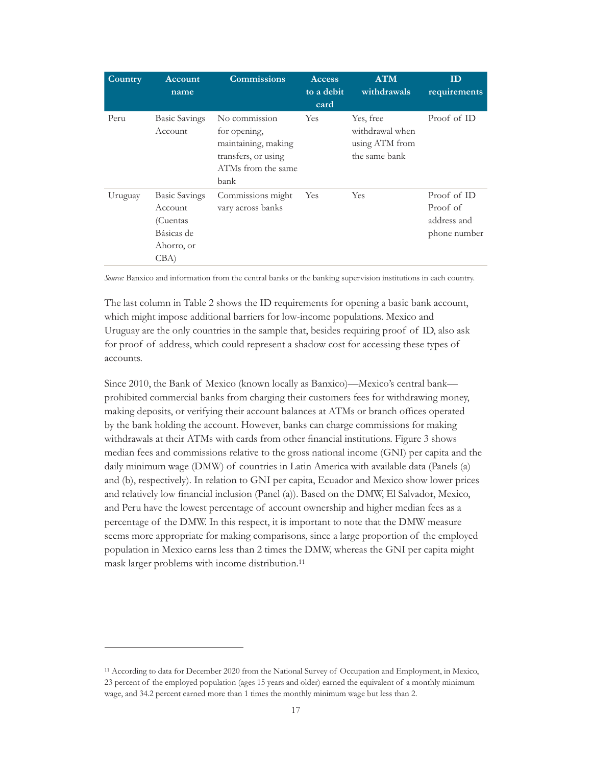| Country | Account name | Commissions | Access to a debit card | ATM withdrawals | ID requirements |
|---|---|---|---|---|---|
| Peru | Basic Savings Account | No commission for opening, maintaining, making transfers, or using ATMs from the same bank | Yes | Yes, free withdrawal when using ATM from the same bank | Proof of ID |
| Uruguay | Basic Savings Account (Cuentas Básicas de Ahorro, or CBA) | Commissions might vary across banks | Yes | Yes | Proof of ID Proof of address and phone number |

*Source:* Banxico and information from the central banks or the banking supervision institutions in each country.

The last column in Table 2 shows the ID requirements for opening a basic bank account, which might impose additional barriers for low-income populations. Mexico and Uruguay are the only countries in the sample that, besides requiring proof of ID, also ask for proof of address, which could represent a shadow cost for accessing these types of accounts.

Since 2010, the Bank of Mexico (known locally as Banxico)—Mexico's central bank—prohibited commercial banks from charging their customers fees for withdrawing money, making deposits, or verifying their account balances at ATMs or branch offices operated by the bank holding the account. However, banks can charge commissions for making withdrawals at their ATMs with cards from other financial institutions. Figure 3 shows median fees and commissions relative to the gross national income (GNI) per capita and the daily minimum wage (DMW) of countries in Latin America with available data (Panels (a) and (b), respectively). In relation to GNI per capita, Ecuador and Mexico show lower prices and relatively low financial inclusion (Panel (a)). Based on the DMW, El Salvador, Mexico, and Peru have the lowest percentage of account ownership and higher median fees as a percentage of the DMW. In this respect, it is important to note that the DMW measure seems more appropriate for making comparisons, since a large proportion of the employed population in Mexico earns less than 2 times the DMW, whereas the GNI per capita might mask larger problems with income distribution.[11]

[11] According to data for December 2020 from the National Survey of Occupation and Employment, in Mexico, 23 percent of the employed population (ages 15 years and older) earned the equivalent of a monthly minimum wage, and 34.2 percent earned more than 1 times the monthly minimum wage but less than 2.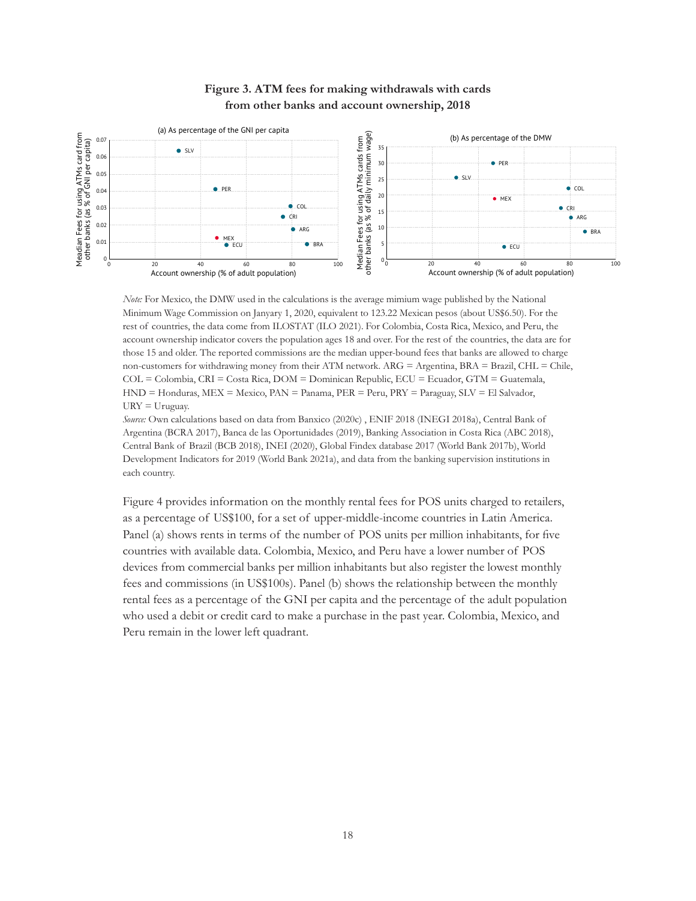**Figure 3. ATM fees for making withdrawals with cards from other banks and account ownership, 2018**

*Note:* For Mexico, the DMW used in the calculations is the average mimium wage published by the National Minimum Wage Commission on Janyary 1, 2020, equivalent to 123.22 Mexican pesos (about US$6.50). For the rest of countries, the data come from ILOSTAT (ILO 2021). For Colombia, Costa Rica, Mexico, and Peru, the account ownership indicator covers the population ages 18 and over. For the rest of the countries, the data are for those 15 and older. The reported commissions are the median upper-bound fees that banks are allowed to charge non-customers for withdrawing money from their ATM network. ARG = Argentina, BRA = Brazil, CHL = Chile, COL = Colombia, CRI = Costa Rica, DOM = Dominican Republic, ECU = Ecuador, GTM = Guatemala, HND = Honduras, MEX = Mexico, PAN = Panama, PER = Peru, PRY = Paraguay, SLV = El Salvador, URY = Uruguay.

*Source:* Own calculations based on data from Banxico (2020c) , ENIF 2018 (INEGI 2018a), Central Bank of Argentina (BCRA 2017), Banca de las Oportunidades (2019), Banking Association in Costa Rica (ABC 2018), Central Bank of Brazil (BCB 2018), INEI (2020), Global Findex database 2017 (World Bank 2017b), World Development Indicators for 2019 (World Bank 2021a), and data from the banking supervision institutions in each country.

Figure 4 provides information on the monthly rental fees for POS units charged to retailers, as a percentage of US$100, for a set of upper-middle-income countries in Latin America. Panel (a) shows rents in terms of the number of POS units per million inhabitants, for five countries with available data. Colombia, Mexico, and Peru have a lower number of POS devices from commercial banks per million inhabitants but also register the lowest monthly fees and commissions (in US$100s). Panel (b) shows the relationship between the monthly rental fees as a percentage of the GNI per capita and the percentage of the adult population who used a debit or credit card to make a purchase in the past year. Colombia, Mexico, and Peru remain in the lower left quadrant.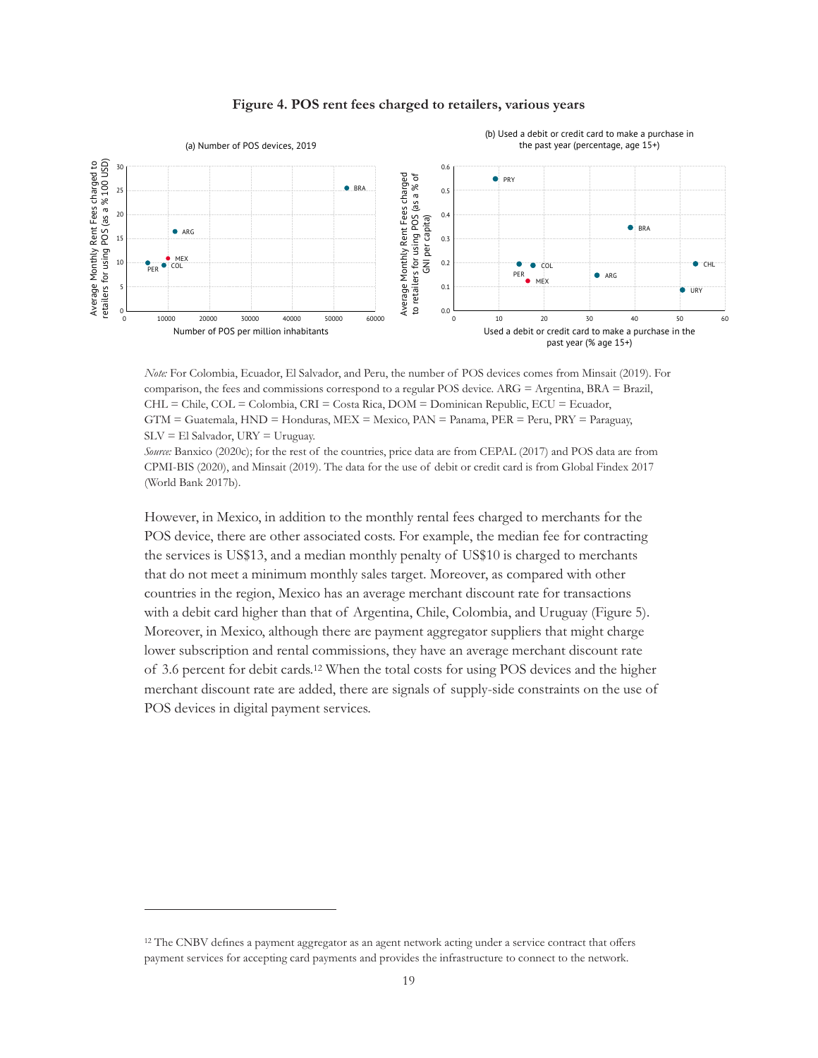**Figure 4. POS rent fees charged to retailers, various years**

*Note:* For Colombia, Ecuador, El Salvador, and Peru, the number of POS devices comes from Minsait (2019). For comparison, the fees and commissions correspond to a regular POS device. ARG = Argentina, BRA = Brazil, CHL = Chile, COL = Colombia, CRI = Costa Rica, DOM = Dominican Republic, ECU = Ecuador, GTM = Guatemala, HND = Honduras, MEX = Mexico, PAN = Panama, PER = Peru, PRY = Paraguay, SLV = El Salvador, URY = Uruguay.

*Source:* Banxico (2020c); for the rest of the countries, price data are from CEPAL (2017) and POS data are from CPMI-BIS (2020), and Minsait (2019). The data for the use of debit or credit card is from Global Findex 2017 (World Bank 2017b).

However, in Mexico, in addition to the monthly rental fees charged to merchants for the POS device, there are other associated costs. For example, the median fee for contracting the services is US$13, and a median monthly penalty of US$10 is charged to merchants that do not meet a minimum monthly sales target. Moreover, as compared with other countries in the region, Mexico has an average merchant discount rate for transactions with a debit card higher than that of Argentina, Chile, Colombia, and Uruguay (Figure 5). Moreover, in Mexico, although there are payment aggregator suppliers that might charge lower subscription and rental commissions, they have an average merchant discount rate of 3.6 percent for debit cards.[12] When the total costs for using POS devices and the higher merchant discount rate are added, there are signals of supply-side constraints on the use of POS devices in digital payment services.

[12] The CNBV defines a payment aggregator as an agent network acting under a service contract that offers payment services for accepting card payments and provides the infrastructure to connect to the network.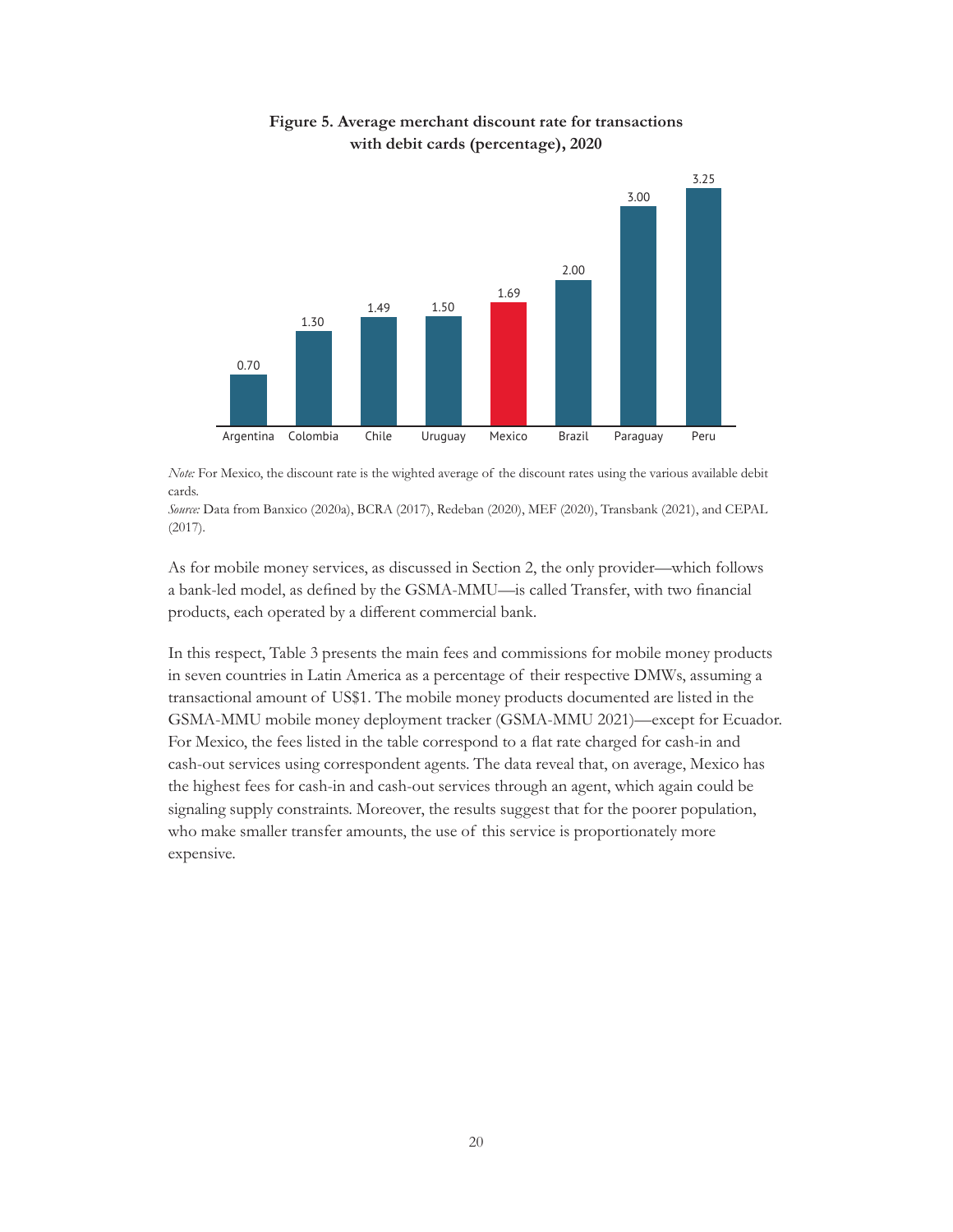**Figure 5. Average merchant discount rate for transactions with debit cards (percentage), 2020**

| Country | Rate |
| --- | --- |
| Argentina | 0.70 |
| Colombia | 1.30 |
| Chile | 1.49 |
| Uruguay | 1.50 |
| Mexico | 1.69 |
| Brazil | 2.00 |
| Paraguay | 3.00 |
| Peru | 3.25 |

*Note:* For Mexico, the discount rate is the wighted average of the discount rates using the various available debit cards.
*Source:* Data from Banxico (2020a), BCRA (2017), Redeban (2020), MEF (2020), Transbank (2021), and CEPAL (2017).

As for mobile money services, as discussed in Section 2, the only provider—which follows a bank-led model, as defined by the GSMA-MMU—is called Transfer, with two financial products, each operated by a different commercial bank.

In this respect, Table 3 presents the main fees and commissions for mobile money products in seven countries in Latin America as a percentage of their respective DMWs, assuming a transactional amount of US$1. The mobile money products documented are listed in the GSMA-MMU mobile money deployment tracker (GSMA-MMU 2021)—except for Ecuador. For Mexico, the fees listed in the table correspond to a flat rate charged for cash-in and cash-out services using correspondent agents. The data reveal that, on average, Mexico has the highest fees for cash-in and cash-out services through an agent, which again could be signaling supply constraints. Moreover, the results suggest that for the poorer population, who make smaller transfer amounts, the use of this service is proportionately more expensive.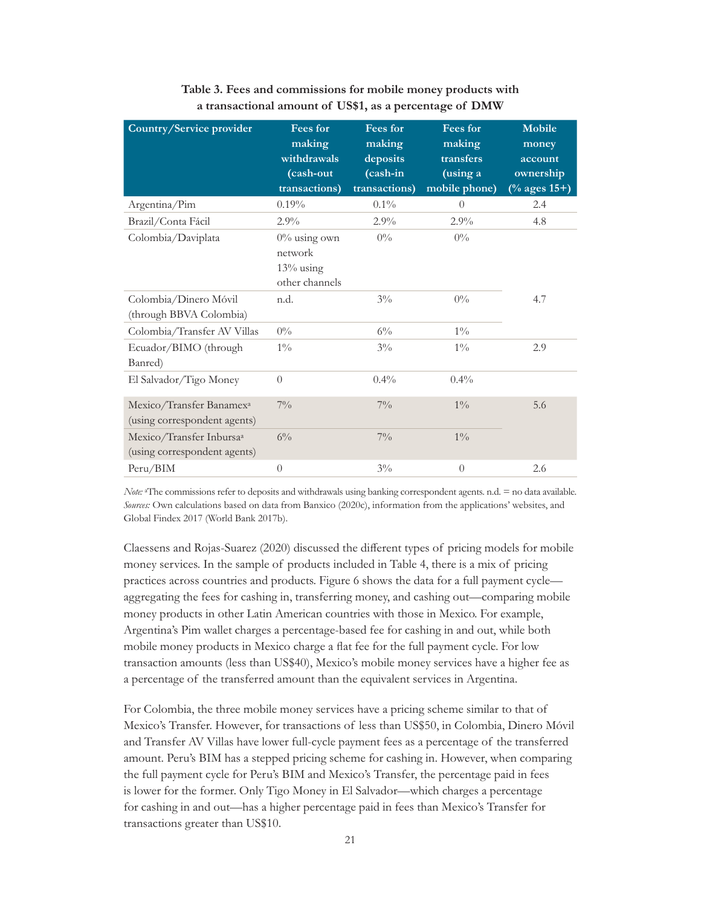**Table 3. Fees and commissions for mobile money products with a transactional amount of US$1, as a percentage of DMW**

| Country/Service provider | Fees for making withdrawals (cash-out transactions) | Fees for making deposits (cash-in transactions) | Fees for making transfers (using a mobile phone) | Mobile money account ownership (% ages 15+) |
|---|---|---|---|---|
| Argentina/Pim | 0.19% | 0.1% | 0 | 2.4 |
| Brazil/Conta Fácil | 2.9% | 2.9% | 2.9% | 4.8 |
| Colombia/Daviplata | 0% using own network 13% using other channels | 0% | 0% | |
| Colombia/Dinero Móvil (through BBVA Colombia) | n.d. | 3% | 0% | 4.7 |
| Colombia/Transfer AV Villas | 0% | 6% | 1% | |
| Ecuador/BIMO (through Banred) | 1% | 3% | 1% | 2.9 |
| El Salvador/Tigo Money | 0 | 0.4% | 0.4% | |
| Mexico/Transfer Banamex[a] (using correspondent agents) | 7% | 7% | 1% | 5.6 |
| Mexico/Transfer Inbursa[a] (using correspondent agents) | 6% | 7% | 1% | |
| Peru/BIM | 0 | 3% | 0 | 2.6 |

*Note:* [a]The commissions refer to deposits and withdrawals using banking correspondent agents. n.d. = no data available.
*Sources:* Own calculations based on data from Banxico (2020c), information from the applications' websites, and Global Findex 2017 (World Bank 2017b).

Claessens and Rojas-Suarez (2020) discussed the different types of pricing models for mobile money services. In the sample of products included in Table 4, there is a mix of pricing practices across countries and products. Figure 6 shows the data for a full payment cycle—aggregating the fees for cashing in, transferring money, and cashing out—comparing mobile money products in other Latin American countries with those in Mexico. For example, Argentina's Pim wallet charges a percentage-based fee for cashing in and out, while both mobile money products in Mexico charge a flat fee for the full payment cycle. For low transaction amounts (less than US$40), Mexico's mobile money services have a higher fee as a percentage of the transferred amount than the equivalent services in Argentina.

For Colombia, the three mobile money services have a pricing scheme similar to that of Mexico's Transfer. However, for transactions of less than US$50, in Colombia, Dinero Móvil and Transfer AV Villas have lower full-cycle payment fees as a percentage of the transferred amount. Peru's BIM has a stepped pricing scheme for cashing in. However, when comparing the full payment cycle for Peru's BIM and Mexico's Transfer, the percentage paid in fees is lower for the former. Only Tigo Money in El Salvador—which charges a percentage for cashing in and out—has a higher percentage paid in fees than Mexico's Transfer for transactions greater than US$10.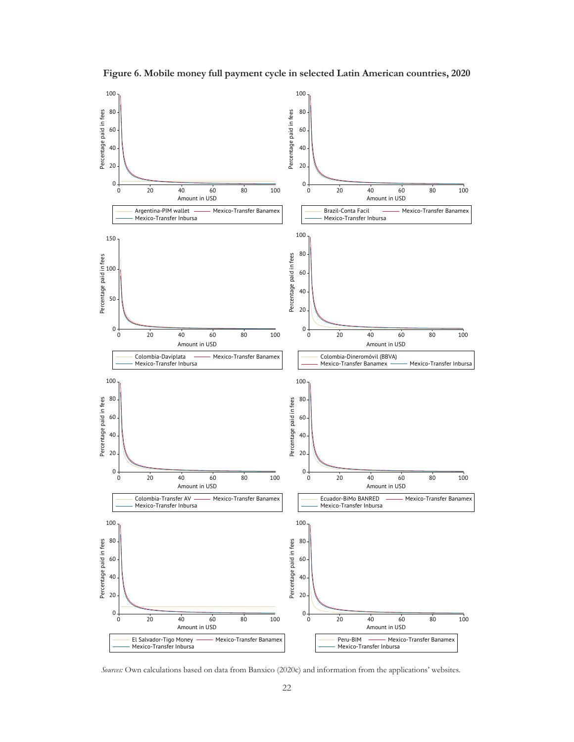**Figure 6. Mobile money full payment cycle in selected Latin American countries, 2020**

*Sources:* Own calculations based on data from Banxico (2020c) and information from the applications' websites.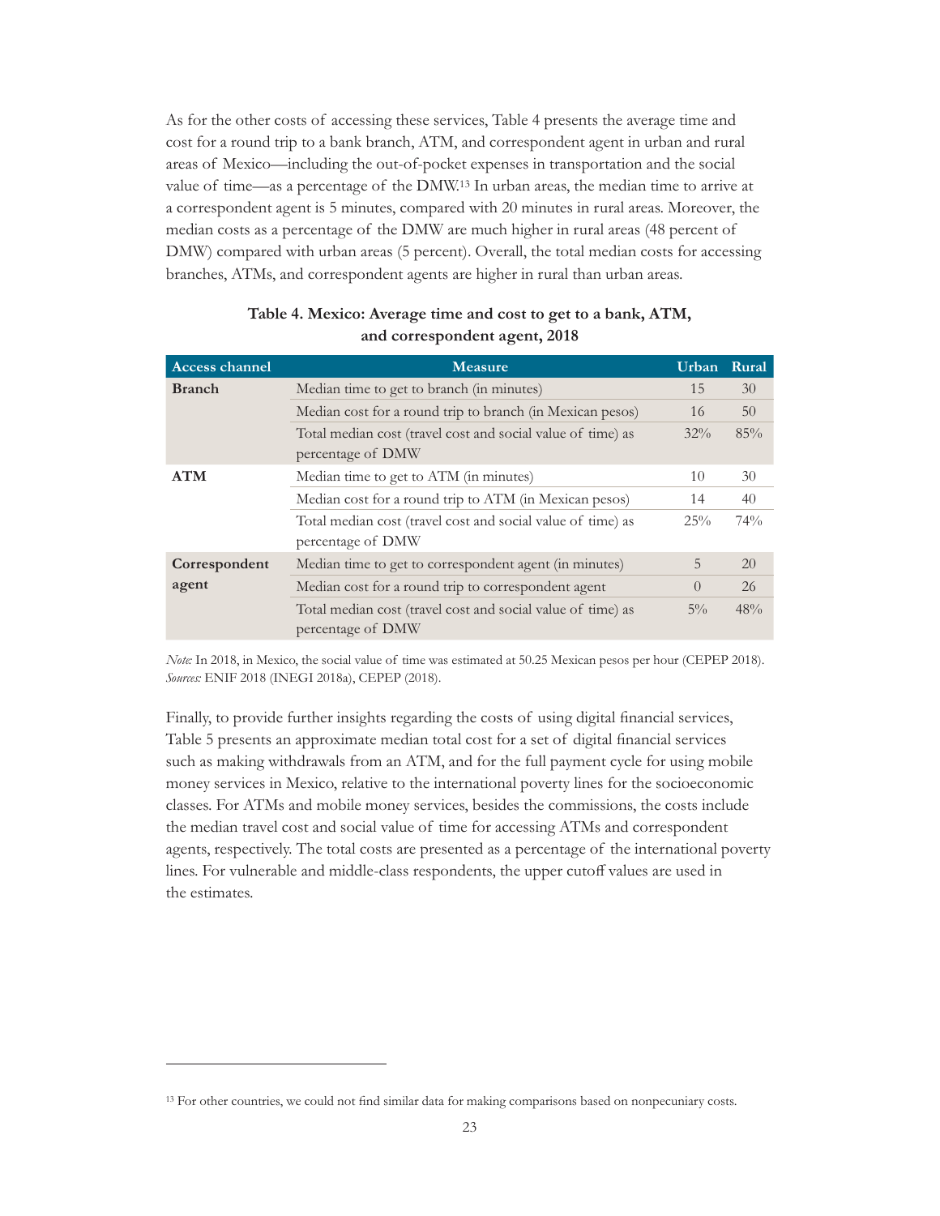As for the other costs of accessing these services, Table 4 presents the average time and cost for a round trip to a bank branch, ATM, and correspondent agent in urban and rural areas of Mexico—including the out-of-pocket expenses in transportation and the social value of time—as a percentage of the DMW.[13] In urban areas, the median time to arrive at a correspondent agent is 5 minutes, compared with 20 minutes in rural areas. Moreover, the median costs as a percentage of the DMW are much higher in rural areas (48 percent of DMW) compared with urban areas (5 percent). Overall, the total median costs for accessing branches, ATMs, and correspondent agents are higher in rural than urban areas.

**Table 4. Mexico: Average time and cost to get to a bank, ATM, and correspondent agent, 2018**

| Access channel | Measure | Urban | Rural |
|---|---|---|---|
| **Branch** | Median time to get to branch (in minutes) | 15 | 30 |
| | Median cost for a round trip to branch (in Mexican pesos) | 16 | 50 |
| | Total median cost (travel cost and social value of time) as percentage of DMW | 32% | 85% |
| **ATM** | Median time to get to ATM (in minutes) | 10 | 30 |
| | Median cost for a round trip to ATM (in Mexican pesos) | 14 | 40 |
| | Total median cost (travel cost and social value of time) as percentage of DMW | 25% | 74% |
| **Correspondent agent** | Median time to get to correspondent agent (in minutes) | 5 | 20 |
| | Median cost for a round trip to correspondent agent | 0 | 26 |
| | Total median cost (travel cost and social value of time) as percentage of DMW | 5% | 48% |

*Note:* In 2018, in Mexico, the social value of time was estimated at 50.25 Mexican pesos per hour (CEPEP 2018).
*Sources:* ENIF 2018 (INEGI 2018a), CEPEP (2018).

Finally, to provide further insights regarding the costs of using digital financial services, Table 5 presents an approximate median total cost for a set of digital financial services such as making withdrawals from an ATM, and for the full payment cycle for using mobile money services in Mexico, relative to the international poverty lines for the socioeconomic classes. For ATMs and mobile money services, besides the commissions, the costs include the median travel cost and social value of time for accessing ATMs and correspondent agents, respectively. The total costs are presented as a percentage of the international poverty lines. For vulnerable and middle-class respondents, the upper cutoff values are used in the estimates.

[13] For other countries, we could not find similar data for making comparisons based on nonpecuniary costs.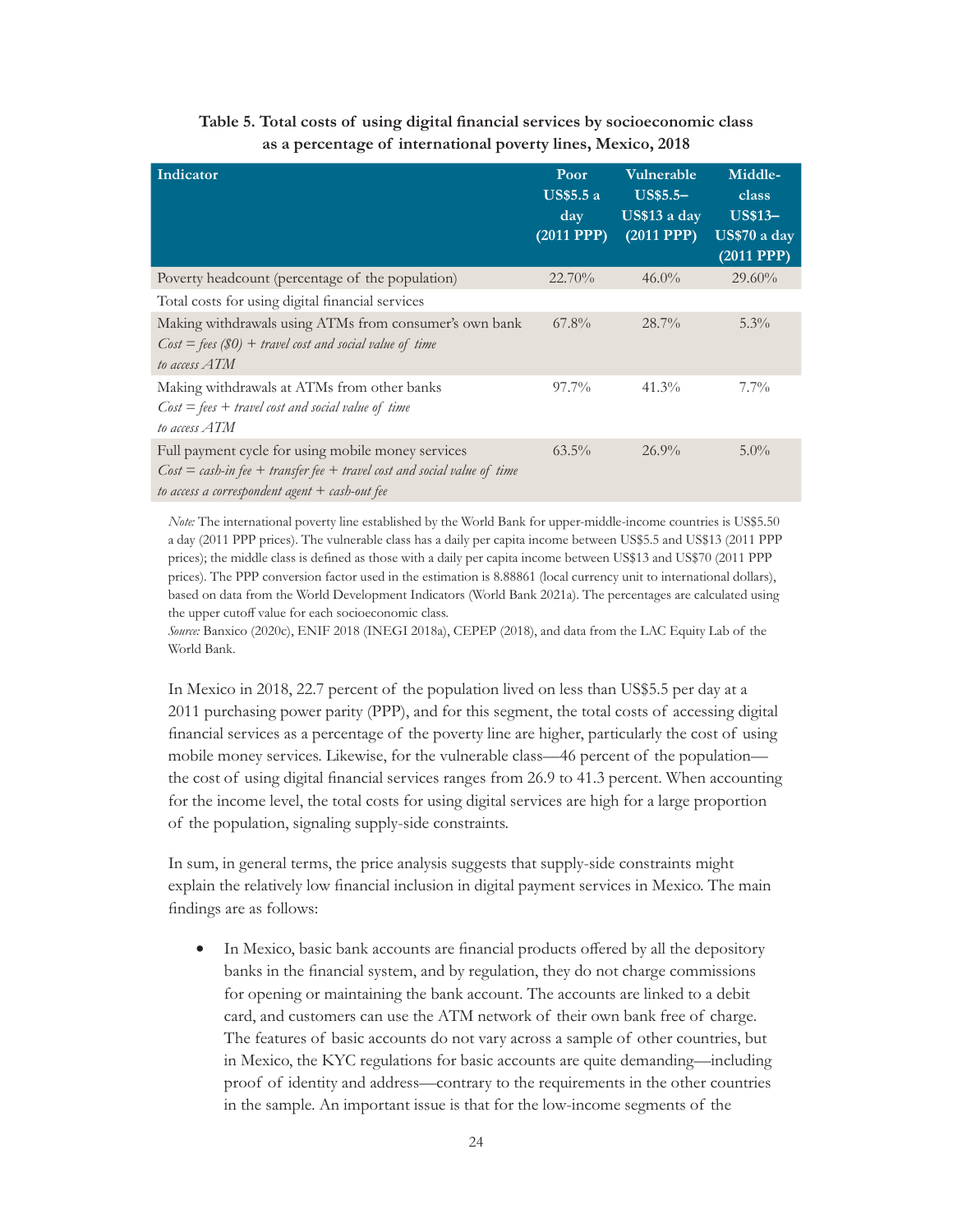**Table 5. Total costs of using digital financial services by socioeconomic class as a percentage of international poverty lines, Mexico, 2018**

| Indicator | Poor US$5.5 a day (2011 PPP) | Vulnerable US$5.5–US$13 a day (2011 PPP) | Middle-class US$13–US$70 a day (2011 PPP) |
|---|---|---|---|
| Poverty headcount (percentage of the population) | 22.70% | 46.0% | 29.60% |
| Total costs for using digital financial services | | | |
| Making withdrawals using ATMs from consumer's own bank<br>*Cost = fees ($0) + travel cost and social value of time to access ATM* | 67.8% | 28.7% | 5.3% |
| Making withdrawals at ATMs from other banks<br>*Cost = fees + travel cost and social value of time to access ATM* | 97.7% | 41.3% | 7.7% |
| Full payment cycle for using mobile money services<br>*Cost = cash-in fee + transfer fee + travel cost and social value of time to access a correspondent agent + cash-out fee* | 63.5% | 26.9% | 5.0% |

*Note:* The international poverty line established by the World Bank for upper-middle-income countries is US$5.50 a day (2011 PPP prices). The vulnerable class has a daily per capita income between US$5.5 and US$13 (2011 PPP prices); the middle class is defined as those with a daily per capita income between US$13 and US$70 (2011 PPP prices). The PPP conversion factor used in the estimation is 8.88861 (local currency unit to international dollars), based on data from the World Development Indicators (World Bank 2021a). The percentages are calculated using the upper cutoff value for each socioeconomic class.
*Source:* Banxico (2020c), ENIF 2018 (INEGI 2018a), CEPEP (2018), and data from the LAC Equity Lab of the World Bank.

In Mexico in 2018, 22.7 percent of the population lived on less than US$5.5 per day at a 2011 purchasing power parity (PPP), and for this segment, the total costs of accessing digital financial services as a percentage of the poverty line are higher, particularly the cost of using mobile money services. Likewise, for the vulnerable class—46 percent of the population—the cost of using digital financial services ranges from 26.9 to 41.3 percent. When accounting for the income level, the total costs for using digital services are high for a large proportion of the population, signaling supply-side constraints.

In sum, in general terms, the price analysis suggests that supply-side constraints might explain the relatively low financial inclusion in digital payment services in Mexico. The main findings are as follows:

- In Mexico, basic bank accounts are financial products offered by all the depository banks in the financial system, and by regulation, they do not charge commissions for opening or maintaining the bank account. The accounts are linked to a debit card, and customers can use the ATM network of their own bank free of charge. The features of basic accounts do not vary across a sample of other countries, but in Mexico, the KYC regulations for basic accounts are quite demanding—including proof of identity and address—contrary to the requirements in the other countries in the sample. An important issue is that for the low-income segments of the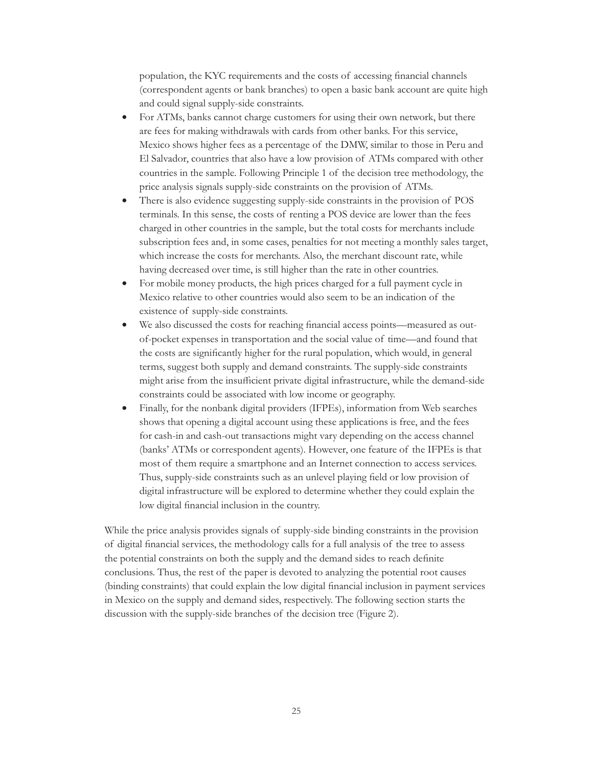population, the KYC requirements and the costs of accessing financial channels (correspondent agents or bank branches) to open a basic bank account are quite high and could signal supply-side constraints.

- For ATMs, banks cannot charge customers for using their own network, but there are fees for making withdrawals with cards from other banks. For this service, Mexico shows higher fees as a percentage of the DMW, similar to those in Peru and El Salvador, countries that also have a low provision of ATMs compared with other countries in the sample. Following Principle 1 of the decision tree methodology, the price analysis signals supply-side constraints on the provision of ATMs.
- There is also evidence suggesting supply-side constraints in the provision of POS terminals. In this sense, the costs of renting a POS device are lower than the fees charged in other countries in the sample, but the total costs for merchants include subscription fees and, in some cases, penalties for not meeting a monthly sales target, which increase the costs for merchants. Also, the merchant discount rate, while having decreased over time, is still higher than the rate in other countries.
- For mobile money products, the high prices charged for a full payment cycle in Mexico relative to other countries would also seem to be an indication of the existence of supply-side constraints.
- We also discussed the costs for reaching financial access points—measured as out-of-pocket expenses in transportation and the social value of time—and found that the costs are significantly higher for the rural population, which would, in general terms, suggest both supply and demand constraints. The supply-side constraints might arise from the insufficient private digital infrastructure, while the demand-side constraints could be associated with low income or geography.
- Finally, for the nonbank digital providers (IFPEs), information from Web searches shows that opening a digital account using these applications is free, and the fees for cash-in and cash-out transactions might vary depending on the access channel (banks' ATMs or correspondent agents). However, one feature of the IFPEs is that most of them require a smartphone and an Internet connection to access services. Thus, supply-side constraints such as an unlevel playing field or low provision of digital infrastructure will be explored to determine whether they could explain the low digital financial inclusion in the country.

While the price analysis provides signals of supply-side binding constraints in the provision of digital financial services, the methodology calls for a full analysis of the tree to assess the potential constraints on both the supply and the demand sides to reach definite conclusions. Thus, the rest of the paper is devoted to analyzing the potential root causes (binding constraints) that could explain the low digital financial inclusion in payment services in Mexico on the supply and demand sides, respectively. The following section starts the discussion with the supply-side branches of the decision tree (Figure 2).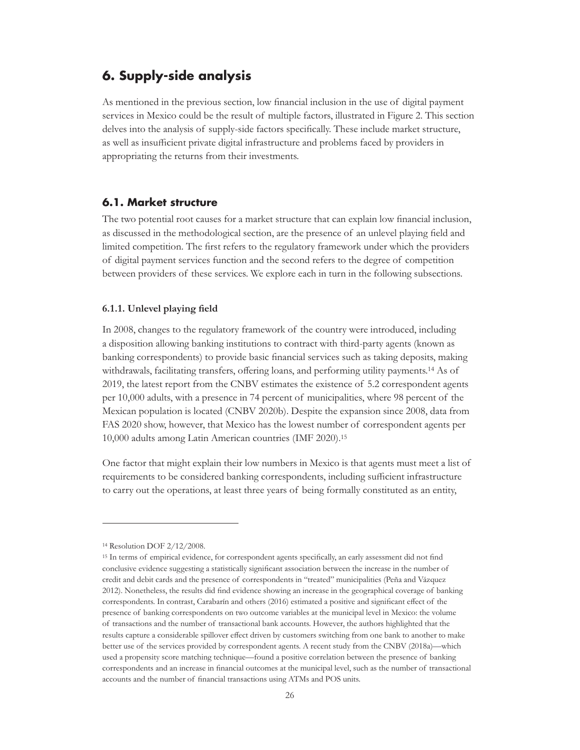## 6. Supply-side analysis

As mentioned in the previous section, low financial inclusion in the use of digital payment services in Mexico could be the result of multiple factors, illustrated in Figure 2. This section delves into the analysis of supply-side factors specifically. These include market structure, as well as insufficient private digital infrastructure and problems faced by providers in appropriating the returns from their investments.

### 6.1. Market structure

The two potential root causes for a market structure that can explain low financial inclusion, as discussed in the methodological section, are the presence of an unlevel playing field and limited competition. The first refers to the regulatory framework under which the providers of digital payment services function and the second refers to the degree of competition between providers of these services. We explore each in turn in the following subsections.

#### 6.1.1. Unlevel playing field

In 2008, changes to the regulatory framework of the country were introduced, including a disposition allowing banking institutions to contract with third-party agents (known as banking correspondents) to provide basic financial services such as taking deposits, making withdrawals, facilitating transfers, offering loans, and performing utility payments.[14] As of 2019, the latest report from the CNBV estimates the existence of 5.2 correspondent agents per 10,000 adults, with a presence in 74 percent of municipalities, where 98 percent of the Mexican population is located (CNBV 2020b). Despite the expansion since 2008, data from FAS 2020 show, however, that Mexico has the lowest number of correspondent agents per 10,000 adults among Latin American countries (IMF 2020).[15]

One factor that might explain their low numbers in Mexico is that agents must meet a list of requirements to be considered banking correspondents, including sufficient infrastructure to carry out the operations, at least three years of being formally constituted as an entity,

---

[14] Resolution DOF 2/12/2008.

[15] In terms of empirical evidence, for correspondent agents specifically, an early assessment did not find conclusive evidence suggesting a statistically significant association between the increase in the number of credit and debit cards and the presence of correspondents in "treated" municipalities (Peña and Vázquez 2012). Nonetheless, the results did find evidence showing an increase in the geographical coverage of banking correspondents. In contrast, Carabarín and others (2016) estimated a positive and significant effect of the presence of banking correspondents on two outcome variables at the municipal level in Mexico: the volume of transactions and the number of transactional bank accounts. However, the authors highlighted that the results capture a considerable spillover effect driven by customers switching from one bank to another to make better use of the services provided by correspondent agents. A recent study from the CNBV (2018a)—which used a propensity score matching technique—found a positive correlation between the presence of banking correspondents and an increase in financial outcomes at the municipal level, such as the number of transactional accounts and the number of financial transactions using ATMs and POS units.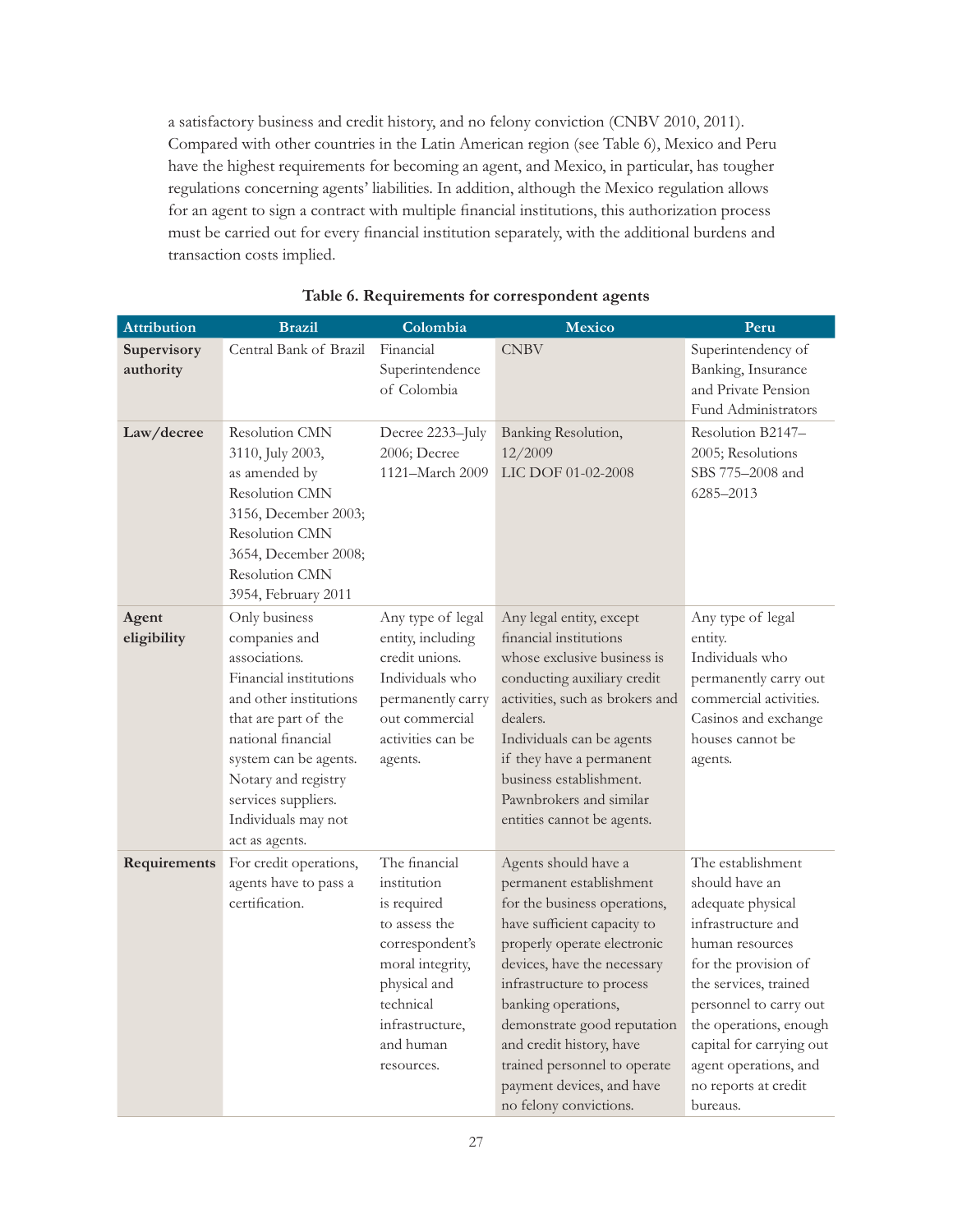a satisfactory business and credit history, and no felony conviction (CNBV 2010, 2011). Compared with other countries in the Latin American region (see Table 6), Mexico and Peru have the highest requirements for becoming an agent, and Mexico, in particular, has tougher regulations concerning agents' liabilities. In addition, although the Mexico regulation allows for an agent to sign a contract with multiple financial institutions, this authorization process must be carried out for every financial institution separately, with the additional burdens and transaction costs implied.

**Table 6. Requirements for correspondent agents**

| Attribution | Brazil | Colombia | Mexico | Peru |
|---|---|---|---|---|
| **Supervisory authority** | Central Bank of Brazil | Financial Superintendence of Colombia | CNBV | Superintendency of Banking, Insurance and Private Pension Fund Administrators |
| **Law/decree** | Resolution CMN 3110, July 2003, as amended by Resolution CMN 3156, December 2003; Resolution CMN 3654, December 2008; Resolution CMN 3954, February 2011 | Decree 2233–July 2006; Decree 1121–March 2009 | Banking Resolution, 12/2009 LIC DOF 01-02-2008 | Resolution B2147–2005; Resolutions SBS 775–2008 and 6285–2013 |
| **Agent eligibility** | Only business companies and associations. Financial institutions and other institutions that are part of the national financial system can be agents. Notary and registry services suppliers. Individuals may not act as agents. | Any type of legal entity, including credit unions. Individuals who permanently carry out commercial activities can be agents. | Any legal entity, except financial institutions whose exclusive business is conducting auxiliary credit activities, such as brokers and dealers. Individuals can be agents if they have a permanent business establishment. Pawnbrokers and similar entities cannot be agents. | Any type of legal entity. Individuals who permanently carry out commercial activities. Casinos and exchange houses cannot be agents. |
| **Requirements** | For credit operations, agents have to pass a certification. | The financial institution is required to assess the correspondent's moral integrity, physical and technical infrastructure, and human resources. | Agents should have a permanent establishment for the business operations, have sufficient capacity to properly operate electronic devices, have the necessary infrastructure to process banking operations, demonstrate good reputation and credit history, have trained personnel to operate payment devices, and have no felony convictions. | The establishment should have an adequate physical infrastructure and human resources for the provision of the services, trained personnel to carry out the operations, enough capital for carrying out agent operations, and no reports at credit bureaus. |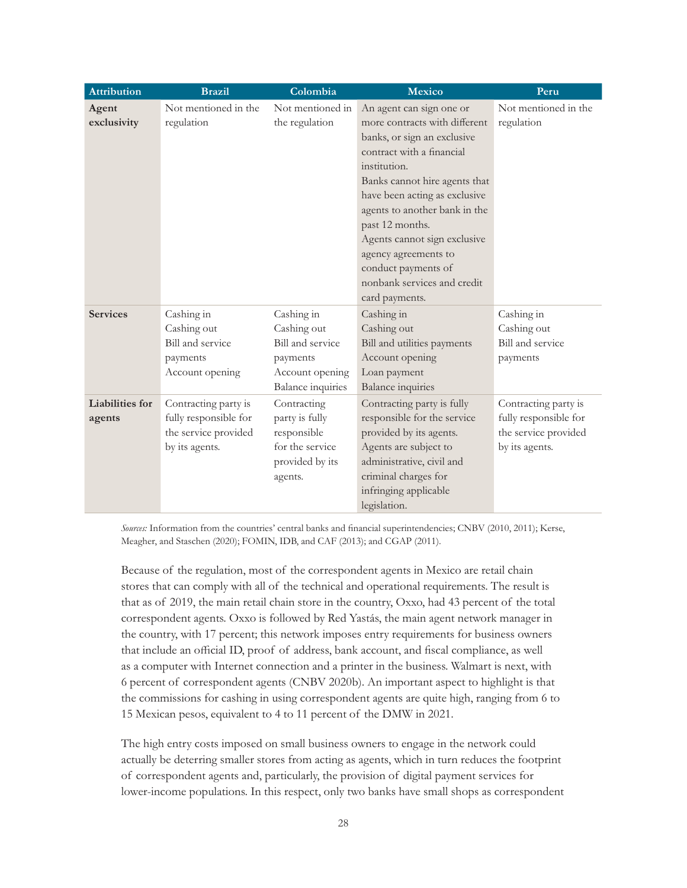| Attribution | Brazil | Colombia | Mexico | Peru |
|---|---|---|---|---|
| **Agent exclusivity** | Not mentioned in the regulation | Not mentioned in the regulation | An agent can sign one or more contracts with different banks, or sign an exclusive contract with a financial institution.<br>Banks cannot hire agents that have been acting as exclusive agents to another bank in the past 12 months.<br>Agents cannot sign exclusive agency agreements to conduct payments of nonbank services and credit card payments. | Not mentioned in the regulation |
| **Services** | Cashing in<br>Cashing out<br>Bill and service payments<br>Account opening | Cashing in<br>Cashing out<br>Bill and service payments<br>Account opening<br>Balance inquiries | Cashing in<br>Cashing out<br>Bill and utilities payments<br>Account opening<br>Loan payment<br>Balance inquiries | Cashing in<br>Cashing out<br>Bill and service payments |
| **Liabilities for agents** | Contracting party is fully responsible for the service provided by its agents. | Contracting party is fully responsible for the service provided by its agents. | Contracting party is fully responsible for the service provided by its agents.<br>Agents are subject to administrative, civil and criminal charges for infringing applicable legislation. | Contracting party is fully responsible for the service provided by its agents. |

*Sources:* Information from the countries' central banks and financial superintendencies; CNBV (2010, 2011); Kerse, Meagher, and Staschen (2020); FOMIN, IDB, and CAF (2013); and CGAP (2011).

Because of the regulation, most of the correspondent agents in Mexico are retail chain stores that can comply with all of the technical and operational requirements. The result is that as of 2019, the main retail chain store in the country, Oxxo, had 43 percent of the total correspondent agents. Oxxo is followed by Red Yastás, the main agent network manager in the country, with 17 percent; this network imposes entry requirements for business owners that include an official ID, proof of address, bank account, and fiscal compliance, as well as a computer with Internet connection and a printer in the business. Walmart is next, with 6 percent of correspondent agents (CNBV 2020b). An important aspect to highlight is that the commissions for cashing in using correspondent agents are quite high, ranging from 6 to 15 Mexican pesos, equivalent to 4 to 11 percent of the DMW in 2021.

The high entry costs imposed on small business owners to engage in the network could actually be deterring smaller stores from acting as agents, which in turn reduces the footprint of correspondent agents and, particularly, the provision of digital payment services for lower-income populations. In this respect, only two banks have small shops as correspondent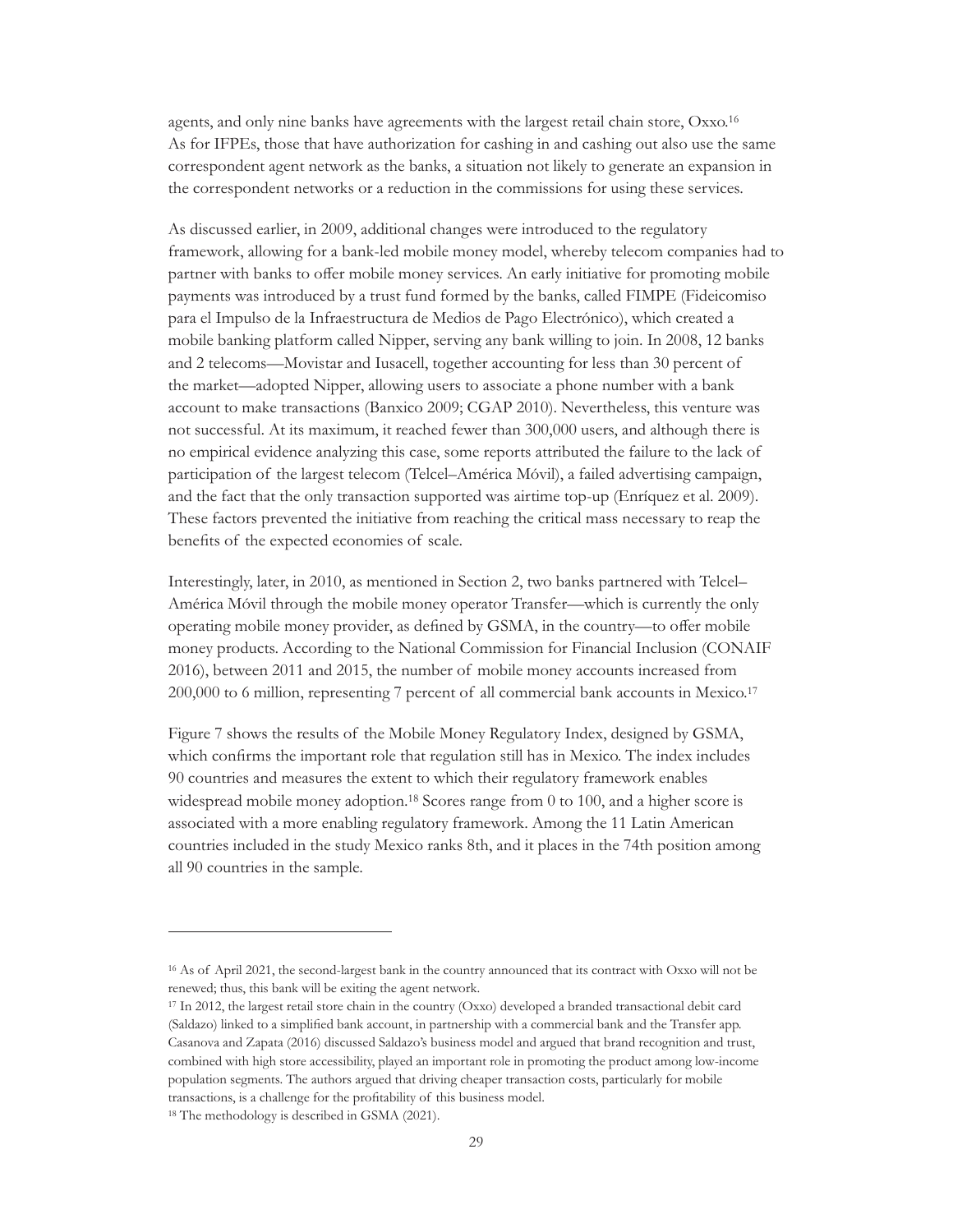agents, and only nine banks have agreements with the largest retail chain store, Oxxo.[16] As for IFPEs, those that have authorization for cashing in and cashing out also use the same correspondent agent network as the banks, a situation not likely to generate an expansion in the correspondent networks or a reduction in the commissions for using these services.

As discussed earlier, in 2009, additional changes were introduced to the regulatory framework, allowing for a bank-led mobile money model, whereby telecom companies had to partner with banks to offer mobile money services. An early initiative for promoting mobile payments was introduced by a trust fund formed by the banks, called FIMPE (Fideicomiso para el Impulso de la Infraestructura de Medios de Pago Electrónico), which created a mobile banking platform called Nipper, serving any bank willing to join. In 2008, 12 banks and 2 telecoms—Movistar and Iusacell, together accounting for less than 30 percent of the market—adopted Nipper, allowing users to associate a phone number with a bank account to make transactions (Banxico 2009; CGAP 2010). Nevertheless, this venture was not successful. At its maximum, it reached fewer than 300,000 users, and although there is no empirical evidence analyzing this case, some reports attributed the failure to the lack of participation of the largest telecom (Telcel–América Móvil), a failed advertising campaign, and the fact that the only transaction supported was airtime top-up (Enríquez et al. 2009). These factors prevented the initiative from reaching the critical mass necessary to reap the benefits of the expected economies of scale.

Interestingly, later, in 2010, as mentioned in Section 2, two banks partnered with Telcel–América Móvil through the mobile money operator Transfer—which is currently the only operating mobile money provider, as defined by GSMA, in the country—to offer mobile money products. According to the National Commission for Financial Inclusion (CONAIF 2016), between 2011 and 2015, the number of mobile money accounts increased from 200,000 to 6 million, representing 7 percent of all commercial bank accounts in Mexico.[17]

Figure 7 shows the results of the Mobile Money Regulatory Index, designed by GSMA, which confirms the important role that regulation still has in Mexico. The index includes 90 countries and measures the extent to which their regulatory framework enables widespread mobile money adoption.[18] Scores range from 0 to 100, and a higher score is associated with a more enabling regulatory framework. Among the 11 Latin American countries included in the study Mexico ranks 8th, and it places in the 74th position among all 90 countries in the sample.

---

[16] As of April 2021, the second-largest bank in the country announced that its contract with Oxxo will not be renewed; thus, this bank will be exiting the agent network.

[17] In 2012, the largest retail store chain in the country (Oxxo) developed a branded transactional debit card (Saldazo) linked to a simplified bank account, in partnership with a commercial bank and the Transfer app. Casanova and Zapata (2016) discussed Saldazo's business model and argued that brand recognition and trust, combined with high store accessibility, played an important role in promoting the product among low-income population segments. The authors argued that driving cheaper transaction costs, particularly for mobile transactions, is a challenge for the profitability of this business model.

[18] The methodology is described in GSMA (2021).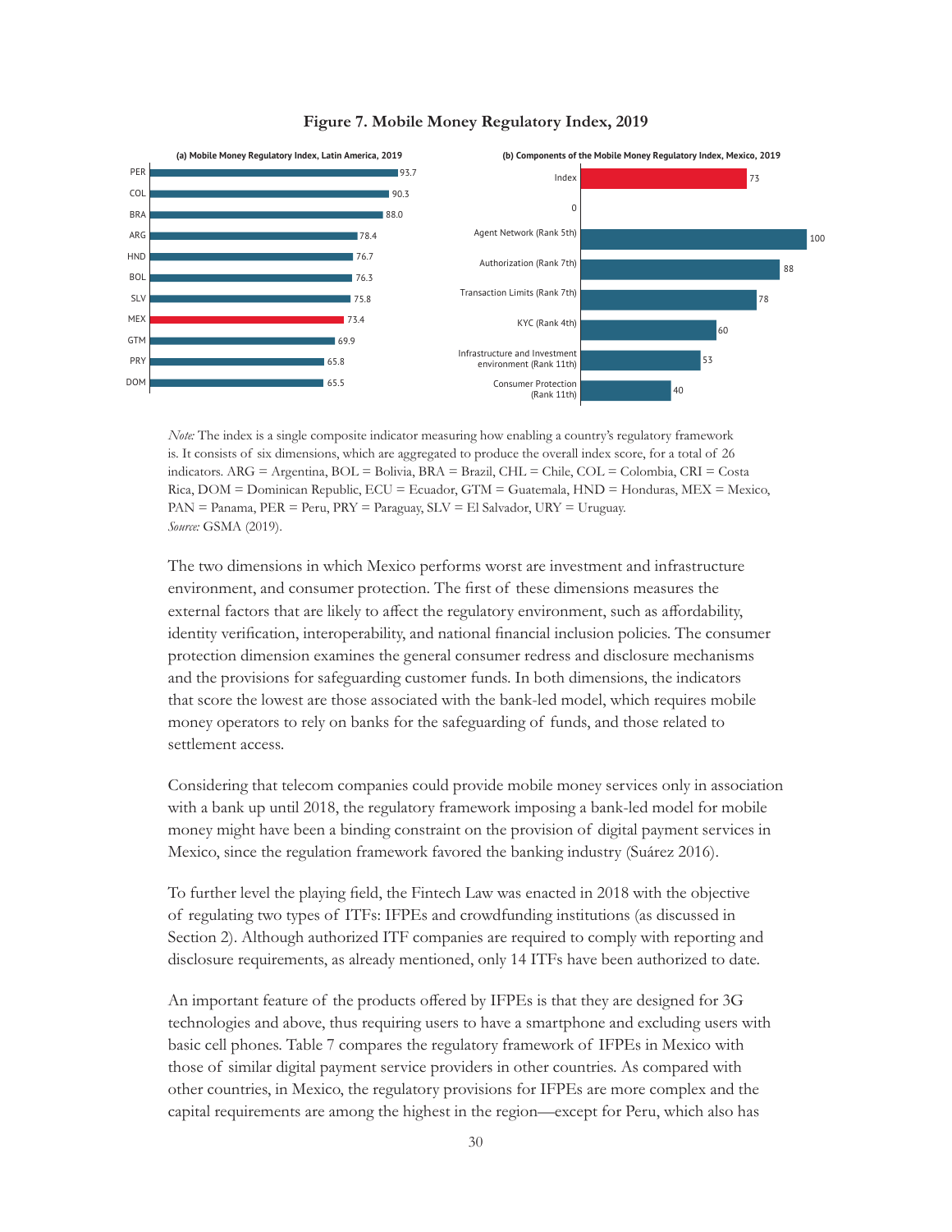**Figure 7. Mobile Money Regulatory Index, 2019**

(a) Mobile Money Regulatory Index, Latin America, 2019

| Country | Index |
| --- | --- |
| PER | 93.7 |
| COL | 90.3 |
| BRA | 88.0 |
| ARG | 78.4 |
| HND | 76.7 |
| BOL | 76.3 |
| SLV | 75.8 |
| MEX | 73.4 |
| GTM | 69.9 |
| PRY | 65.8 |
| DOM | 65.5 |

(b) Components of the Mobile Money Regulatory Index, Mexico, 2019

| Component | Score |
| --- | --- |
| Index | 73 |
| 0 | |
| Agent Network (Rank 5th) | 100 |
| Authorization (Rank 7th) | 88 |
| Transaction Limits (Rank 7th) | 78 |
| KYC (Rank 4th) | 60 |
| Infrastructure and Investment environment (Rank 11th) | 53 |
| Consumer Protection (Rank 11th) | 40 |

*Note:* The index is a single composite indicator measuring how enabling a country's regulatory framework is. It consists of six dimensions, which are aggregated to produce the overall index score, for a total of 26 indicators. ARG = Argentina, BOL = Bolivia, BRA = Brazil, CHL = Chile, COL = Colombia, CRI = Costa Rica, DOM = Dominican Republic, ECU = Ecuador, GTM = Guatemala, HND = Honduras, MEX = Mexico, PAN = Panama, PER = Peru, PRY = Paraguay, SLV = El Salvador, URY = Uruguay.
*Source:* GSMA (2019).

The two dimensions in which Mexico performs worst are investment and infrastructure environment, and consumer protection. The first of these dimensions measures the external factors that are likely to affect the regulatory environment, such as affordability, identity verification, interoperability, and national financial inclusion policies. The consumer protection dimension examines the general consumer redress and disclosure mechanisms and the provisions for safeguarding customer funds. In both dimensions, the indicators that score the lowest are those associated with the bank-led model, which requires mobile money operators to rely on banks for the safeguarding of funds, and those related to settlement access.

Considering that telecom companies could provide mobile money services only in association with a bank up until 2018, the regulatory framework imposing a bank-led model for mobile money might have been a binding constraint on the provision of digital payment services in Mexico, since the regulation framework favored the banking industry (Suárez 2016).

To further level the playing field, the Fintech Law was enacted in 2018 with the objective of regulating two types of ITFs: IFPEs and crowdfunding institutions (as discussed in Section 2). Although authorized ITF companies are required to comply with reporting and disclosure requirements, as already mentioned, only 14 ITFs have been authorized to date.

An important feature of the products offered by IFPEs is that they are designed for 3G technologies and above, thus requiring users to have a smartphone and excluding users with basic cell phones. Table 7 compares the regulatory framework of IFPEs in Mexico with those of similar digital payment service providers in other countries. As compared with other countries, in Mexico, the regulatory provisions for IFPEs are more complex and the capital requirements are among the highest in the region—except for Peru, which also has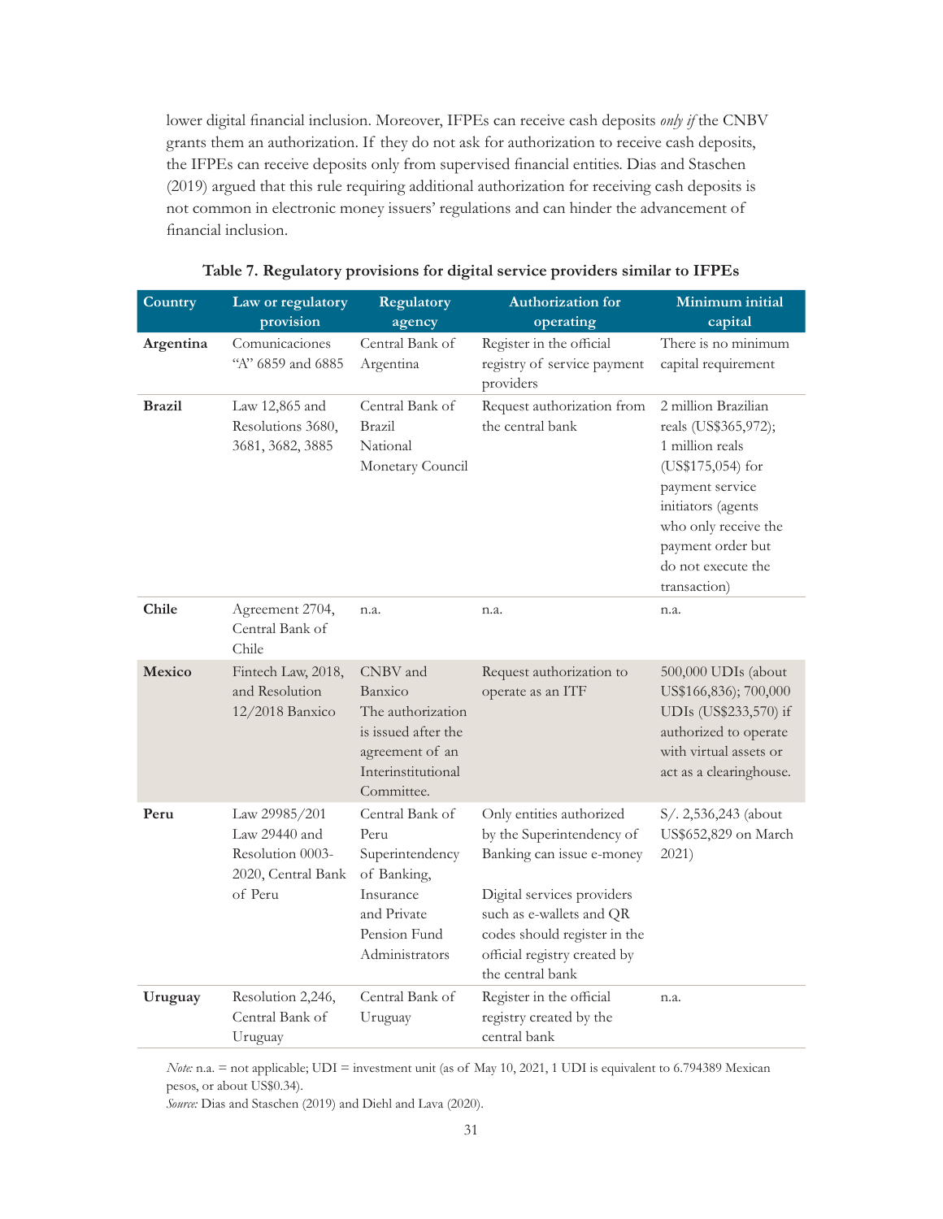lower digital financial inclusion. Moreover, IFPEs can receive cash deposits *only if* the CNBV grants them an authorization. If they do not ask for authorization to receive cash deposits, the IFPEs can receive deposits only from supervised financial entities. Dias and Staschen (2019) argued that this rule requiring additional authorization for receiving cash deposits is not common in electronic money issuers' regulations and can hinder the advancement of financial inclusion.

**Table 7. Regulatory provisions for digital service providers similar to IFPEs**

| Country | Law or regulatory provision | Regulatory agency | Authorization for operating | Minimum initial capital |
|---|---|---|---|---|
| **Argentina** | Comunicaciones "A" 6859 and 6885 | Central Bank of Argentina | Register in the official registry of service payment providers | There is no minimum capital requirement |
| **Brazil** | Law 12,865 and Resolutions 3680, 3681, 3682, 3885 | Central Bank of Brazil National Monetary Council | Request authorization from the central bank | 2 million Brazilian reals (US$365,972); 1 million reals (US$175,054) for payment service initiators (agents who only receive the payment order but do not execute the transaction) |
| **Chile** | Agreement 2704, Central Bank of Chile | n.a. | n.a. | n.a. |
| **Mexico** | Fintech Law, 2018, and Resolution 12/2018 Banxico | CNBV and Banxico The authorization is issued after the agreement of an Interinstitutional Committee. | Request authorization to operate as an ITF | 500,000 UDIs (about US$166,836); 700,000 UDIs (US$233,570) if authorized to operate with virtual assets or act as a clearinghouse. |
| **Peru** | Law 29985/201 Law 29440 and Resolution 0003-2020, Central Bank of Peru | Central Bank of Peru Superintendency of Banking, Insurance and Private Pension Fund Administrators | Only entities authorized by the Superintendency of Banking can issue e-money<br><br>Digital services providers such as e-wallets and QR codes should register in the official registry created by the central bank | S/. 2,536,243 (about US$652,829 on March 2021) |
| **Uruguay** | Resolution 2,246, Central Bank of Uruguay | Central Bank of Uruguay | Register in the official registry created by the central bank | n.a. |

*Note:* n.a. = not applicable; UDI = investment unit (as of May 10, 2021, 1 UDI is equivalent to 6.794389 Mexican pesos, or about US$0.34).
*Source:* Dias and Staschen (2019) and Diehl and Lava (2020).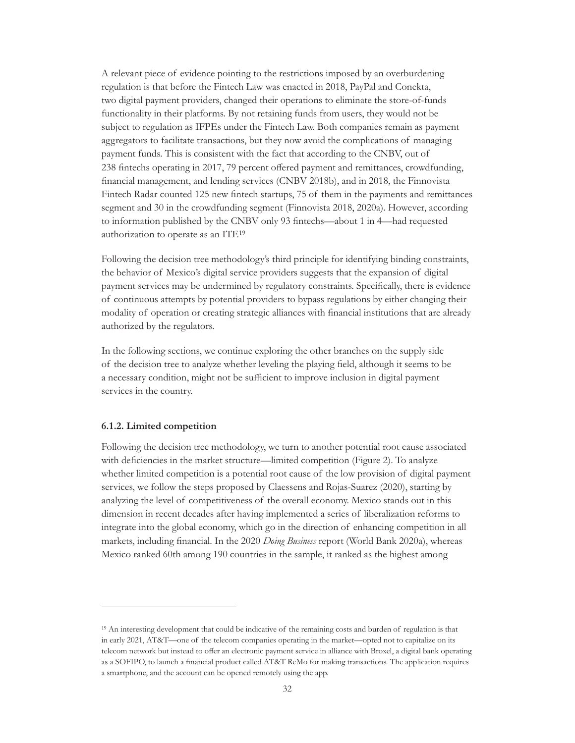A relevant piece of evidence pointing to the restrictions imposed by an overburdening regulation is that before the Fintech Law was enacted in 2018, PayPal and Conekta, two digital payment providers, changed their operations to eliminate the store-of-funds functionality in their platforms. By not retaining funds from users, they would not be subject to regulation as IFPEs under the Fintech Law. Both companies remain as payment aggregators to facilitate transactions, but they now avoid the complications of managing payment funds. This is consistent with the fact that according to the CNBV, out of 238 fintechs operating in 2017, 79 percent offered payment and remittances, crowdfunding, financial management, and lending services (CNBV 2018b), and in 2018, the Finnovista Fintech Radar counted 125 new fintech startups, 75 of them in the payments and remittances segment and 30 in the crowdfunding segment (Finnovista 2018, 2020a). However, according to information published by the CNBV only 93 fintechs—about 1 in 4—had requested authorization to operate as an ITF.[19]

Following the decision tree methodology's third principle for identifying binding constraints, the behavior of Mexico's digital service providers suggests that the expansion of digital payment services may be undermined by regulatory constraints. Specifically, there is evidence of continuous attempts by potential providers to bypass regulations by either changing their modality of operation or creating strategic alliances with financial institutions that are already authorized by the regulators.

In the following sections, we continue exploring the other branches on the supply side of the decision tree to analyze whether leveling the playing field, although it seems to be a necessary condition, might not be sufficient to improve inclusion in digital payment services in the country.

#### 6.1.2. Limited competition

Following the decision tree methodology, we turn to another potential root cause associated with deficiencies in the market structure—limited competition (Figure 2). To analyze whether limited competition is a potential root cause of the low provision of digital payment services, we follow the steps proposed by Claessens and Rojas-Suarez (2020), starting by analyzing the level of competitiveness of the overall economy. Mexico stands out in this dimension in recent decades after having implemented a series of liberalization reforms to integrate into the global economy, which go in the direction of enhancing competition in all markets, including financial. In the 2020 *Doing Business* report (World Bank 2020a), whereas Mexico ranked 60th among 190 countries in the sample, it ranked as the highest among

---

[19] An interesting development that could be indicative of the remaining costs and burden of regulation is that in early 2021, AT&T—one of the telecom companies operating in the market—opted not to capitalize on its telecom network but instead to offer an electronic payment service in alliance with Broxel, a digital bank operating as a SOFIPO, to launch a financial product called AT&T ReMo for making transactions. The application requires a smartphone, and the account can be opened remotely using the app.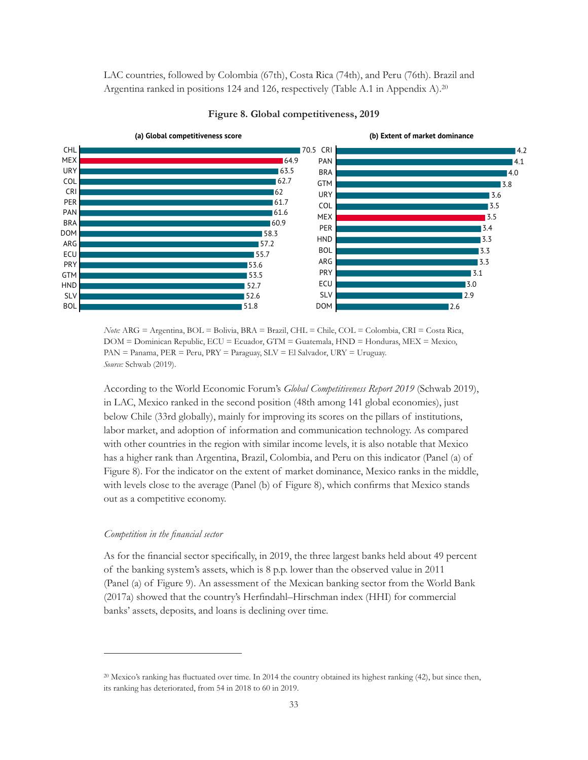LAC countries, followed by Colombia (67th), Costa Rica (74th), and Peru (76th). Brazil and Argentina ranked in positions 124 and 126, respectively (Table A.1 in Appendix A).[20]

**Figure 8. Global competitiveness, 2019**

**(a) Global competitiveness score**

| Country | Score |
|---|---|
| CHL | 70.5 |
| MEX | 64.9 |
| URY | 63.5 |
| COL | 62.7 |
| CRI | 62 |
| PER | 61.7 |
| PAN | 61.6 |
| BRA | 60.9 |
| DOM | 58.3 |
| ARG | 57.2 |
| ECU | 55.7 |
| PRY | 53.6 |
| GTM | 53.5 |
| HND | 52.7 |
| SLV | 52.6 |
| BOL | 51.8 |

**(b) Extent of market dominance**

| Country | Score |
|---|---|
| CRI | 4.2 |
| PAN | 4.1 |
| BRA | 4.0 |
| GTM | 3.8 |
| URY | 3.6 |
| COL | 3.5 |
| MEX | 3.5 |
| PER | 3.4 |
| HND | 3.3 |
| BOL | 3.3 |
| ARG | 3.3 |
| PRY | 3.1 |
| ECU | 3.0 |
| SLV | 2.9 |
| DOM | 2.6 |

*Note:* ARG = Argentina, BOL = Bolivia, BRA = Brazil, CHL = Chile, COL = Colombia, CRI = Costa Rica, DOM = Dominican Republic, ECU = Ecuador, GTM = Guatemala, HND = Honduras, MEX = Mexico, PAN = Panama, PER = Peru, PRY = Paraguay, SLV = El Salvador, URY = Uruguay.
*Source:* Schwab (2019).

According to the World Economic Forum's *Global Competitiveness Report 2019* (Schwab 2019), in LAC, Mexico ranked in the second position (48th among 141 global economies), just below Chile (33rd globally), mainly for improving its scores on the pillars of institutions, labor market, and adoption of information and communication technology. As compared with other countries in the region with similar income levels, it is also notable that Mexico has a higher rank than Argentina, Brazil, Colombia, and Peru on this indicator (Panel (a) of Figure 8). For the indicator on the extent of market dominance, Mexico ranks in the middle, with levels close to the average (Panel (b) of Figure 8), which confirms that Mexico stands out as a competitive economy.

*Competition in the financial sector*

As for the financial sector specifically, in 2019, the three largest banks held about 49 percent of the banking system's assets, which is 8 p.p. lower than the observed value in 2011 (Panel (a) of Figure 9). An assessment of the Mexican banking sector from the World Bank (2017a) showed that the country's Herfindahl–Hirschman index (HHI) for commercial banks' assets, deposits, and loans is declining over time.

[20] Mexico's ranking has fluctuated over time. In 2014 the country obtained its highest ranking (42), but since then, its ranking has deteriorated, from 54 in 2018 to 60 in 2019.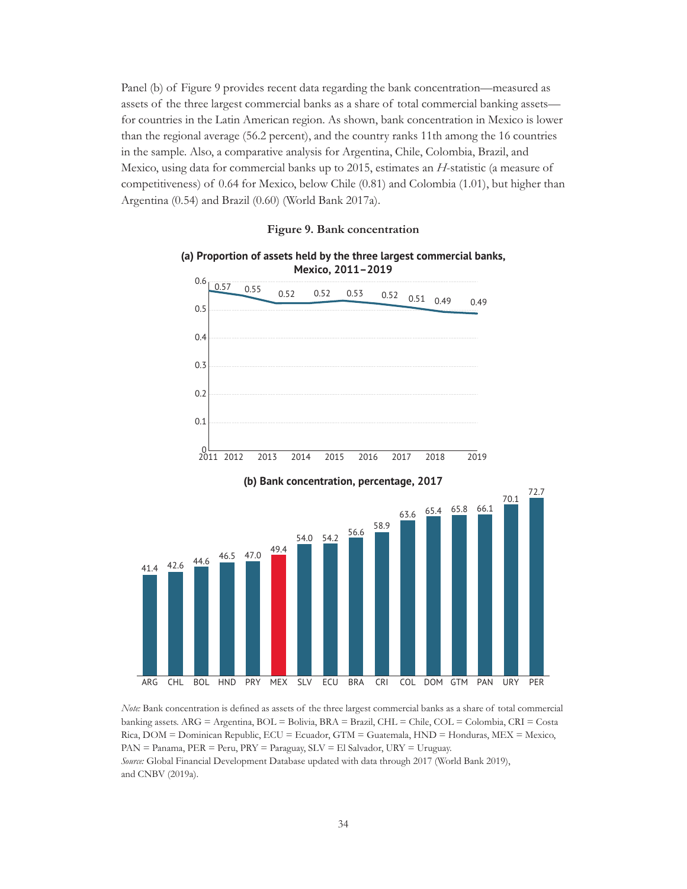Panel (b) of Figure 9 provides recent data regarding the bank concentration—measured as assets of the three largest commercial banks as a share of total commercial banking assets—for countries in the Latin American region. As shown, bank concentration in Mexico is lower than the regional average (56.2 percent), and the country ranks 11th among the 16 countries in the sample. Also, a comparative analysis for Argentina, Chile, Colombia, Brazil, and Mexico, using data for commercial banks up to 2015, estimates an *H*-statistic (a measure of competitiveness) of 0.64 for Mexico, below Chile (0.81) and Colombia (1.01), but higher than Argentina (0.54) and Brazil (0.60) (World Bank 2017a).

**Figure 9. Bank concentration**

**(a) Proportion of assets held by the three largest commercial banks, Mexico, 2011–2019**

| Year | 2011 | 2012 | 2013 | 2014 | 2015 | 2016 | 2017 | 2018 | 2019 |
|---|---|---|---|---|---|---|---|---|---|
| Proportion | 0.57 | 0.55 | 0.52 | 0.52 | 0.53 | 0.52 | 0.51 | 0.49 | 0.49 |

**(b) Bank concentration, percentage, 2017**

| Country | ARG | CHL | BOL | HND | PRY | MEX | SLV | ECU | BRA | CRI | COL | DOM | GTM | PAN | URY | PER |
|---|---|---|---|---|---|---|---|---|---|---|---|---|---|---|---|---|
| Percentage | 41.4 | 42.6 | 44.6 | 46.5 | 47.0 | 49.4 | 54.0 | 54.2 | 56.6 | 58.9 | 63.6 | 65.4 | 65.8 | 66.1 | 70.1 | 72.7 |

*Note:* Bank concentration is defined as assets of the three largest commercial banks as a share of total commercial banking assets. ARG = Argentina, BOL = Bolivia, BRA = Brazil, CHL = Chile, COL = Colombia, CRI = Costa Rica, DOM = Dominican Republic, ECU = Ecuador, GTM = Guatemala, HND = Honduras, MEX = Mexico, PAN = Panama, PER = Peru, PRY = Paraguay, SLV = El Salvador, URY = Uruguay.

*Source:* Global Financial Development Database updated with data through 2017 (World Bank 2019), and CNBV (2019a).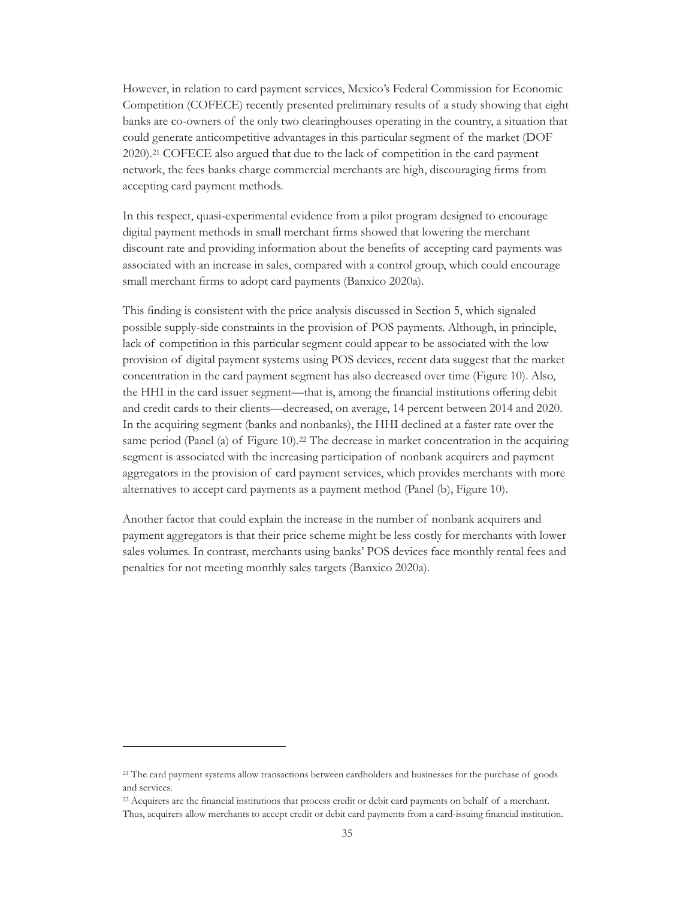However, in relation to card payment services, Mexico's Federal Commission for Economic Competition (COFECE) recently presented preliminary results of a study showing that eight banks are co-owners of the only two clearinghouses operating in the country, a situation that could generate anticompetitive advantages in this particular segment of the market (DOF 2020).[21] COFECE also argued that due to the lack of competition in the card payment network, the fees banks charge commercial merchants are high, discouraging firms from accepting card payment methods.

In this respect, quasi-experimental evidence from a pilot program designed to encourage digital payment methods in small merchant firms showed that lowering the merchant discount rate and providing information about the benefits of accepting card payments was associated with an increase in sales, compared with a control group, which could encourage small merchant firms to adopt card payments (Banxico 2020a).

This finding is consistent with the price analysis discussed in Section 5, which signaled possible supply-side constraints in the provision of POS payments. Although, in principle, lack of competition in this particular segment could appear to be associated with the low provision of digital payment systems using POS devices, recent data suggest that the market concentration in the card payment segment has also decreased over time (Figure 10). Also, the HHI in the card issuer segment—that is, among the financial institutions offering debit and credit cards to their clients—decreased, on average, 14 percent between 2014 and 2020. In the acquiring segment (banks and nonbanks), the HHI declined at a faster rate over the same period (Panel (a) of Figure 10).[22] The decrease in market concentration in the acquiring segment is associated with the increasing participation of nonbank acquirers and payment aggregators in the provision of card payment services, which provides merchants with more alternatives to accept card payments as a payment method (Panel (b), Figure 10).

Another factor that could explain the increase in the number of nonbank acquirers and payment aggregators is that their price scheme might be less costly for merchants with lower sales volumes. In contrast, merchants using banks' POS devices face monthly rental fees and penalties for not meeting monthly sales targets (Banxico 2020a).

---

[21] The card payment systems allow transactions between cardholders and businesses for the purchase of goods and services.

[22] Acquirers are the financial institutions that process credit or debit card payments on behalf of a merchant. Thus, acquirers allow merchants to accept credit or debit card payments from a card-issuing financial institution.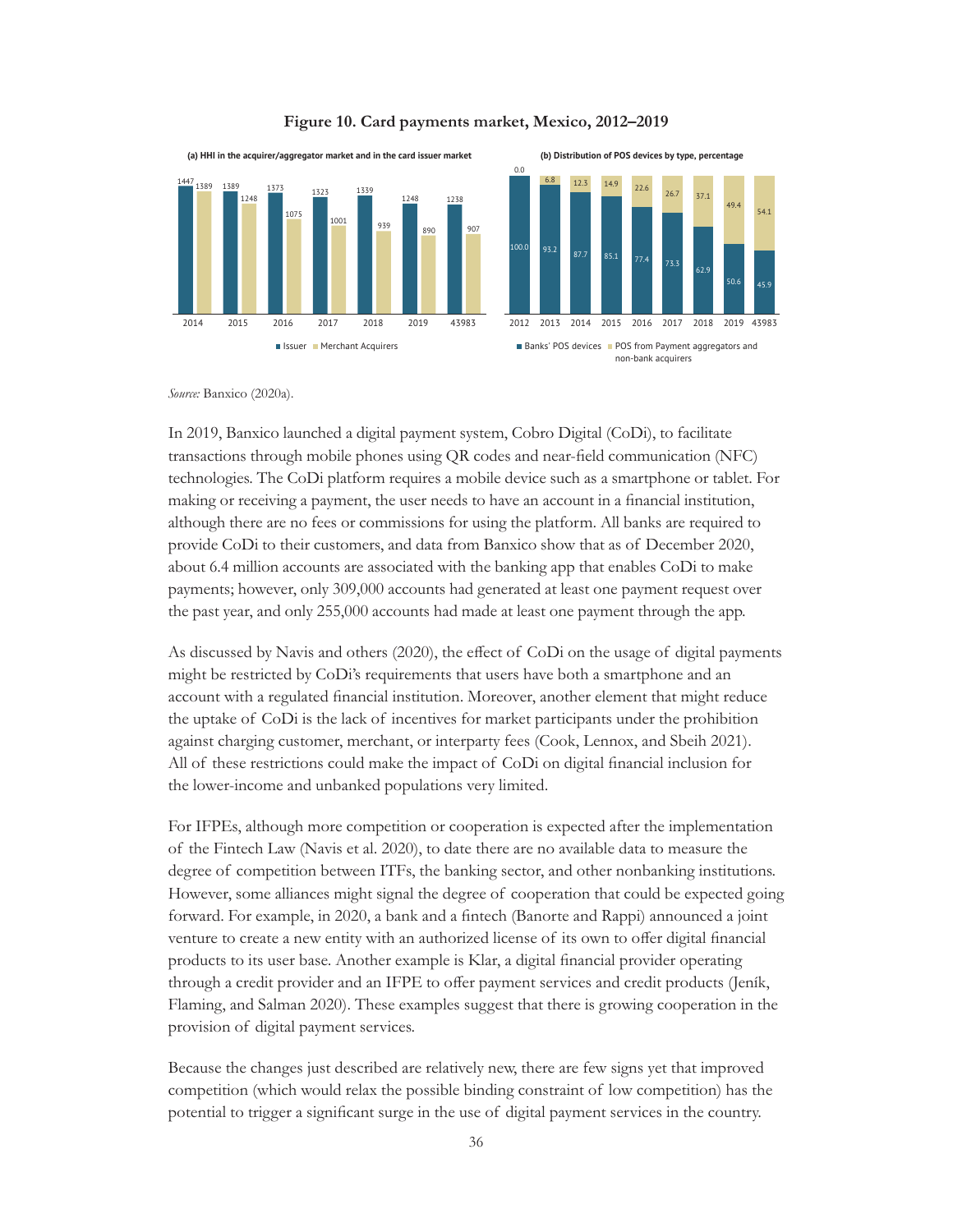**Figure 10. Card payments market, Mexico, 2012–2019**

**(a) HHI in the acquirer/aggregator market and in the card issuer market**

| | 2014 | 2015 | 2016 | 2017 | 2018 | 2019 | 43983 |
|---|---|---|---|---|---|---|---|
| Issuer | 1447 | 1389 | 1373 | 1323 | 1339 | 1248 | 1238 |
| Merchant Acquirers | 1389 | 1248 | 1075 | 1001 | 939 | 890 | 907 |

**(b) Distribution of POS devices by type, percentage**

| | 2012 | 2013 | 2014 | 2015 | 2016 | 2017 | 2018 | 2019 | 43983 |
|---|---|---|---|---|---|---|---|---|---|
| Banks' POS devices | 100.0 | 93.2 | 87.7 | 85.1 | 77.4 | 73.3 | 62.9 | 50.6 | 45.9 |
| POS from Payment aggregators and non-bank acquirers | 0.0 | 6.8 | 12.3 | 14.9 | 22.6 | 26.7 | 37.1 | 49.4 | 54.1 |

*Source:* Banxico (2020a).

In 2019, Banxico launched a digital payment system, Cobro Digital (CoDi), to facilitate transactions through mobile phones using QR codes and near-field communication (NFC) technologies. The CoDi platform requires a mobile device such as a smartphone or tablet. For making or receiving a payment, the user needs to have an account in a financial institution, although there are no fees or commissions for using the platform. All banks are required to provide CoDi to their customers, and data from Banxico show that as of December 2020, about 6.4 million accounts are associated with the banking app that enables CoDi to make payments; however, only 309,000 accounts had generated at least one payment request over the past year, and only 255,000 accounts had made at least one payment through the app.

As discussed by Navis and others (2020), the effect of CoDi on the usage of digital payments might be restricted by CoDi's requirements that users have both a smartphone and an account with a regulated financial institution. Moreover, another element that might reduce the uptake of CoDi is the lack of incentives for market participants under the prohibition against charging customer, merchant, or interparty fees (Cook, Lennox, and Sbeih 2021). All of these restrictions could make the impact of CoDi on digital financial inclusion for the lower-income and unbanked populations very limited.

For IFPEs, although more competition or cooperation is expected after the implementation of the Fintech Law (Navis et al. 2020), to date there are no available data to measure the degree of competition between ITFs, the banking sector, and other nonbanking institutions. However, some alliances might signal the degree of cooperation that could be expected going forward. For example, in 2020, a bank and a fintech (Banorte and Rappi) announced a joint venture to create a new entity with an authorized license of its own to offer digital financial products to its user base. Another example is Klar, a digital financial provider operating through a credit provider and an IFPE to offer payment services and credit products (Jeník, Flaming, and Salman 2020). These examples suggest that there is growing cooperation in the provision of digital payment services.

Because the changes just described are relatively new, there are few signs yet that improved competition (which would relax the possible binding constraint of low competition) has the potential to trigger a significant surge in the use of digital payment services in the country.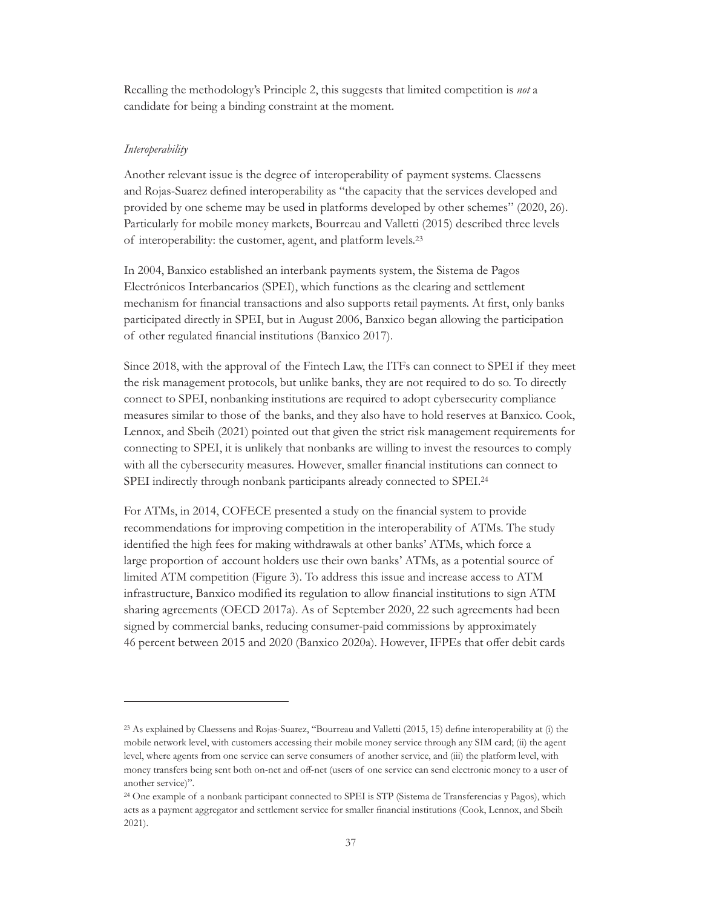Recalling the methodology's Principle 2, this suggests that limited competition is *not* a candidate for being a binding constraint at the moment.

*Interoperability*

Another relevant issue is the degree of interoperability of payment systems. Claessens and Rojas-Suarez defined interoperability as "the capacity that the services developed and provided by one scheme may be used in platforms developed by other schemes" (2020, 26). Particularly for mobile money markets, Bourreau and Valletti (2015) described three levels of interoperability: the customer, agent, and platform levels.[23]

In 2004, Banxico established an interbank payments system, the Sistema de Pagos Electrónicos Interbancarios (SPEI), which functions as the clearing and settlement mechanism for financial transactions and also supports retail payments. At first, only banks participated directly in SPEI, but in August 2006, Banxico began allowing the participation of other regulated financial institutions (Banxico 2017).

Since 2018, with the approval of the Fintech Law, the ITFs can connect to SPEI if they meet the risk management protocols, but unlike banks, they are not required to do so. To directly connect to SPEI, nonbanking institutions are required to adopt cybersecurity compliance measures similar to those of the banks, and they also have to hold reserves at Banxico. Cook, Lennox, and Sbeih (2021) pointed out that given the strict risk management requirements for connecting to SPEI, it is unlikely that nonbanks are willing to invest the resources to comply with all the cybersecurity measures. However, smaller financial institutions can connect to SPEI indirectly through nonbank participants already connected to SPEI.[24]

For ATMs, in 2014, COFECE presented a study on the financial system to provide recommendations for improving competition in the interoperability of ATMs. The study identified the high fees for making withdrawals at other banks' ATMs, which force a large proportion of account holders use their own banks' ATMs, as a potential source of limited ATM competition (Figure 3). To address this issue and increase access to ATM infrastructure, Banxico modified its regulation to allow financial institutions to sign ATM sharing agreements (OECD 2017a). As of September 2020, 22 such agreements had been signed by commercial banks, reducing consumer-paid commissions by approximately 46 percent between 2015 and 2020 (Banxico 2020a). However, IFPEs that offer debit cards

---

[23] As explained by Claessens and Rojas-Suarez, "Bourreau and Valletti (2015, 15) define interoperability at (i) the mobile network level, with customers accessing their mobile money service through any SIM card; (ii) the agent level, where agents from one service can serve consumers of another service, and (iii) the platform level, with money transfers being sent both on-net and off-net (users of one service can send electronic money to a user of another service)".

[24] One example of a nonbank participant connected to SPEI is STP (Sistema de Transferencias y Pagos), which acts as a payment aggregator and settlement service for smaller financial institutions (Cook, Lennox, and Sbeih 2021).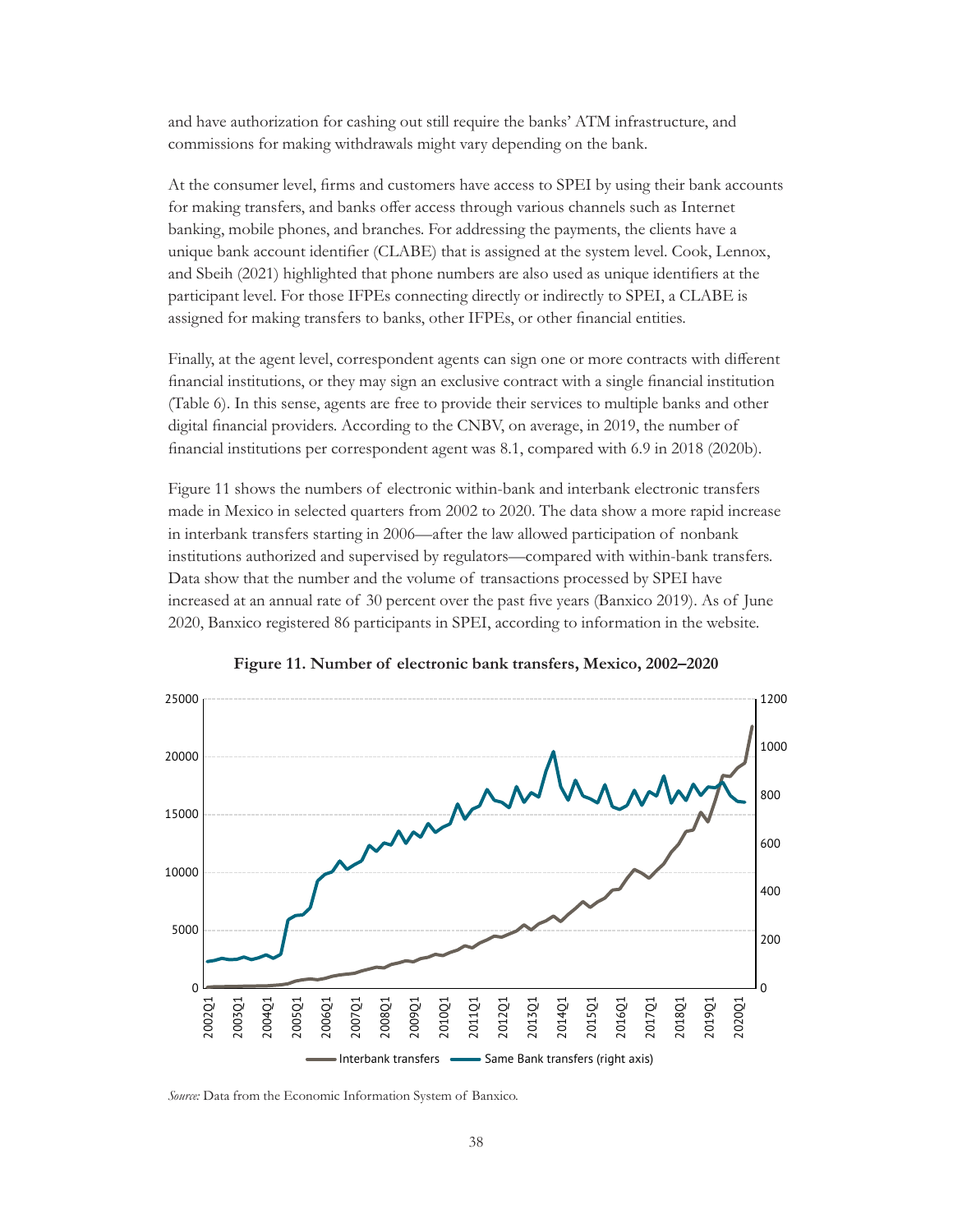and have authorization for cashing out still require the banks' ATM infrastructure, and commissions for making withdrawals might vary depending on the bank.

At the consumer level, firms and customers have access to SPEI by using their bank accounts for making transfers, and banks offer access through various channels such as Internet banking, mobile phones, and branches. For addressing the payments, the clients have a unique bank account identifier (CLABE) that is assigned at the system level. Cook, Lennox, and Sbeih (2021) highlighted that phone numbers are also used as unique identifiers at the participant level. For those IFPEs connecting directly or indirectly to SPEI, a CLABE is assigned for making transfers to banks, other IFPEs, or other financial entities.

Finally, at the agent level, correspondent agents can sign one or more contracts with different financial institutions, or they may sign an exclusive contract with a single financial institution (Table 6). In this sense, agents are free to provide their services to multiple banks and other digital financial providers. According to the CNBV, on average, in 2019, the number of financial institutions per correspondent agent was 8.1, compared with 6.9 in 2018 (2020b).

Figure 11 shows the numbers of electronic within-bank and interbank electronic transfers made in Mexico in selected quarters from 2002 to 2020. The data show a more rapid increase in interbank transfers starting in 2006—after the law allowed participation of nonbank institutions authorized and supervised by regulators—compared with within-bank transfers. Data show that the number and the volume of transactions processed by SPEI have increased at an annual rate of 30 percent over the past five years (Banxico 2019). As of June 2020, Banxico registered 86 participants in SPEI, according to information in the website.

**Figure 11. Number of electronic bank transfers, Mexico, 2002–2020**

*Source:* Data from the Economic Information System of Banxico.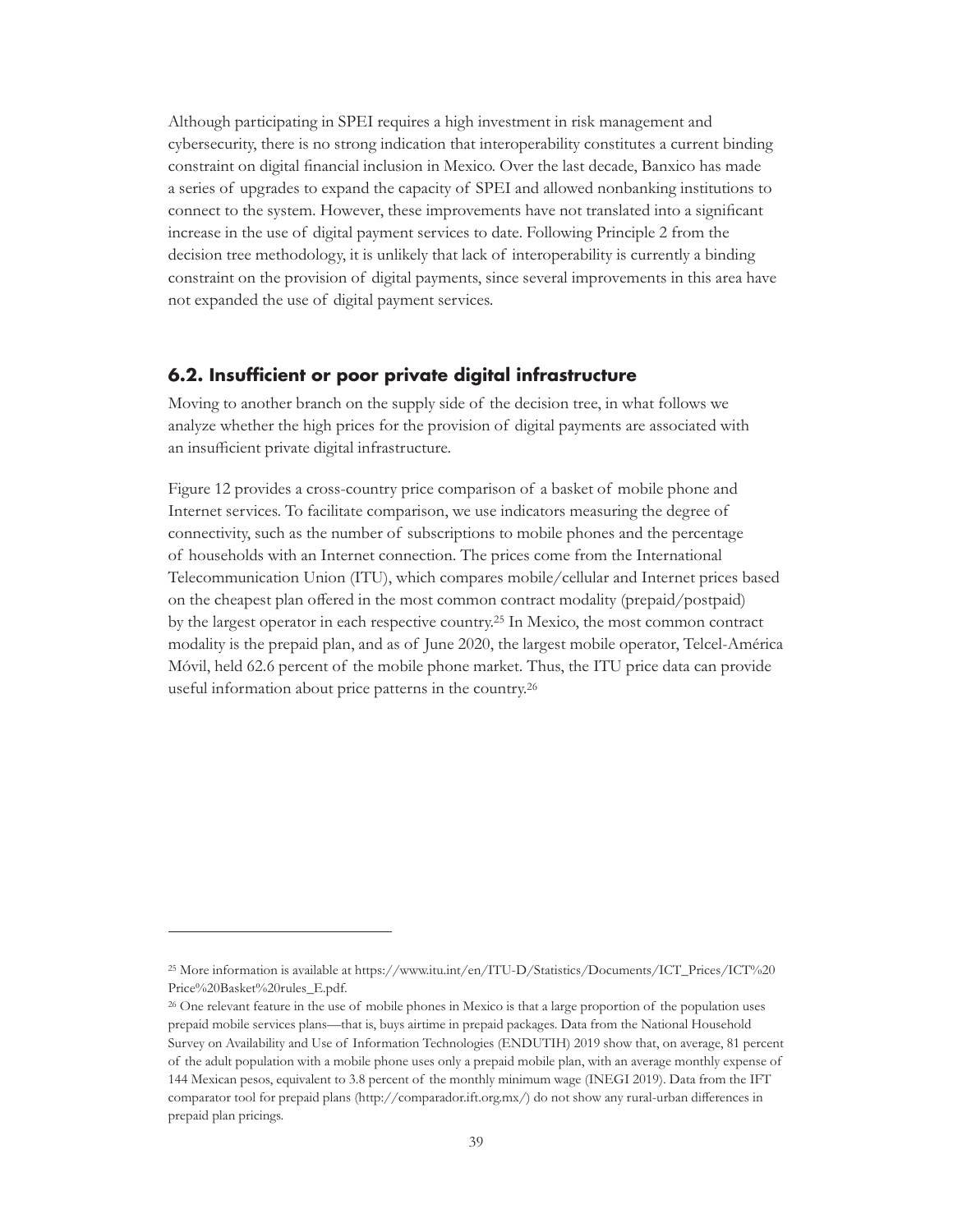Although participating in SPEI requires a high investment in risk management and cybersecurity, there is no strong indication that interoperability constitutes a current binding constraint on digital financial inclusion in Mexico. Over the last decade, Banxico has made a series of upgrades to expand the capacity of SPEI and allowed nonbanking institutions to connect to the system. However, these improvements have not translated into a significant increase in the use of digital payment services to date. Following Principle 2 from the decision tree methodology, it is unlikely that lack of interoperability is currently a binding constraint on the provision of digital payments, since several improvements in this area have not expanded the use of digital payment services.

## 6.2. Insufficient or poor private digital infrastructure

Moving to another branch on the supply side of the decision tree, in what follows we analyze whether the high prices for the provision of digital payments are associated with an insufficient private digital infrastructure.

Figure 12 provides a cross-country price comparison of a basket of mobile phone and Internet services. To facilitate comparison, we use indicators measuring the degree of connectivity, such as the number of subscriptions to mobile phones and the percentage of households with an Internet connection. The prices come from the International Telecommunication Union (ITU), which compares mobile/cellular and Internet prices based on the cheapest plan offered in the most common contract modality (prepaid/postpaid) by the largest operator in each respective country.[25] In Mexico, the most common contract modality is the prepaid plan, and as of June 2020, the largest mobile operator, Telcel-América Móvil, held 62.6 percent of the mobile phone market. Thus, the ITU price data can provide useful information about price patterns in the country.[26]

---

[25] More information is available at https://www.itu.int/en/ITU-D/Statistics/Documents/ICT_Prices/ICT%20Price%20Basket%20rules_E.pdf.

[26] One relevant feature in the use of mobile phones in Mexico is that a large proportion of the population uses prepaid mobile services plans—that is, buys airtime in prepaid packages. Data from the National Household Survey on Availability and Use of Information Technologies (ENDUTIH) 2019 show that, on average, 81 percent of the adult population with a mobile phone uses only a prepaid mobile plan, with an average monthly expense of 144 Mexican pesos, equivalent to 3.8 percent of the monthly minimum wage (INEGI 2019). Data from the IFT comparator tool for prepaid plans (http://comparador.ift.org.mx/) do not show any rural-urban differences in prepaid plan pricings.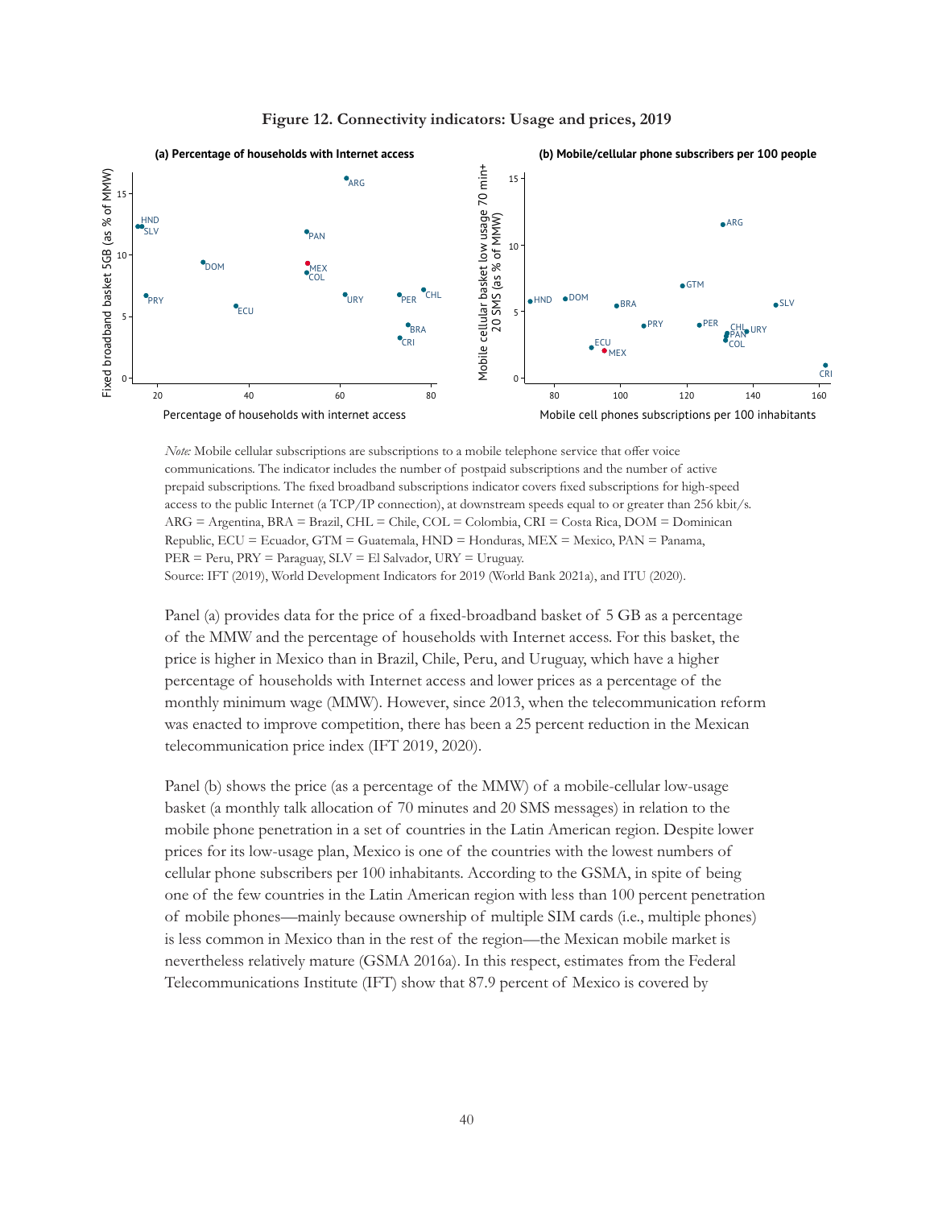**Figure 12. Connectivity indicators: Usage and prices, 2019**

*Note:* Mobile cellular subscriptions are subscriptions to a mobile telephone service that offer voice communications. The indicator includes the number of postpaid subscriptions and the number of active prepaid subscriptions. The fixed broadband subscriptions indicator covers fixed subscriptions for high-speed access to the public Internet (a TCP/IP connection), at downstream speeds equal to or greater than 256 kbit/s. ARG = Argentina, BRA = Brazil, CHL = Chile, COL = Colombia, CRI = Costa Rica, DOM = Dominican Republic, ECU = Ecuador, GTM = Guatemala, HND = Honduras, MEX = Mexico, PAN = Panama, PER = Peru, PRY = Paraguay, SLV = El Salvador, URY = Uruguay.
Source: IFT (2019), World Development Indicators for 2019 (World Bank 2021a), and ITU (2020).

Panel (a) provides data for the price of a fixed-broadband basket of 5 GB as a percentage of the MMW and the percentage of households with Internet access. For this basket, the price is higher in Mexico than in Brazil, Chile, Peru, and Uruguay, which have a higher percentage of households with Internet access and lower prices as a percentage of the monthly minimum wage (MMW). However, since 2013, when the telecommunication reform was enacted to improve competition, there has been a 25 percent reduction in the Mexican telecommunication price index (IFT 2019, 2020).

Panel (b) shows the price (as a percentage of the MMW) of a mobile-cellular low-usage basket (a monthly talk allocation of 70 minutes and 20 SMS messages) in relation to the mobile phone penetration in a set of countries in the Latin American region. Despite lower prices for its low-usage plan, Mexico is one of the countries with the lowest numbers of cellular phone subscribers per 100 inhabitants. According to the GSMA, in spite of being one of the few countries in the Latin American region with less than 100 percent penetration of mobile phones—mainly because ownership of multiple SIM cards (i.e., multiple phones) is less common in Mexico than in the rest of the region—the Mexican mobile market is nevertheless relatively mature (GSMA 2016a). In this respect, estimates from the Federal Telecommunications Institute (IFT) show that 87.9 percent of Mexico is covered by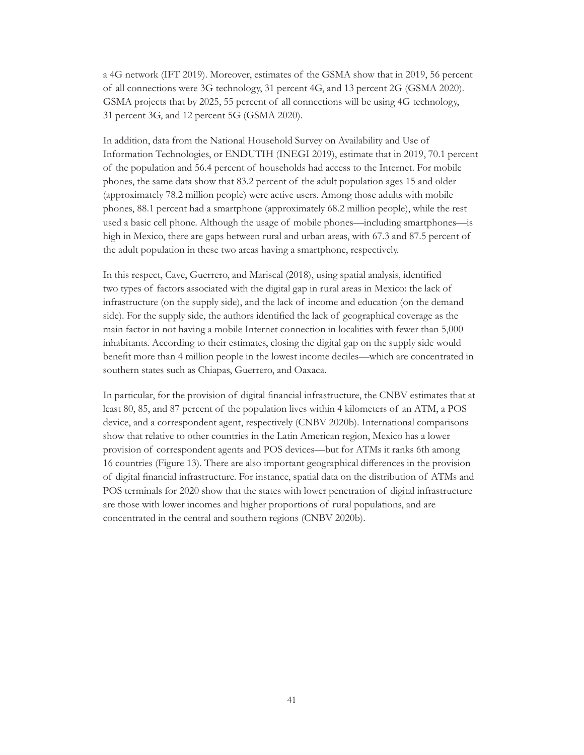a 4G network (IFT 2019). Moreover, estimates of the GSMA show that in 2019, 56 percent of all connections were 3G technology, 31 percent 4G, and 13 percent 2G (GSMA 2020). GSMA projects that by 2025, 55 percent of all connections will be using 4G technology, 31 percent 3G, and 12 percent 5G (GSMA 2020).

In addition, data from the National Household Survey on Availability and Use of Information Technologies, or ENDUTIH (INEGI 2019), estimate that in 2019, 70.1 percent of the population and 56.4 percent of households had access to the Internet. For mobile phones, the same data show that 83.2 percent of the adult population ages 15 and older (approximately 78.2 million people) were active users. Among those adults with mobile phones, 88.1 percent had a smartphone (approximately 68.2 million people), while the rest used a basic cell phone. Although the usage of mobile phones—including smartphones—is high in Mexico, there are gaps between rural and urban areas, with 67.3 and 87.5 percent of the adult population in these two areas having a smartphone, respectively.

In this respect, Cave, Guerrero, and Mariscal (2018), using spatial analysis, identified two types of factors associated with the digital gap in rural areas in Mexico: the lack of infrastructure (on the supply side), and the lack of income and education (on the demand side). For the supply side, the authors identified the lack of geographical coverage as the main factor in not having a mobile Internet connection in localities with fewer than 5,000 inhabitants. According to their estimates, closing the digital gap on the supply side would benefit more than 4 million people in the lowest income deciles—which are concentrated in southern states such as Chiapas, Guerrero, and Oaxaca.

In particular, for the provision of digital financial infrastructure, the CNBV estimates that at least 80, 85, and 87 percent of the population lives within 4 kilometers of an ATM, a POS device, and a correspondent agent, respectively (CNBV 2020b). International comparisons show that relative to other countries in the Latin American region, Mexico has a lower provision of correspondent agents and POS devices—but for ATMs it ranks 6th among 16 countries (Figure 13). There are also important geographical differences in the provision of digital financial infrastructure. For instance, spatial data on the distribution of ATMs and POS terminals for 2020 show that the states with lower penetration of digital infrastructure are those with lower incomes and higher proportions of rural populations, and are concentrated in the central and southern regions (CNBV 2020b).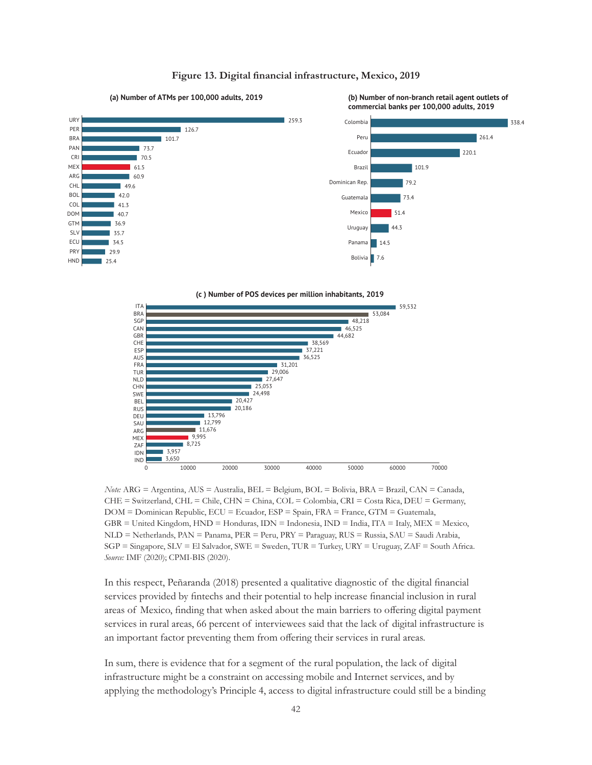**Figure 13. Digital financial infrastructure, Mexico, 2019**

**(a) Number of ATMs per 100,000 adults, 2019**

| Country | Value |
|---|---|
| URY | 259.3 |
| PER | 126.7 |
| BRA | 101.7 |
| PAN | 73.7 |
| CRI | 70.5 |
| MEX | 61.5 |
| ARG | 60.9 |
| CHL | 49.6 |
| BOL | 42.0 |
| COL | 41.3 |
| DOM | 40.7 |
| GTM | 36.9 |
| SLV | 35.7 |
| ECU | 34.5 |
| PRY | 29.9 |
| HND | 25.4 |

**(b) Number of non-branch retail agent outlets of commercial banks per 100,000 adults, 2019**

| Country | Value |
|---|---|
| Colombia | 338.4 |
| Peru | 261.4 |
| Ecuador | 220.1 |
| Brazil | 101.9 |
| Dominican Rep. | 79.2 |
| Guatemala | 73.4 |
| Mexico | 51.4 |
| Uruguay | 44.3 |
| Panama | 14.5 |
| Bolivia | 7.6 |

**(c ) Number of POS devices per million inhabitants, 2019**

| Country | Value |
|---|---|
| ITA | 59,532 |
| BRA | 53,084 |
| SGP | 48,218 |
| CAN | 46,525 |
| GBR | 44,682 |
| CHE | 38,569 |
| ESP | 37,221 |
| AUS | 36,525 |
| FRA | 31,201 |
| TUR | 29,006 |
| NLD | 27,647 |
| CHN | 25,053 |
| SWE | 24,498 |
| BEL | 20,427 |
| RUS | 20,186 |
| DEU | 13,796 |
| SAU | 12,799 |
| ARG | 11,676 |
| MEX | 9,995 |
| ZAF | 8,725 |
| IDN | 3,957 |
| IND | 3,650 |

*Note:* ARG = Argentina, AUS = Australia, BEL = Belgium, BOL = Bolivia, BRA = Brazil, CAN = Canada, CHE = Switzerland, CHL = Chile, CHN = China, COL = Colombia, CRI = Costa Rica, DEU = Germany, DOM = Dominican Republic, ECU = Ecuador, ESP = Spain, FRA = France, GTM = Guatemala, GBR = United Kingdom, HND = Honduras, IDN = Indonesia, IND = India, ITA = Italy, MEX = Mexico, NLD = Netherlands, PAN = Panama, PER = Peru, PRY = Paraguay, RUS = Russia, SAU = Saudi Arabia, SGP = Singapore, SLV = El Salvador, SWE = Sweden, TUR = Turkey, URY = Uruguay, ZAF = South Africa.
*Source:* IMF (2020); CPMI-BIS (2020).

In this respect, Peñaranda (2018) presented a qualitative diagnostic of the digital financial services provided by fintechs and their potential to help increase financial inclusion in rural areas of Mexico, finding that when asked about the main barriers to offering digital payment services in rural areas, 66 percent of interviewees said that the lack of digital infrastructure is an important factor preventing them from offering their services in rural areas.

In sum, there is evidence that for a segment of the rural population, the lack of digital infrastructure might be a constraint on accessing mobile and Internet services, and by applying the methodology's Principle 4, access to digital infrastructure could still be a binding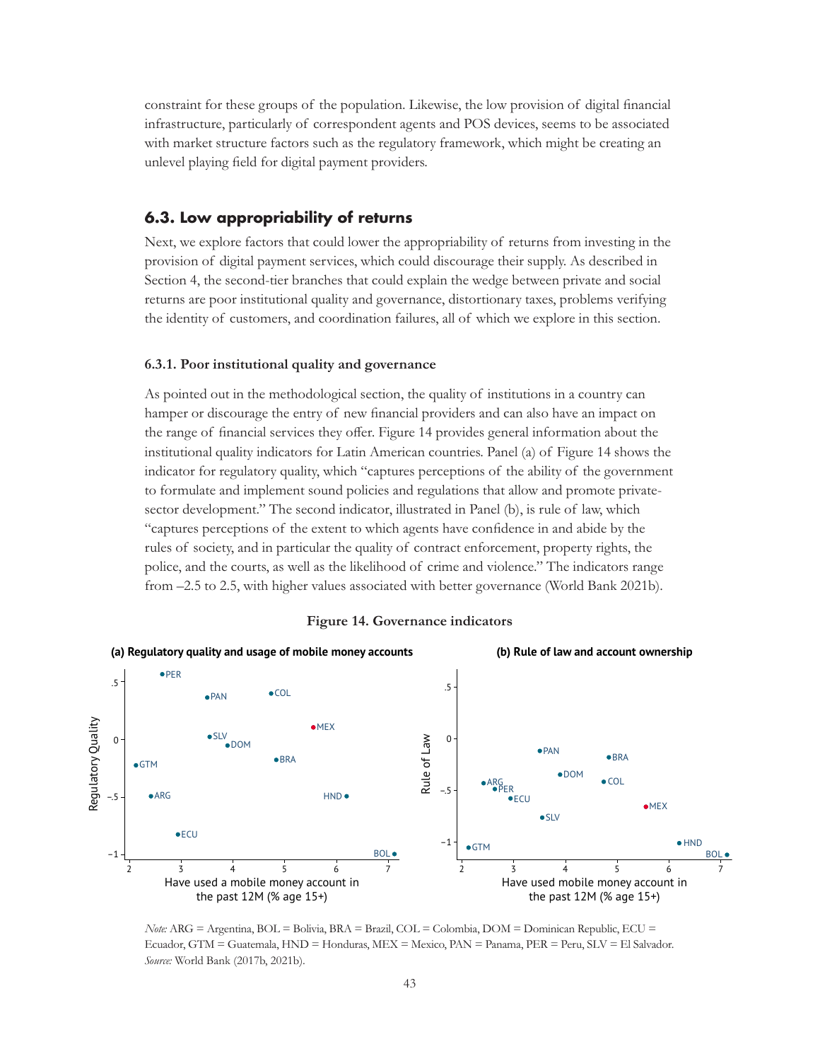constraint for these groups of the population. Likewise, the low provision of digital financial infrastructure, particularly of correspondent agents and POS devices, seems to be associated with market structure factors such as the regulatory framework, which might be creating an unlevel playing field for digital payment providers.

## 6.3. Low appropriability of returns

Next, we explore factors that could lower the appropriability of returns from investing in the provision of digital payment services, which could discourage their supply. As described in Section 4, the second-tier branches that could explain the wedge between private and social returns are poor institutional quality and governance, distortionary taxes, problems verifying the identity of customers, and coordination failures, all of which we explore in this section.

### 6.3.1. Poor institutional quality and governance

As pointed out in the methodological section, the quality of institutions in a country can hamper or discourage the entry of new financial providers and can also have an impact on the range of financial services they offer. Figure 14 provides general information about the institutional quality indicators for Latin American countries. Panel (a) of Figure 14 shows the indicator for regulatory quality, which "captures perceptions of the ability of the government to formulate and implement sound policies and regulations that allow and promote private-sector development." The second indicator, illustrated in Panel (b), is rule of law, which "captures perceptions of the extent to which agents have confidence in and abide by the rules of society, and in particular the quality of contract enforcement, property rights, the police, and the courts, as well as the likelihood of crime and violence." The indicators range from –2.5 to 2.5, with higher values associated with better governance (World Bank 2021b).

**Figure 14. Governance indicators**

**(a) Regulatory quality and usage of mobile money accounts**

**(b) Rule of law and account ownership**

*Note:* ARG = Argentina, BOL = Bolivia, BRA = Brazil, COL = Colombia, DOM = Dominican Republic, ECU = Ecuador, GTM = Guatemala, HND = Honduras, MEX = Mexico, PAN = Panama, PER = Peru, SLV = El Salvador.
*Source:* World Bank (2017b, 2021b).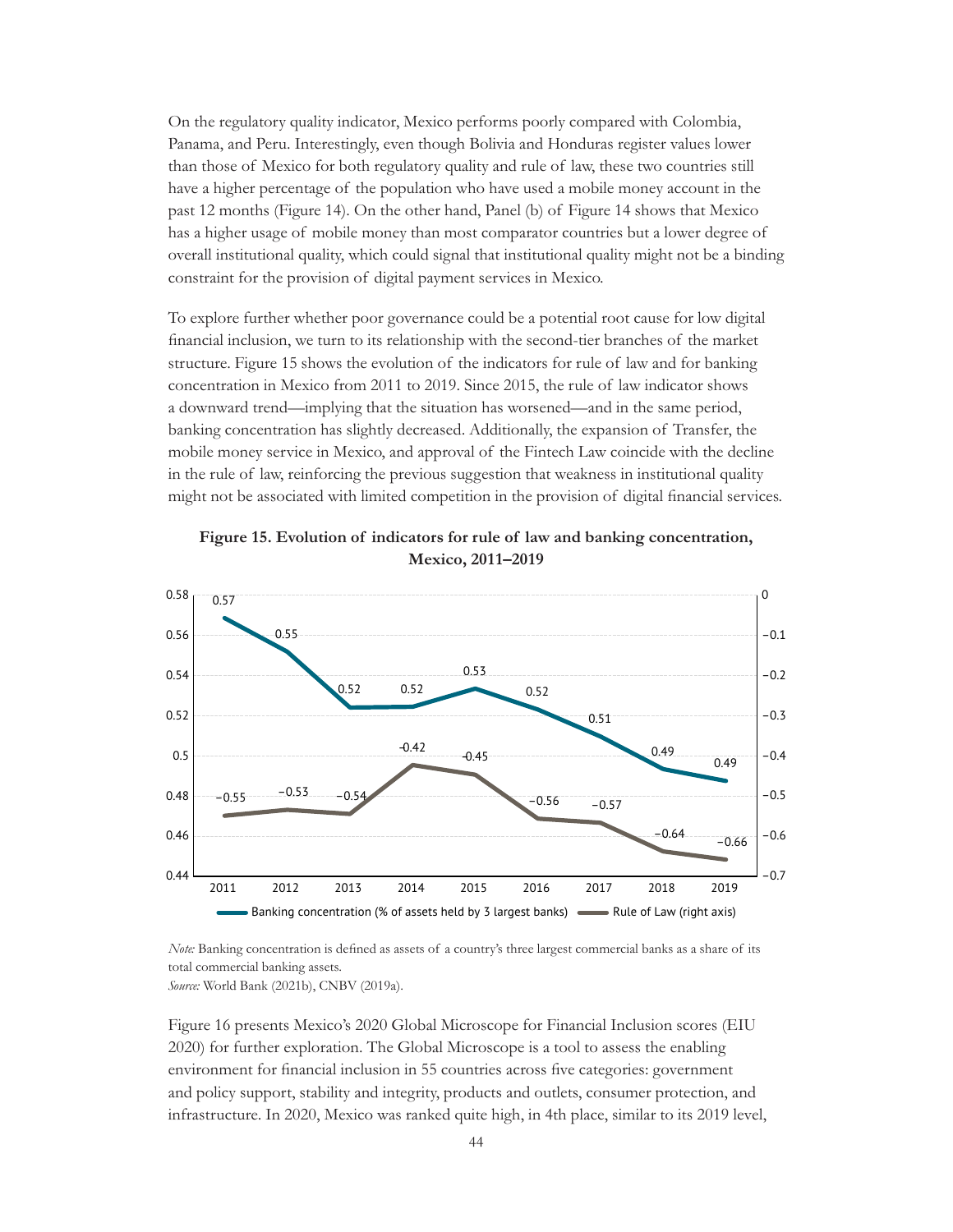On the regulatory quality indicator, Mexico performs poorly compared with Colombia, Panama, and Peru. Interestingly, even though Bolivia and Honduras register values lower than those of Mexico for both regulatory quality and rule of law, these two countries still have a higher percentage of the population who have used a mobile money account in the past 12 months (Figure 14). On the other hand, Panel (b) of Figure 14 shows that Mexico has a higher usage of mobile money than most comparator countries but a lower degree of overall institutional quality, which could signal that institutional quality might not be a binding constraint for the provision of digital payment services in Mexico.

To explore further whether poor governance could be a potential root cause for low digital financial inclusion, we turn to its relationship with the second-tier branches of the market structure. Figure 15 shows the evolution of the indicators for rule of law and for banking concentration in Mexico from 2011 to 2019. Since 2015, the rule of law indicator shows a downward trend—implying that the situation has worsened—and in the same period, banking concentration has slightly decreased. Additionally, the expansion of Transfer, the mobile money service in Mexico, and approval of the Fintech Law coincide with the decline in the rule of law, reinforcing the previous suggestion that weakness in institutional quality might not be associated with limited competition in the provision of digital financial services.

**Figure 15. Evolution of indicators for rule of law and banking concentration, Mexico, 2011–2019**

| Year | Banking concentration (% of assets held by 3 largest banks) | Rule of Law (right axis) |
|---|---|---|
| 2011 | 0.57 | −0.55 |
| 2012 | 0.55 | −0.53 |
| 2013 | 0.52 | −0.54 |
| 2014 | 0.52 | -0.42 |
| 2015 | 0.53 | -0.45 |
| 2016 | 0.52 | −0.56 |
| 2017 | 0.51 | −0.57 |
| 2018 | 0.49 | −0.64 |
| 2019 | 0.49 | −0.66 |

*Note:* Banking concentration is defined as assets of a country's three largest commercial banks as a share of its total commercial banking assets.
*Source:* World Bank (2021b), CNBV (2019a).

Figure 16 presents Mexico's 2020 Global Microscope for Financial Inclusion scores (EIU 2020) for further exploration. The Global Microscope is a tool to assess the enabling environment for financial inclusion in 55 countries across five categories: government and policy support, stability and integrity, products and outlets, consumer protection, and infrastructure. In 2020, Mexico was ranked quite high, in 4th place, similar to its 2019 level,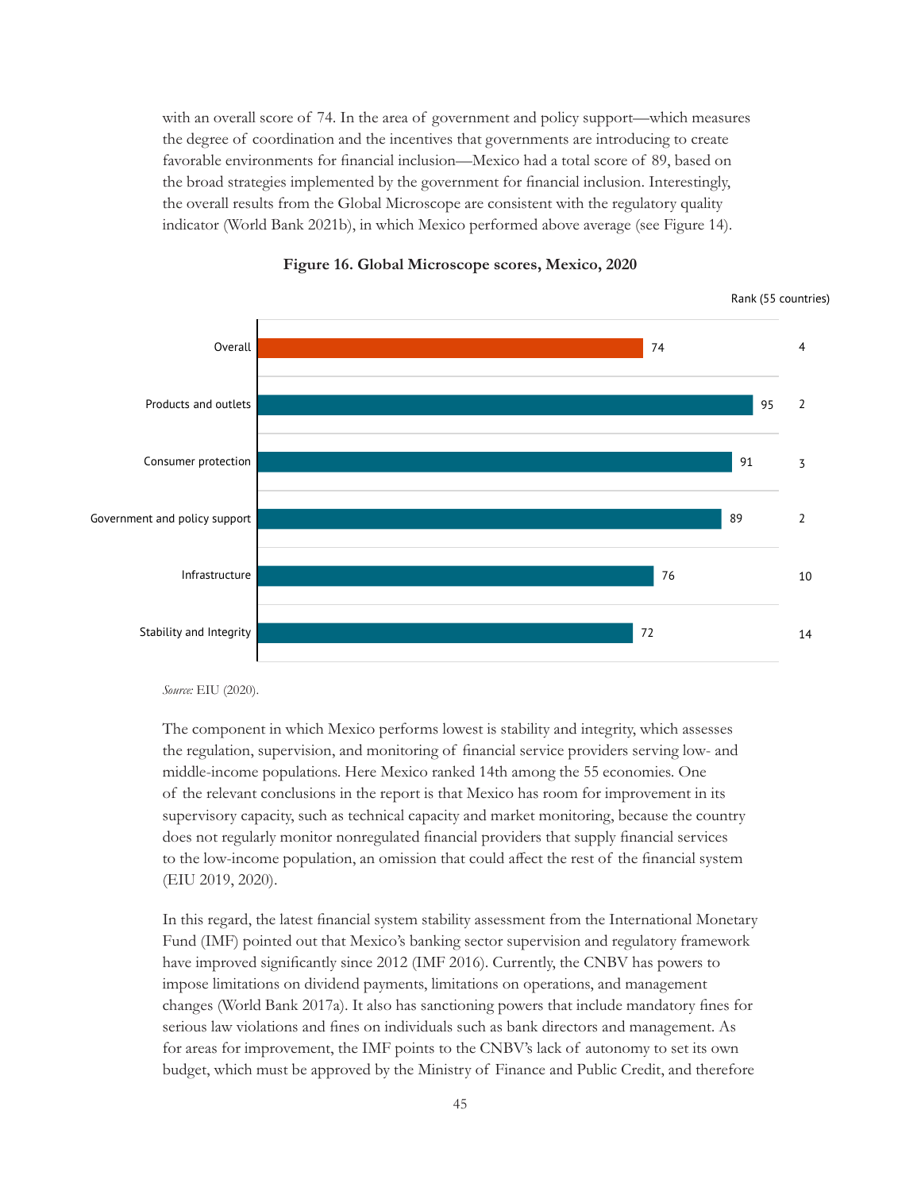with an overall score of 74. In the area of government and policy support—which measures the degree of coordination and the incentives that governments are introducing to create favorable environments for financial inclusion—Mexico had a total score of 89, based on the broad strategies implemented by the government for financial inclusion. Interestingly, the overall results from the Global Microscope are consistent with the regulatory quality indicator (World Bank 2021b), in which Mexico performed above average (see Figure 14).

**Figure 16. Global Microscope scores, Mexico, 2020**

| | Score | Rank (55 countries) |
|---|---|---|
| Overall | 74 | 4 |
| Products and outlets | 95 | 2 |
| Consumer protection | 91 | 3 |
| Government and policy support | 89 | 2 |
| Infrastructure | 76 | 10 |
| Stability and Integrity | 72 | 14 |

*Source:* EIU (2020).

The component in which Mexico performs lowest is stability and integrity, which assesses the regulation, supervision, and monitoring of financial service providers serving low- and middle-income populations. Here Mexico ranked 14th among the 55 economies. One of the relevant conclusions in the report is that Mexico has room for improvement in its supervisory capacity, such as technical capacity and market monitoring, because the country does not regularly monitor nonregulated financial providers that supply financial services to the low-income population, an omission that could affect the rest of the financial system (EIU 2019, 2020).

In this regard, the latest financial system stability assessment from the International Monetary Fund (IMF) pointed out that Mexico's banking sector supervision and regulatory framework have improved significantly since 2012 (IMF 2016). Currently, the CNBV has powers to impose limitations on dividend payments, limitations on operations, and management changes (World Bank 2017a). It also has sanctioning powers that include mandatory fines for serious law violations and fines on individuals such as bank directors and management. As for areas for improvement, the IMF points to the CNBV's lack of autonomy to set its own budget, which must be approved by the Ministry of Finance and Public Credit, and therefore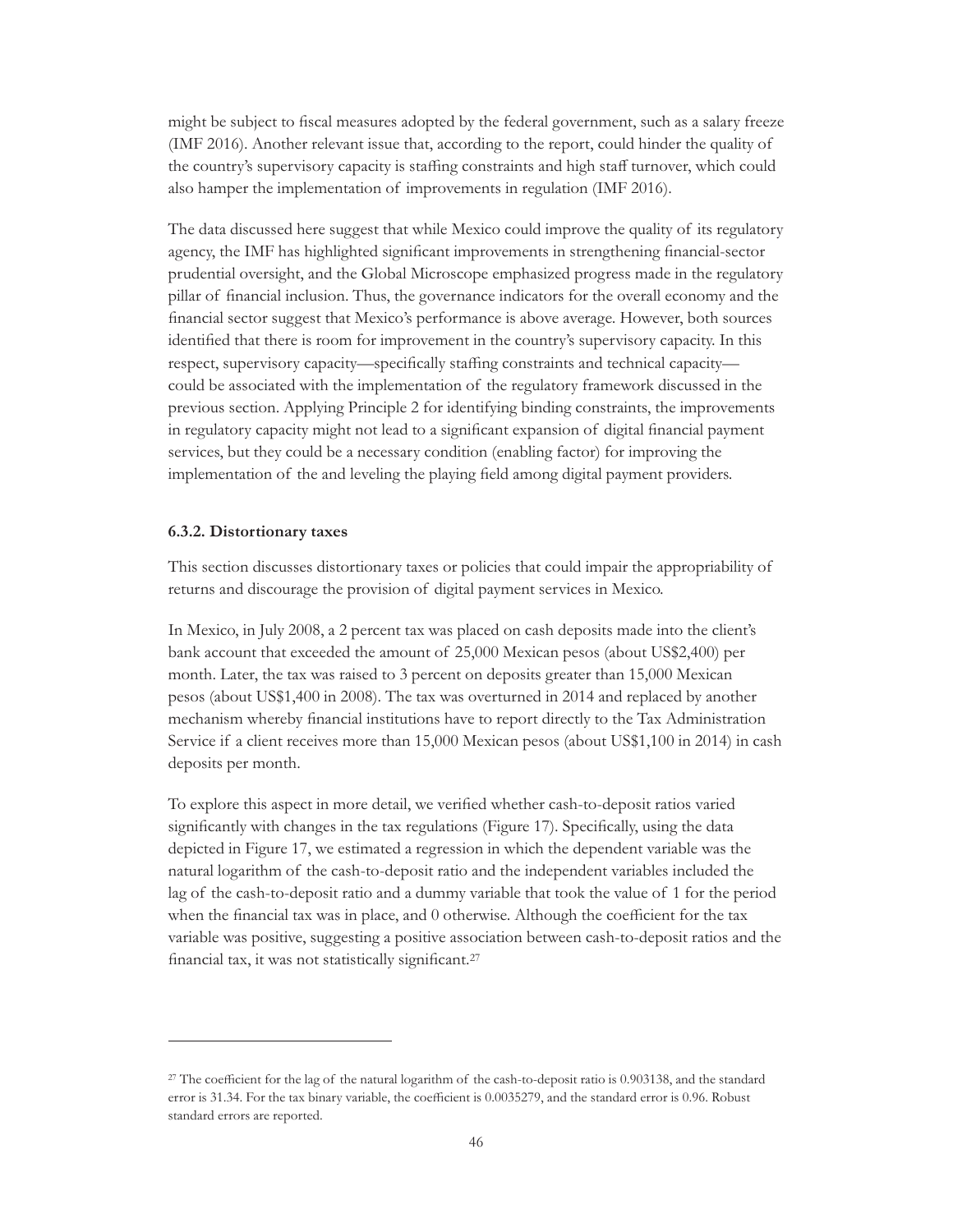might be subject to fiscal measures adopted by the federal government, such as a salary freeze (IMF 2016). Another relevant issue that, according to the report, could hinder the quality of the country's supervisory capacity is staffing constraints and high staff turnover, which could also hamper the implementation of improvements in regulation (IMF 2016).

The data discussed here suggest that while Mexico could improve the quality of its regulatory agency, the IMF has highlighted significant improvements in strengthening financial-sector prudential oversight, and the Global Microscope emphasized progress made in the regulatory pillar of financial inclusion. Thus, the governance indicators for the overall economy and the financial sector suggest that Mexico's performance is above average. However, both sources identified that there is room for improvement in the country's supervisory capacity. In this respect, supervisory capacity—specifically staffing constraints and technical capacity—could be associated with the implementation of the regulatory framework discussed in the previous section. Applying Principle 2 for identifying binding constraints, the improvements in regulatory capacity might not lead to a significant expansion of digital financial payment services, but they could be a necessary condition (enabling factor) for improving the implementation of the and leveling the playing field among digital payment providers.

#### 6.3.2. Distortionary taxes

This section discusses distortionary taxes or policies that could impair the appropriability of returns and discourage the provision of digital payment services in Mexico.

In Mexico, in July 2008, a 2 percent tax was placed on cash deposits made into the client's bank account that exceeded the amount of 25,000 Mexican pesos (about US$2,400) per month. Later, the tax was raised to 3 percent on deposits greater than 15,000 Mexican pesos (about US$1,400 in 2008). The tax was overturned in 2014 and replaced by another mechanism whereby financial institutions have to report directly to the Tax Administration Service if a client receives more than 15,000 Mexican pesos (about US$1,100 in 2014) in cash deposits per month.

To explore this aspect in more detail, we verified whether cash-to-deposit ratios varied significantly with changes in the tax regulations (Figure 17). Specifically, using the data depicted in Figure 17, we estimated a regression in which the dependent variable was the natural logarithm of the cash-to-deposit ratio and the independent variables included the lag of the cash-to-deposit ratio and a dummy variable that took the value of 1 for the period when the financial tax was in place, and 0 otherwise. Although the coefficient for the tax variable was positive, suggesting a positive association between cash-to-deposit ratios and the financial tax, it was not statistically significant.[27]

---

[27] The coefficient for the lag of the natural logarithm of the cash-to-deposit ratio is 0.903138, and the standard error is 31.34. For the tax binary variable, the coefficient is 0.0035279, and the standard error is 0.96. Robust standard errors are reported.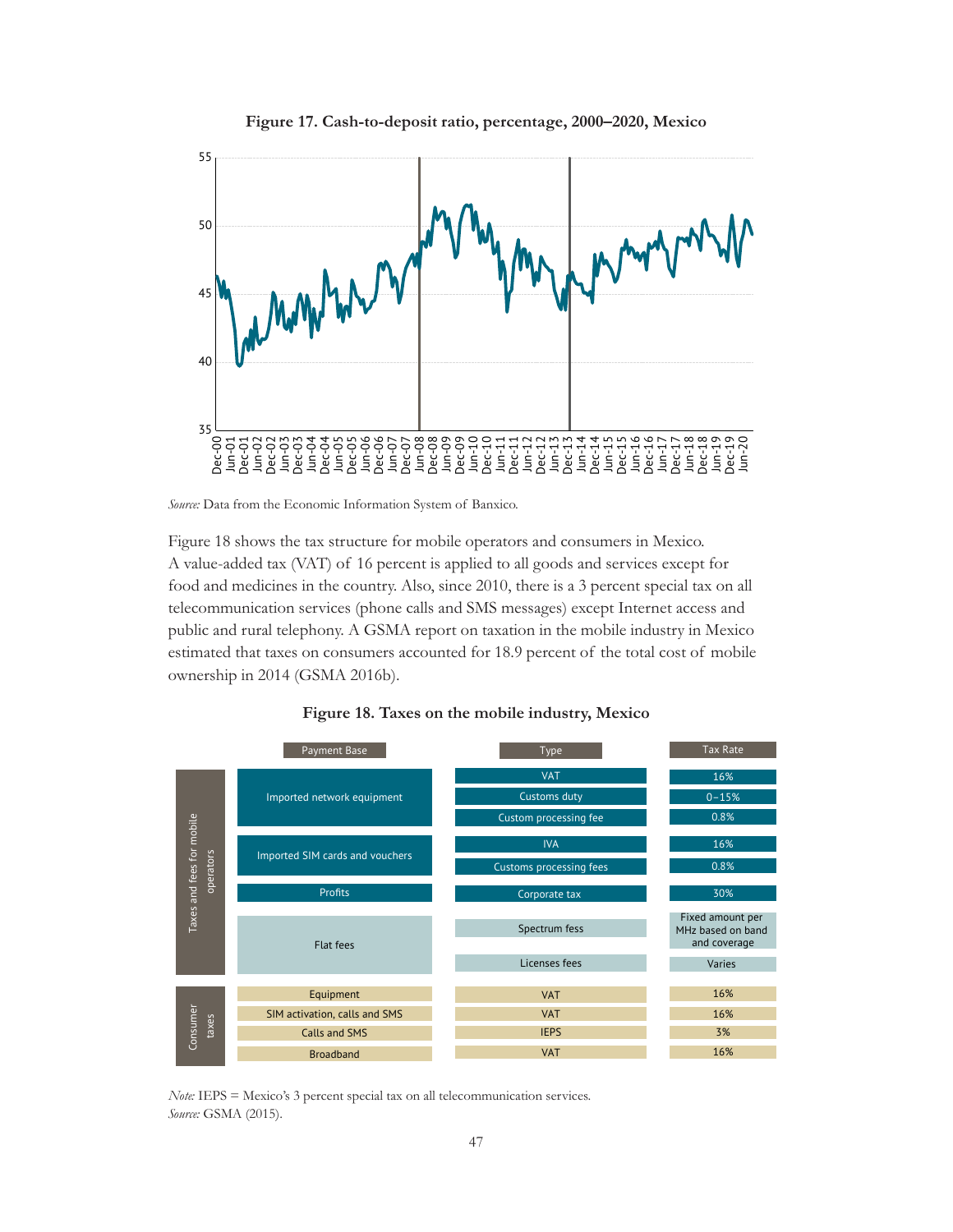**Figure 17. Cash-to-deposit ratio, percentage, 2000–2020, Mexico**

*Source:* Data from the Economic Information System of Banxico.

Figure 18 shows the tax structure for mobile operators and consumers in Mexico. A value-added tax (VAT) of 16 percent is applied to all goods and services except for food and medicines in the country. Also, since 2010, there is a 3 percent special tax on all telecommunication services (phone calls and SMS messages) except Internet access and public and rural telephony. A GSMA report on taxation in the mobile industry in Mexico estimated that taxes on consumers accounted for 18.9 percent of the total cost of mobile ownership in 2014 (GSMA 2016b).

**Figure 18. Taxes on the mobile industry, Mexico**

| | Payment Base | Type | Tax Rate |
|---|---|---|---|
| Taxes and fees for mobile operators | Imported network equipment | VAT | 16% |
| | | Customs duty | 0–15% |
| | | Custom processing fee | 0.8% |
| | Imported SIM cards and vouchers | IVA | 16% |
| | | Customs processing fees | 0.8% |
| | Profits | Corporate tax | 30% |
| | Flat fees | Spectrum fess | Fixed amount per MHz based on band and coverage |
| | | Licenses fees | Varies |
| Consumer taxes | Equipment | VAT | 16% |
| | SIM activation, calls and SMS | VAT | 16% |
| | Calls and SMS | IEPS | 3% |
| | Broadband | VAT | 16% |

*Note:* IEPS = Mexico's 3 percent special tax on all telecommunication services.
*Source:* GSMA (2015).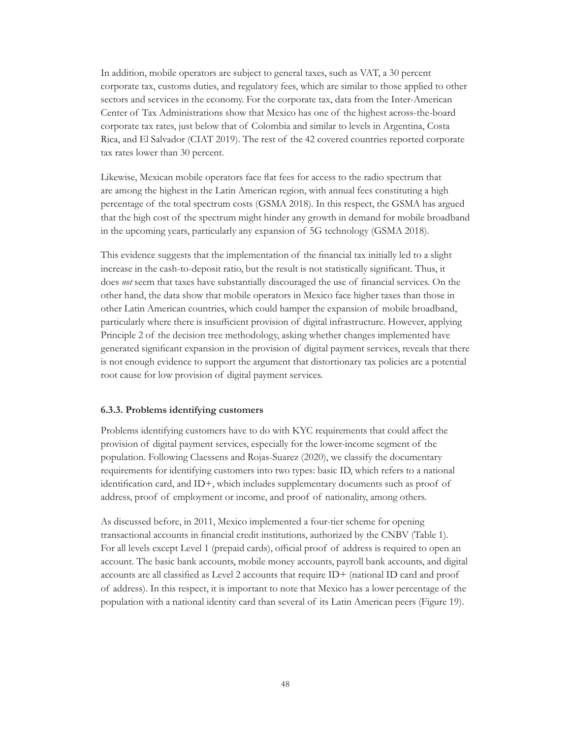In addition, mobile operators are subject to general taxes, such as VAT, a 30 percent corporate tax, customs duties, and regulatory fees, which are similar to those applied to other sectors and services in the economy. For the corporate tax, data from the Inter-American Center of Tax Administrations show that Mexico has one of the highest across-the-board corporate tax rates, just below that of Colombia and similar to levels in Argentina, Costa Rica, and El Salvador (CIAT 2019). The rest of the 42 covered countries reported corporate tax rates lower than 30 percent.

Likewise, Mexican mobile operators face flat fees for access to the radio spectrum that are among the highest in the Latin American region, with annual fees constituting a high percentage of the total spectrum costs (GSMA 2018). In this respect, the GSMA has argued that the high cost of the spectrum might hinder any growth in demand for mobile broadband in the upcoming years, particularly any expansion of 5G technology (GSMA 2018).

This evidence suggests that the implementation of the financial tax initially led to a slight increase in the cash-to-deposit ratio, but the result is not statistically significant. Thus, it does *not* seem that taxes have substantially discouraged the use of financial services. On the other hand, the data show that mobile operators in Mexico face higher taxes than those in other Latin American countries, which could hamper the expansion of mobile broadband, particularly where there is insufficient provision of digital infrastructure. However, applying Principle 2 of the decision tree methodology, asking whether changes implemented have generated significant expansion in the provision of digital payment services, reveals that there is not enough evidence to support the argument that distortionary tax policies are a potential root cause for low provision of digital payment services.

### 6.3.3. Problems identifying customers

Problems identifying customers have to do with KYC requirements that could affect the provision of digital payment services, especially for the lower-income segment of the population. Following Claessens and Rojas-Suarez (2020), we classify the documentary requirements for identifying customers into two types: basic ID, which refers to a national identification card, and ID+, which includes supplementary documents such as proof of address, proof of employment or income, and proof of nationality, among others.

As discussed before, in 2011, Mexico implemented a four-tier scheme for opening transactional accounts in financial credit institutions, authorized by the CNBV (Table 1). For all levels except Level 1 (prepaid cards), official proof of address is required to open an account. The basic bank accounts, mobile money accounts, payroll bank accounts, and digital accounts are all classified as Level 2 accounts that require ID+ (national ID card and proof of address). In this respect, it is important to note that Mexico has a lower percentage of the population with a national identity card than several of its Latin American peers (Figure 19).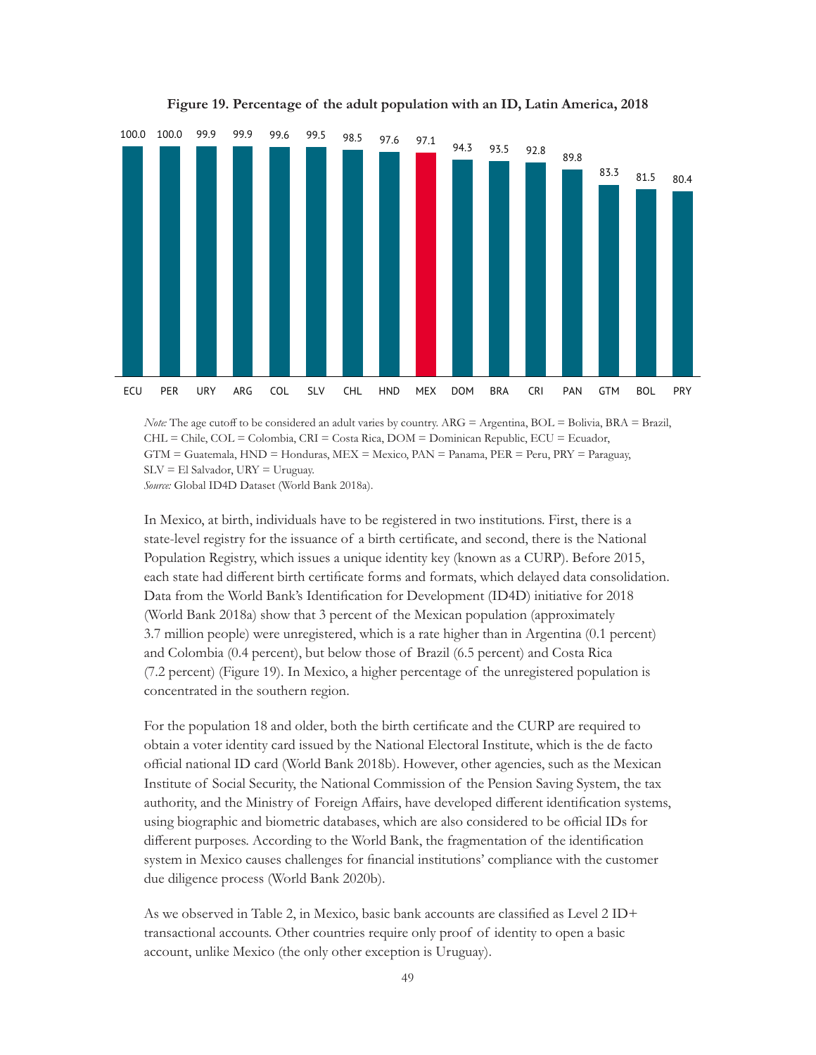**Figure 19. Percentage of the adult population with an ID, Latin America, 2018**

| Country | Percentage |
|---|---|
| ECU | 100.0 |
| PER | 100.0 |
| URY | 99.9 |
| ARG | 99.9 |
| COL | 99.6 |
| SLV | 99.5 |
| CHL | 98.5 |
| HND | 97.6 |
| MEX | 97.1 |
| DOM | 94.3 |
| BRA | 93.5 |
| CRI | 92.8 |
| PAN | 89.8 |
| GTM | 83.3 |
| BOL | 81.5 |
| PRY | 80.4 |

*Note:* The age cutoff to be considered an adult varies by country. ARG = Argentina, BOL = Bolivia, BRA = Brazil, CHL = Chile, COL = Colombia, CRI = Costa Rica, DOM = Dominican Republic, ECU = Ecuador, GTM = Guatemala, HND = Honduras, MEX = Mexico, PAN = Panama, PER = Peru, PRY = Paraguay, SLV = El Salvador, URY = Uruguay.
*Source:* Global ID4D Dataset (World Bank 2018a).

In Mexico, at birth, individuals have to be registered in two institutions. First, there is a state-level registry for the issuance of a birth certificate, and second, there is the National Population Registry, which issues a unique identity key (known as a CURP). Before 2015, each state had different birth certificate forms and formats, which delayed data consolidation. Data from the World Bank's Identification for Development (ID4D) initiative for 2018 (World Bank 2018a) show that 3 percent of the Mexican population (approximately 3.7 million people) were unregistered, which is a rate higher than in Argentina (0.1 percent) and Colombia (0.4 percent), but below those of Brazil (6.5 percent) and Costa Rica (7.2 percent) (Figure 19). In Mexico, a higher percentage of the unregistered population is concentrated in the southern region.

For the population 18 and older, both the birth certificate and the CURP are required to obtain a voter identity card issued by the National Electoral Institute, which is the de facto official national ID card (World Bank 2018b). However, other agencies, such as the Mexican Institute of Social Security, the National Commission of the Pension Saving System, the tax authority, and the Ministry of Foreign Affairs, have developed different identification systems, using biographic and biometric databases, which are also considered to be official IDs for different purposes. According to the World Bank, the fragmentation of the identification system in Mexico causes challenges for financial institutions' compliance with the customer due diligence process (World Bank 2020b).

As we observed in Table 2, in Mexico, basic bank accounts are classified as Level 2 ID+ transactional accounts. Other countries require only proof of identity to open a basic account, unlike Mexico (the only other exception is Uruguay).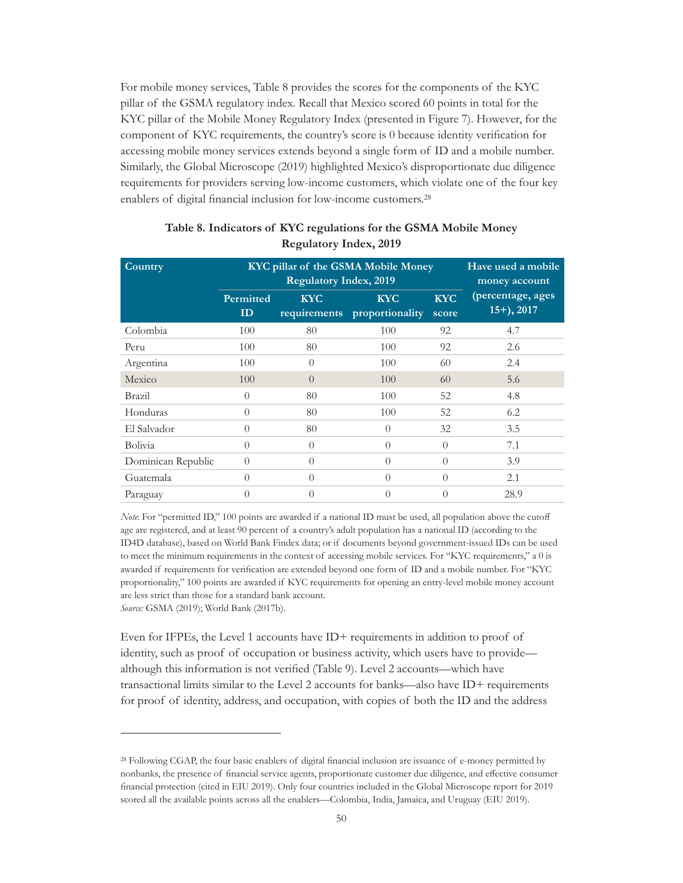For mobile money services, Table 8 provides the scores for the components of the KYC pillar of the GSMA regulatory index. Recall that Mexico scored 60 points in total for the KYC pillar of the Mobile Money Regulatory Index (presented in Figure 7). However, for the component of KYC requirements, the country's score is 0 because identity verification for accessing mobile money services extends beyond a single form of ID and a mobile number. Similarly, the Global Microscope (2019) highlighted Mexico's disproportionate due diligence requirements for providers serving low-income customers, which violate one of the four key enablers of digital financial inclusion for low-income customers.[28]

**Table 8. Indicators of KYC regulations for the GSMA Mobile Money Regulatory Index, 2019**

| Country | KYC pillar of the GSMA Mobile Money Regulatory Index, 2019 | | | | Have used a mobile money account (percentage, ages 15+), 2017 |
|---|---|---|---|---|---|
| | Permitted ID | KYC requirements | KYC proportionality | KYC score | |
| Colombia | 100 | 80 | 100 | 92 | 4.7 |
| Peru | 100 | 80 | 100 | 92 | 2.6 |
| Argentina | 100 | 0 | 100 | 60 | 2.4 |
| Mexico | 100 | 0 | 100 | 60 | 5.6 |
| Brazil | 0 | 80 | 100 | 52 | 4.8 |
| Honduras | 0 | 80 | 100 | 52 | 6.2 |
| El Salvador | 0 | 80 | 0 | 32 | 3.5 |
| Bolivia | 0 | 0 | 0 | 0 | 7.1 |
| Dominican Republic | 0 | 0 | 0 | 0 | 3.9 |
| Guatemala | 0 | 0 | 0 | 0 | 2.1 |
| Paraguay | 0 | 0 | 0 | 0 | 28.9 |

*Note*: For "permitted ID," 100 points are awarded if a national ID must be used, all population above the cutoff age are registered, and at least 90 percent of a country's adult population has a national ID (according to the ID4D database), based on World Bank Findex data; or if documents beyond government-issued IDs can be used to meet the minimum requirements in the context of accessing mobile services. For "KYC requirements," a 0 is awarded if requirements for verification are extended beyond one form of ID and a mobile number. For "KYC proportionality," 100 points are awarded if KYC requirements for opening an entry-level mobile money account are less strict than those for a standard bank account.
*Source:* GSMA (2019); World Bank (2017b).

Even for IFPEs, the Level 1 accounts have ID+ requirements in addition to proof of identity, such as proof of occupation or business activity, which users have to provide—although this information is not verified (Table 9). Level 2 accounts—which have transactional limits similar to the Level 2 accounts for banks—also have ID+ requirements for proof of identity, address, and occupation, with copies of both the ID and the address

[28] Following CGAP, the four basic enablers of digital financial inclusion are issuance of e-money permitted by nonbanks, the presence of financial service agents, proportionate customer due diligence, and effective consumer financial protection (cited in EIU 2019). Only four countries included in the Global Microscope report for 2019 scored all the available points across all the enablers—Colombia, India, Jamaica, and Uruguay (EIU 2019).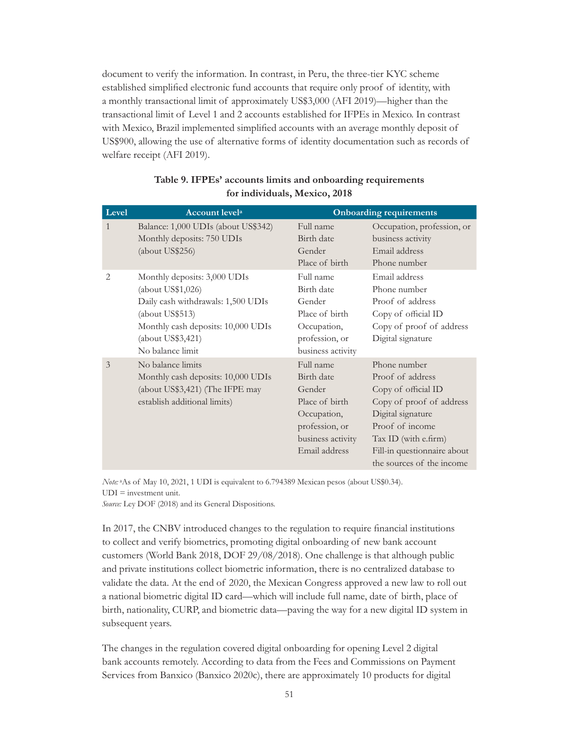document to verify the information. In contrast, in Peru, the three-tier KYC scheme established simplified electronic fund accounts that require only proof of identity, with a monthly transactional limit of approximately US$3,000 (AFI 2019)—higher than the transactional limit of Level 1 and 2 accounts established for IFPEs in Mexico. In contrast with Mexico, Brazil implemented simplified accounts with an average monthly deposit of US$900, allowing the use of alternative forms of identity documentation such as records of welfare receipt (AFI 2019).

**Table 9. IFPEs' accounts limits and onboarding requirements for individuals, Mexico, 2018**

| Level | Account level[a] | Onboarding requirements | |
|---|---|---|---|
| 1 | Balance: 1,000 UDIs (about US$342)<br>Monthly deposits: 750 UDIs (about US$256) | Full name<br>Birth date<br>Gender<br>Place of birth | Occupation, profession, or business activity<br>Email address<br>Phone number |
| 2 | Monthly deposits: 3,000 UDIs (about US$1,026)<br>Daily cash withdrawals: 1,500 UDIs (about US$513)<br>Monthly cash deposits: 10,000 UDIs (about US$3,421)<br>No balance limit | Full name<br>Birth date<br>Gender<br>Place of birth<br>Occupation, profession, or business activity | Email address<br>Phone number<br>Proof of address<br>Copy of official ID<br>Copy of proof of address<br>Digital signature |
| 3 | No balance limits<br>Monthly cash deposits: 10,000 UDIs (about US$3,421) (The IFPE may establish additional limits) | Full name<br>Birth date<br>Gender<br>Place of birth<br>Occupation, profession, or business activity<br>Email address | Phone number<br>Proof of address<br>Copy of official ID<br>Copy of proof of address<br>Digital signature<br>Proof of income<br>Tax ID (with e.firm)<br>Fill-in questionnaire about the sources of the income |

*Note:* [a]As of May 10, 2021, 1 UDI is equivalent to 6.794389 Mexican pesos (about US$0.34).
UDI = investment unit.
*Source:* Ley DOF (2018) and its General Dispositions.

In 2017, the CNBV introduced changes to the regulation to require financial institutions to collect and verify biometrics, promoting digital onboarding of new bank account customers (World Bank 2018, DOF 29/08/2018). One challenge is that although public and private institutions collect biometric information, there is no centralized database to validate the data. At the end of 2020, the Mexican Congress approved a new law to roll out a national biometric digital ID card—which will include full name, date of birth, place of birth, nationality, CURP, and biometric data—paving the way for a new digital ID system in subsequent years.

The changes in the regulation covered digital onboarding for opening Level 2 digital bank accounts remotely. According to data from the Fees and Commissions on Payment Services from Banxico (Banxico 2020c), there are approximately 10 products for digital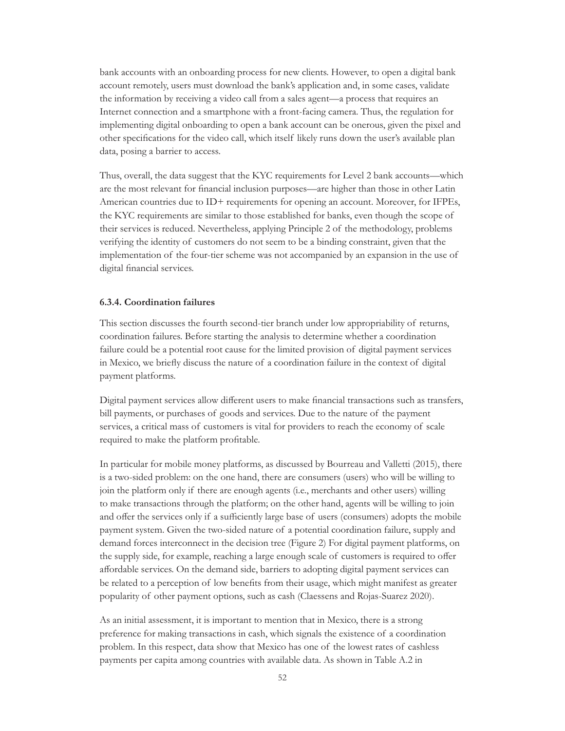bank accounts with an onboarding process for new clients. However, to open a digital bank account remotely, users must download the bank's application and, in some cases, validate the information by receiving a video call from a sales agent—a process that requires an Internet connection and a smartphone with a front-facing camera. Thus, the regulation for implementing digital onboarding to open a bank account can be onerous, given the pixel and other specifications for the video call, which itself likely runs down the user's available plan data, posing a barrier to access.

Thus, overall, the data suggest that the KYC requirements for Level 2 bank accounts—which are the most relevant for financial inclusion purposes—are higher than those in other Latin American countries due to ID+ requirements for opening an account. Moreover, for IFPEs, the KYC requirements are similar to those established for banks, even though the scope of their services is reduced. Nevertheless, applying Principle 2 of the methodology, problems verifying the identity of customers do not seem to be a binding constraint, given that the implementation of the four-tier scheme was not accompanied by an expansion in the use of digital financial services.

#### 6.3.4. Coordination failures

This section discusses the fourth second-tier branch under low appropriability of returns, coordination failures. Before starting the analysis to determine whether a coordination failure could be a potential root cause for the limited provision of digital payment services in Mexico, we briefly discuss the nature of a coordination failure in the context of digital payment platforms.

Digital payment services allow different users to make financial transactions such as transfers, bill payments, or purchases of goods and services. Due to the nature of the payment services, a critical mass of customers is vital for providers to reach the economy of scale required to make the platform profitable.

In particular for mobile money platforms, as discussed by Bourreau and Valletti (2015), there is a two-sided problem: on the one hand, there are consumers (users) who will be willing to join the platform only if there are enough agents (i.e., merchants and other users) willing to make transactions through the platform; on the other hand, agents will be willing to join and offer the services only if a sufficiently large base of users (consumers) adopts the mobile payment system. Given the two-sided nature of a potential coordination failure, supply and demand forces interconnect in the decision tree (Figure 2) For digital payment platforms, on the supply side, for example, reaching a large enough scale of customers is required to offer affordable services. On the demand side, barriers to adopting digital payment services can be related to a perception of low benefits from their usage, which might manifest as greater popularity of other payment options, such as cash (Claessens and Rojas-Suarez 2020).

As an initial assessment, it is important to mention that in Mexico, there is a strong preference for making transactions in cash, which signals the existence of a coordination problem. In this respect, data show that Mexico has one of the lowest rates of cashless payments per capita among countries with available data. As shown in Table A.2 in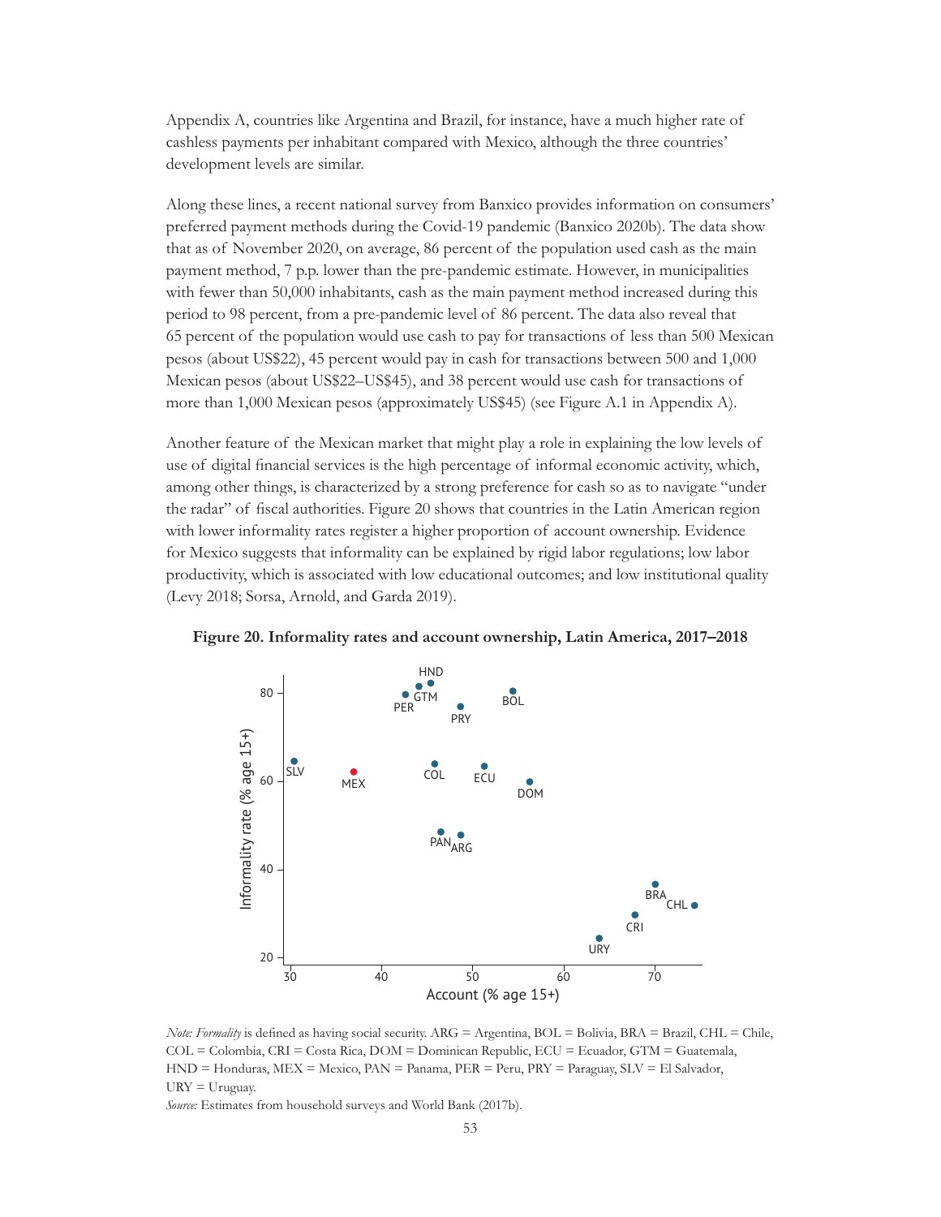Appendix A, countries like Argentina and Brazil, for instance, have a much higher rate of cashless payments per inhabitant compared with Mexico, although the three countries' development levels are similar.

Along these lines, a recent national survey from Banxico provides information on consumers' preferred payment methods during the Covid-19 pandemic (Banxico 2020b). The data show that as of November 2020, on average, 86 percent of the population used cash as the main payment method, 7 p.p. lower than the pre-pandemic estimate. However, in municipalities with fewer than 50,000 inhabitants, cash as the main payment method increased during this period to 98 percent, from a pre-pandemic level of 86 percent. The data also reveal that 65 percent of the population would use cash to pay for transactions of less than 500 Mexican pesos (about US$22), 45 percent would pay in cash for transactions between 500 and 1,000 Mexican pesos (about US$22–US$45), and 38 percent would use cash for transactions of more than 1,000 Mexican pesos (approximately US$45) (see Figure A.1 in Appendix A).

Another feature of the Mexican market that might play a role in explaining the low levels of use of digital financial services is the high percentage of informal economic activity, which, among other things, is characterized by a strong preference for cash so as to navigate "under the radar" of fiscal authorities. Figure 20 shows that countries in the Latin American region with lower informality rates register a higher proportion of account ownership. Evidence for Mexico suggests that informality can be explained by rigid labor regulations; low labor productivity, which is associated with low educational outcomes; and low institutional quality (Levy 2018; Sorsa, Arnold, and Garda 2019).

**Figure 20. Informality rates and account ownership, Latin America, 2017–2018**

*Note: Formality* is defined as having social security. ARG = Argentina, BOL = Bolivia, BRA = Brazil, CHL = Chile, COL = Colombia, CRI = Costa Rica, DOM = Dominican Republic, ECU = Ecuador, GTM = Guatemala, HND = Honduras, MEX = Mexico, PAN = Panama, PER = Peru, PRY = Paraguay, SLV = El Salvador, URY = Uruguay.

*Source:* Estimates from household surveys and World Bank (2017b).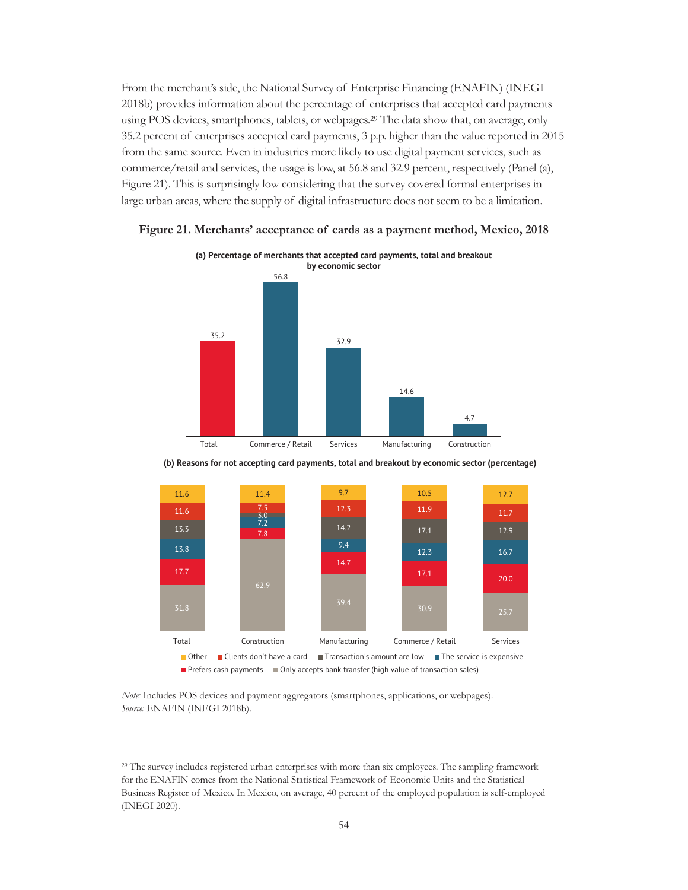From the merchant's side, the National Survey of Enterprise Financing (ENAFIN) (INEGI 2018b) provides information about the percentage of enterprises that accepted card payments using POS devices, smartphones, tablets, or webpages.[29] The data show that, on average, only 35.2 percent of enterprises accepted card payments, 3 p.p. higher than the value reported in 2015 from the same source. Even in industries more likely to use digital payment services, such as commerce/retail and services, the usage is low, at 56.8 and 32.9 percent, respectively (Panel (a), Figure 21). This is surprisingly low considering that the survey covered formal enterprises in large urban areas, where the supply of digital infrastructure does not seem to be a limitation.

**Figure 21. Merchants' acceptance of cards as a payment method, Mexico, 2018**

**(a) Percentage of merchants that accepted card payments, total and breakout by economic sector**

| | Total | Commerce / Retail | Services | Manufacturing | Construction |
|---|---|---|---|---|---|
| Percentage | 35.2 | 56.8 | 32.9 | 14.6 | 4.7 |

**(b) Reasons for not accepting card payments, total and breakout by economic sector (percentage)**

| Reason | Total | Construction | Manufacturing | Commerce / Retail | Services |
|---|---|---|---|---|---|
| Other | 11.6 | 11.4 | 9.7 | 10.5 | 12.7 |
| Clients don't have a card | 11.6 | 7.5 | 12.3 | 11.9 | 11.7 |
| Transaction's amount are low | 13.3 | 3.0 | 14.2 | 17.1 | 12.9 |
| The service is expensive | 13.8 | 7.2 | 9.4 | 12.3 | 16.7 |
| Prefers cash payments | 17.7 | 7.8 | 14.7 | 17.1 | 20.0 |
| Only accepts bank transfer (high value of transaction sales) | 31.8 | 62.9 | 39.4 | 30.9 | 25.7 |

*Note:* Includes POS devices and payment aggregators (smartphones, applications, or webpages).
*Source:* ENAFIN (INEGI 2018b).

---

[29] The survey includes registered urban enterprises with more than six employees. The sampling framework for the ENAFIN comes from the National Statistical Framework of Economic Units and the Statistical Business Register of Mexico. In Mexico, on average, 40 percent of the employed population is self-employed (INEGI 2020).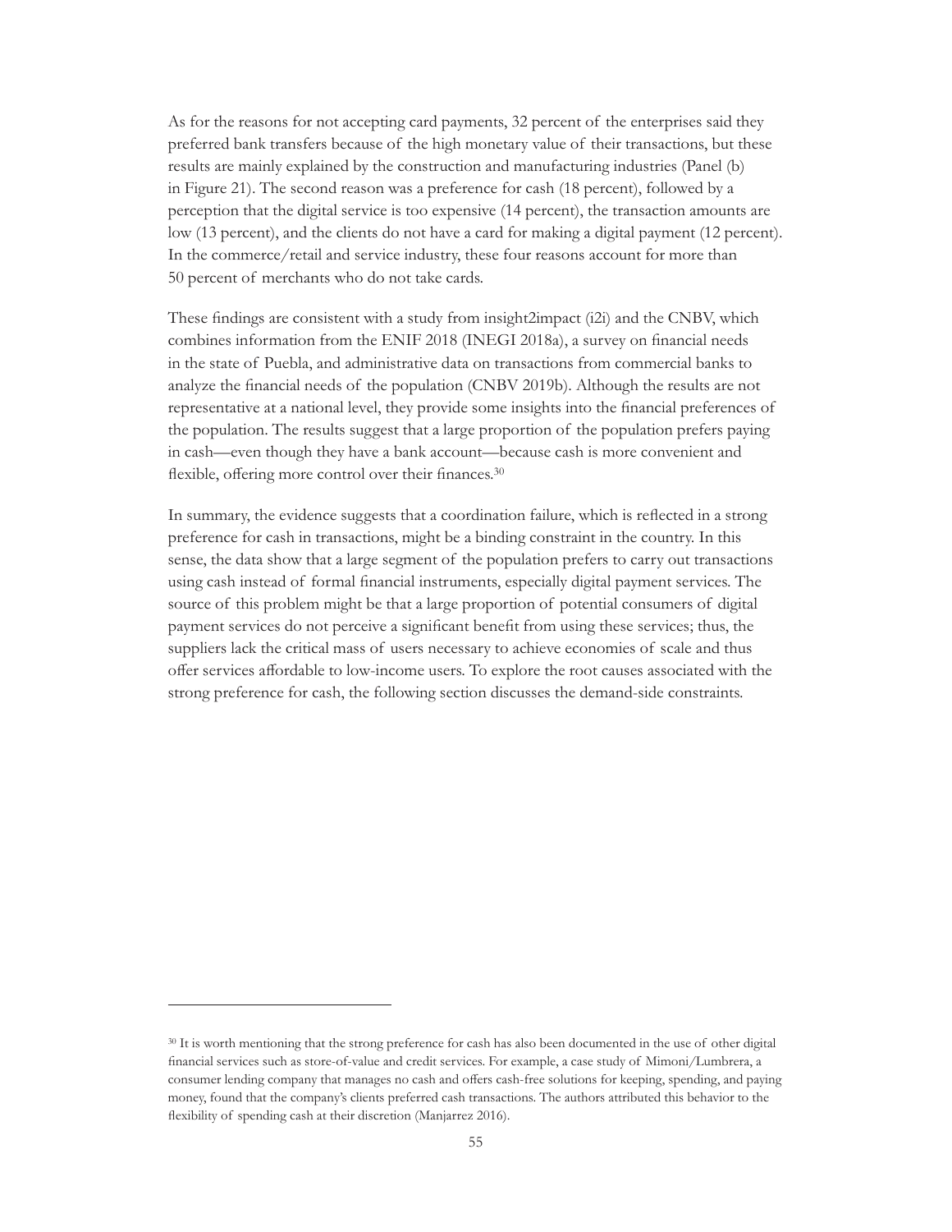As for the reasons for not accepting card payments, 32 percent of the enterprises said they preferred bank transfers because of the high monetary value of their transactions, but these results are mainly explained by the construction and manufacturing industries (Panel (b) in Figure 21). The second reason was a preference for cash (18 percent), followed by a perception that the digital service is too expensive (14 percent), the transaction amounts are low (13 percent), and the clients do not have a card for making a digital payment (12 percent). In the commerce/retail and service industry, these four reasons account for more than 50 percent of merchants who do not take cards.

These findings are consistent with a study from insight2impact (i2i) and the CNBV, which combines information from the ENIF 2018 (INEGI 2018a), a survey on financial needs in the state of Puebla, and administrative data on transactions from commercial banks to analyze the financial needs of the population (CNBV 2019b). Although the results are not representative at a national level, they provide some insights into the financial preferences of the population. The results suggest that a large proportion of the population prefers paying in cash—even though they have a bank account—because cash is more convenient and flexible, offering more control over their finances.[30]

In summary, the evidence suggests that a coordination failure, which is reflected in a strong preference for cash in transactions, might be a binding constraint in the country. In this sense, the data show that a large segment of the population prefers to carry out transactions using cash instead of formal financial instruments, especially digital payment services. The source of this problem might be that a large proportion of potential consumers of digital payment services do not perceive a significant benefit from using these services; thus, the suppliers lack the critical mass of users necessary to achieve economies of scale and thus offer services affordable to low-income users. To explore the root causes associated with the strong preference for cash, the following section discusses the demand-side constraints.

---

[30] It is worth mentioning that the strong preference for cash has also been documented in the use of other digital financial services such as store-of-value and credit services. For example, a case study of Mimoni/Lumbrera, a consumer lending company that manages no cash and offers cash-free solutions for keeping, spending, and paying money, found that the company's clients preferred cash transactions. The authors attributed this behavior to the flexibility of spending cash at their discretion (Manjarrez 2016).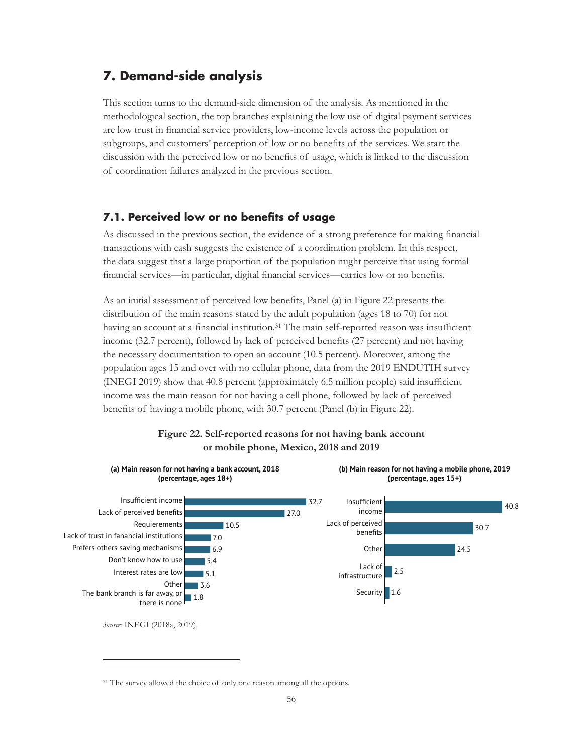## 7. Demand-side analysis

This section turns to the demand-side dimension of the analysis. As mentioned in the methodological section, the top branches explaining the low use of digital payment services are low trust in financial service providers, low-income levels across the population or subgroups, and customers' perception of low or no benefits of the services. We start the discussion with the perceived low or no benefits of usage, which is linked to the discussion of coordination failures analyzed in the previous section.

### 7.1. Perceived low or no benefits of usage

As discussed in the previous section, the evidence of a strong preference for making financial transactions with cash suggests the existence of a coordination problem. In this respect, the data suggest that a large proportion of the population might perceive that using formal financial services—in particular, digital financial services—carries low or no benefits.

As an initial assessment of perceived low benefits, Panel (a) in Figure 22 presents the distribution of the main reasons stated by the adult population (ages 18 to 70) for not having an account at a financial institution.[31] The main self-reported reason was insufficient income (32.7 percent), followed by lack of perceived benefits (27 percent) and not having the necessary documentation to open an account (10.5 percent). Moreover, among the population ages 15 and over with no cellular phone, data from the 2019 ENDUTIH survey (INEGI 2019) show that 40.8 percent (approximately 6.5 million people) said insufficient income was the main reason for not having a cell phone, followed by lack of perceived benefits of having a mobile phone, with 30.7 percent (Panel (b) in Figure 22).

**Figure 22. Self-reported reasons for not having bank account or mobile phone, Mexico, 2018 and 2019**

**(a) Main reason for not having a bank account, 2018 (percentage, ages 18+)**

| Reason | Percentage |
|---|---|
| Insufficient income | 32.7 |
| Lack of perceived benefits | 27.0 |
| Requierements | 10.5 |
| Lack of trust in fanancial institutions | 7.0 |
| Prefers others saving mechanisms | 6.9 |
| Don't know how to use | 5.4 |
| Interest rates are low | 5.1 |
| Other | 3.6 |
| The bank branch is far away, or there is none | 1.8 |

**(b) Main reason for not having a mobile phone, 2019 (percentage, ages 15+)**

| Reason | Percentage |
|---|---|
| Insufficient income | 40.8 |
| Lack of perceived benefits | 30.7 |
| Other | 24.5 |
| Lack of infrastructure | 2.5 |
| Security | 1.6 |

*Source:* INEGI (2018a, 2019).

[31] The survey allowed the choice of only one reason among all the options.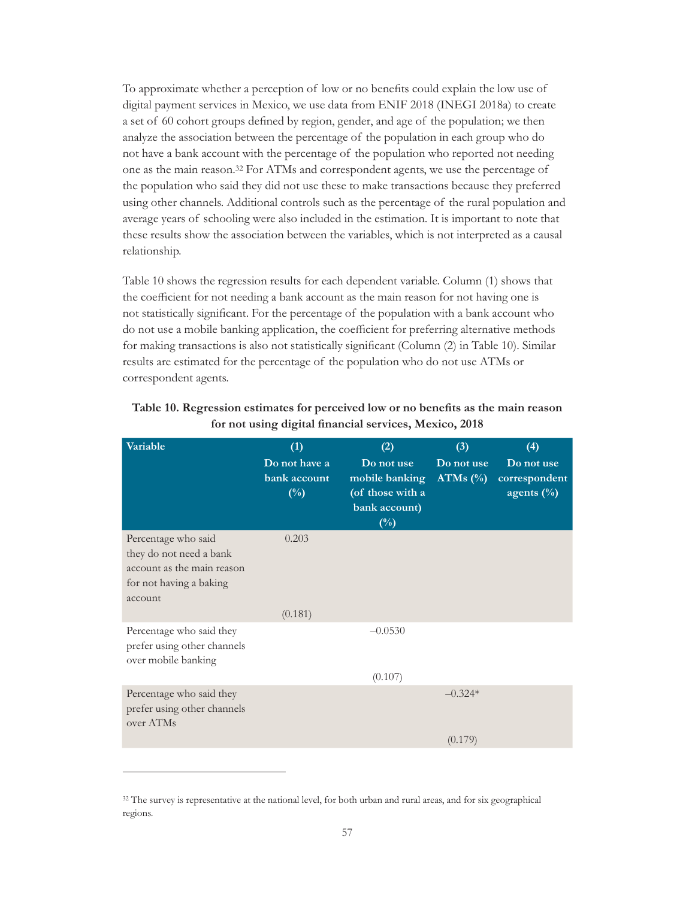To approximate whether a perception of low or no benefits could explain the low use of digital payment services in Mexico, we use data from ENIF 2018 (INEGI 2018a) to create a set of 60 cohort groups defined by region, gender, and age of the population; we then analyze the association between the percentage of the population in each group who do not have a bank account with the percentage of the population who reported not needing one as the main reason.[32] For ATMs and correspondent agents, we use the percentage of the population who said they did not use these to make transactions because they preferred using other channels. Additional controls such as the percentage of the rural population and average years of schooling were also included in the estimation. It is important to note that these results show the association between the variables, which is not interpreted as a causal relationship.

Table 10 shows the regression results for each dependent variable. Column (1) shows that the coefficient for not needing a bank account as the main reason for not having one is not statistically significant. For the percentage of the population with a bank account who do not use a mobile banking application, the coefficient for preferring alternative methods for making transactions is also not statistically significant (Column (2) in Table 10). Similar results are estimated for the percentage of the population who do not use ATMs or correspondent agents.

**Table 10. Regression estimates for perceived low or no benefits as the main reason for not using digital financial services, Mexico, 2018**

| Variable | (1) Do not have a bank account (%) | (2) Do not use mobile banking (of those with a bank account) (%) | (3) Do not use ATMs (%) | (4) Do not use correspondent agents (%) |
|---|---|---|---|---|
| Percentage who said they do not need a bank account as the main reason for not having a baking account | 0.203 | | | |
| | (0.181) | | | |
| Percentage who said they prefer using other channels over mobile banking | | –0.0530 | | |
| | | (0.107) | | |
| Percentage who said they prefer using other channels over ATMs | | | –0.324* | |
| | | | (0.179) | |

[32] The survey is representative at the national level, for both urban and rural areas, and for six geographical regions.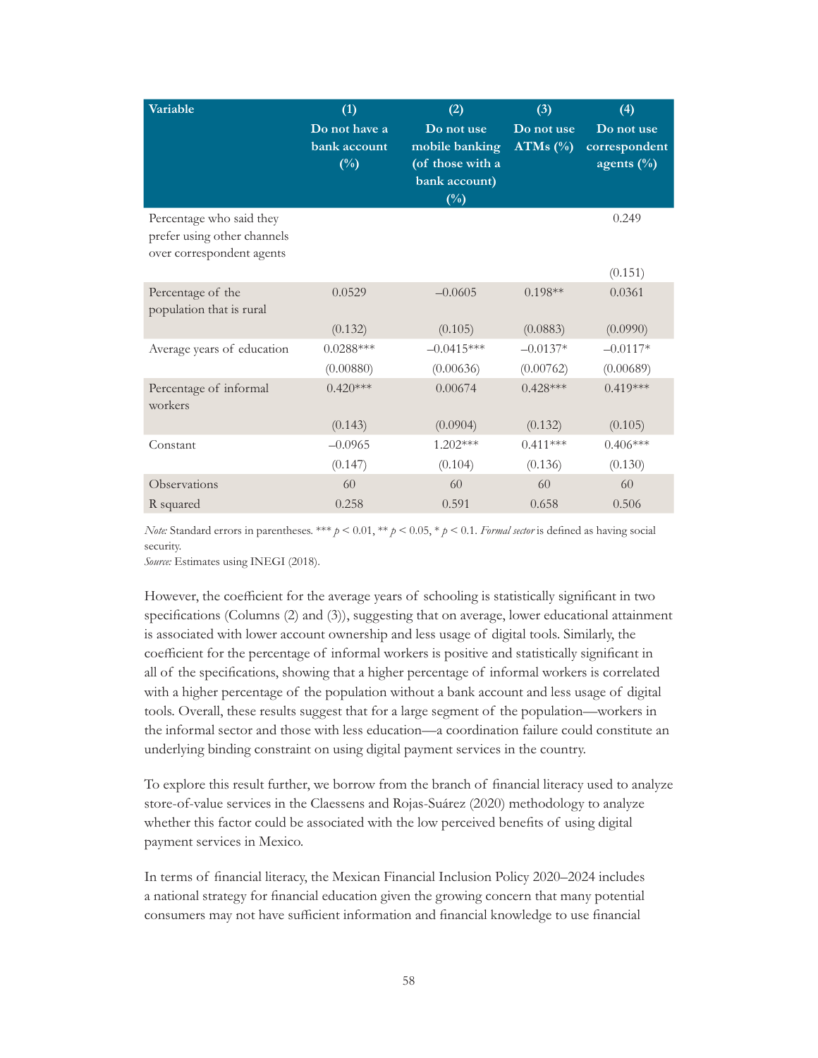| Variable | (1)<br>Do not have a bank account (%) | (2)<br>Do not use mobile banking (of those with a bank account) (%) | (3)<br>Do not use ATMs (%) | (4)<br>Do not use correspondent agents (%) |
|---|---|---|---|---|
| Percentage who said they prefer using other channels over correspondent agents | | | | 0.249 |
| | | | | (0.151) |
| Percentage of the population that is rural | 0.0529 | –0.0605 | 0.198** | 0.0361 |
| | (0.132) | (0.105) | (0.0883) | (0.0990) |
| Average years of education | 0.0288*** | –0.0415*** | –0.0137* | –0.0117* |
| | (0.00880) | (0.00636) | (0.00762) | (0.00689) |
| Percentage of informal workers | 0.420*** | 0.00674 | 0.428*** | 0.419*** |
| | (0.143) | (0.0904) | (0.132) | (0.105) |
| Constant | –0.0965 | 1.202*** | 0.411*** | 0.406*** |
| | (0.147) | (0.104) | (0.136) | (0.130) |
| Observations | 60 | 60 | 60 | 60 |
| R squared | 0.258 | 0.591 | 0.658 | 0.506 |

*Note:* Standard errors in parentheses. *** $p < 0.01$, ** $p < 0.05$, * $p < 0.1$. *Formal sector* is defined as having social security.
*Source:* Estimates using INEGI (2018).

However, the coefficient for the average years of schooling is statistically significant in two specifications (Columns (2) and (3)), suggesting that on average, lower educational attainment is associated with lower account ownership and less usage of digital tools. Similarly, the coefficient for the percentage of informal workers is positive and statistically significant in all of the specifications, showing that a higher percentage of informal workers is correlated with a higher percentage of the population without a bank account and less usage of digital tools. Overall, these results suggest that for a large segment of the population—workers in the informal sector and those with less education—a coordination failure could constitute an underlying binding constraint on using digital payment services in the country.

To explore this result further, we borrow from the branch of financial literacy used to analyze store-of-value services in the Claessens and Rojas-Suárez (2020) methodology to analyze whether this factor could be associated with the low perceived benefits of using digital payment services in Mexico.

In terms of financial literacy, the Mexican Financial Inclusion Policy 2020–2024 includes a national strategy for financial education given the growing concern that many potential consumers may not have sufficient information and financial knowledge to use financial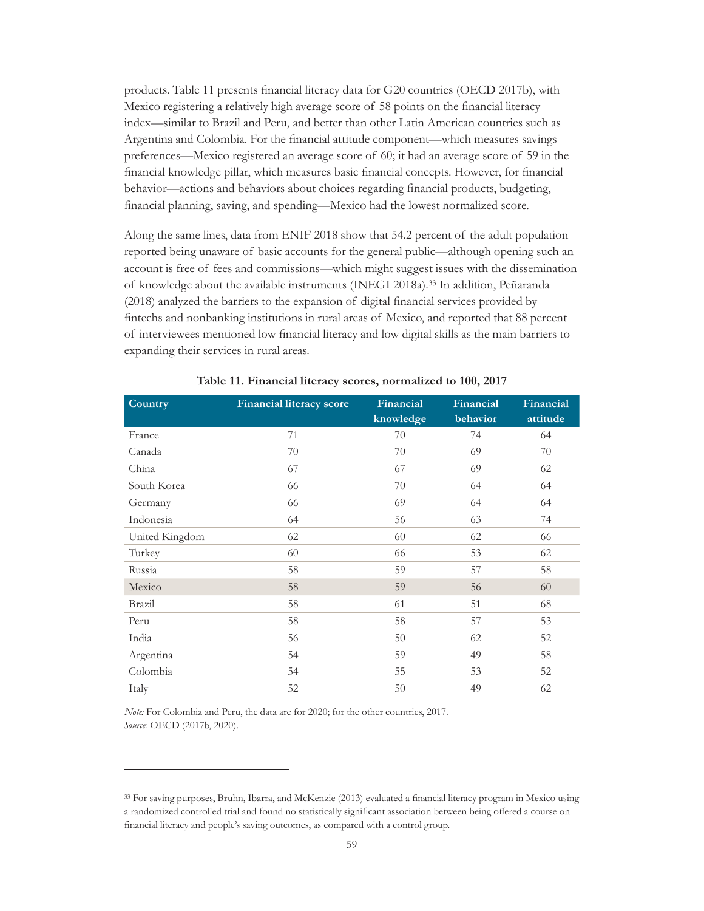products. Table 11 presents financial literacy data for G20 countries (OECD 2017b), with Mexico registering a relatively high average score of 58 points on the financial literacy index—similar to Brazil and Peru, and better than other Latin American countries such as Argentina and Colombia. For the financial attitude component—which measures savings preferences—Mexico registered an average score of 60; it had an average score of 59 in the financial knowledge pillar, which measures basic financial concepts. However, for financial behavior—actions and behaviors about choices regarding financial products, budgeting, financial planning, saving, and spending—Mexico had the lowest normalized score.

Along the same lines, data from ENIF 2018 show that 54.2 percent of the adult population reported being unaware of basic accounts for the general public—although opening such an account is free of fees and commissions—which might suggest issues with the dissemination of knowledge about the available instruments (INEGI 2018a).[33] In addition, Peñaranda (2018) analyzed the barriers to the expansion of digital financial services provided by fintechs and nonbanking institutions in rural areas of Mexico, and reported that 88 percent of interviewees mentioned low financial literacy and low digital skills as the main barriers to expanding their services in rural areas.

**Table 11. Financial literacy scores, normalized to 100, 2017**

| Country | Financial literacy score | Financial knowledge | Financial behavior | Financial attitude |
|---|---|---|---|---|
| France | 71 | 70 | 74 | 64 |
| Canada | 70 | 70 | 69 | 70 |
| China | 67 | 67 | 69 | 62 |
| South Korea | 66 | 70 | 64 | 64 |
| Germany | 66 | 69 | 64 | 64 |
| Indonesia | 64 | 56 | 63 | 74 |
| United Kingdom | 62 | 60 | 62 | 66 |
| Turkey | 60 | 66 | 53 | 62 |
| Russia | 58 | 59 | 57 | 58 |
| Mexico | 58 | 59 | 56 | 60 |
| Brazil | 58 | 61 | 51 | 68 |
| Peru | 58 | 58 | 57 | 53 |
| India | 56 | 50 | 62 | 52 |
| Argentina | 54 | 59 | 49 | 58 |
| Colombia | 54 | 55 | 53 | 52 |
| Italy | 52 | 50 | 49 | 62 |

*Note:* For Colombia and Peru, the data are for 2020; for the other countries, 2017.
*Source:* OECD (2017b, 2020).

[33] For saving purposes, Bruhn, Ibarra, and McKenzie (2013) evaluated a financial literacy program in Mexico using a randomized controlled trial and found no statistically significant association between being offered a course on financial literacy and people's saving outcomes, as compared with a control group.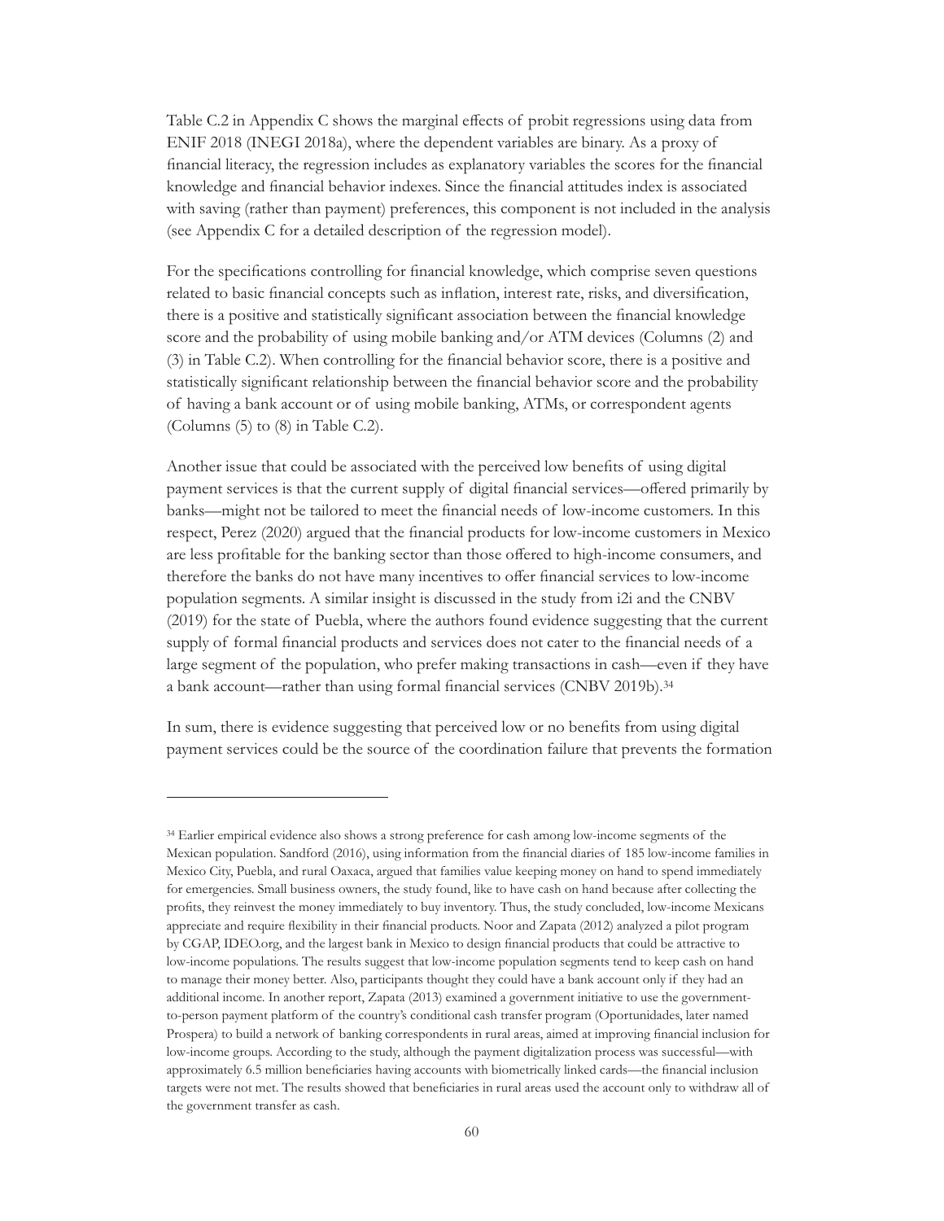Table C.2 in Appendix C shows the marginal effects of probit regressions using data from ENIF 2018 (INEGI 2018a), where the dependent variables are binary. As a proxy of financial literacy, the regression includes as explanatory variables the scores for the financial knowledge and financial behavior indexes. Since the financial attitudes index is associated with saving (rather than payment) preferences, this component is not included in the analysis (see Appendix C for a detailed description of the regression model).

For the specifications controlling for financial knowledge, which comprise seven questions related to basic financial concepts such as inflation, interest rate, risks, and diversification, there is a positive and statistically significant association between the financial knowledge score and the probability of using mobile banking and/or ATM devices (Columns (2) and (3) in Table C.2). When controlling for the financial behavior score, there is a positive and statistically significant relationship between the financial behavior score and the probability of having a bank account or of using mobile banking, ATMs, or correspondent agents (Columns (5) to (8) in Table C.2).

Another issue that could be associated with the perceived low benefits of using digital payment services is that the current supply of digital financial services—offered primarily by banks—might not be tailored to meet the financial needs of low-income customers. In this respect, Perez (2020) argued that the financial products for low-income customers in Mexico are less profitable for the banking sector than those offered to high-income consumers, and therefore the banks do not have many incentives to offer financial services to low-income population segments. A similar insight is discussed in the study from i2i and the CNBV (2019) for the state of Puebla, where the authors found evidence suggesting that the current supply of formal financial products and services does not cater to the financial needs of a large segment of the population, who prefer making transactions in cash—even if they have a bank account—rather than using formal financial services (CNBV 2019b).[34]

In sum, there is evidence suggesting that perceived low or no benefits from using digital payment services could be the source of the coordination failure that prevents the formation

---

[34] Earlier empirical evidence also shows a strong preference for cash among low-income segments of the Mexican population. Sandford (2016), using information from the financial diaries of 185 low-income families in Mexico City, Puebla, and rural Oaxaca, argued that families value keeping money on hand to spend immediately for emergencies. Small business owners, the study found, like to have cash on hand because after collecting the profits, they reinvest the money immediately to buy inventory. Thus, the study concluded, low-income Mexicans appreciate and require flexibility in their financial products. Noor and Zapata (2012) analyzed a pilot program by CGAP, IDEO.org, and the largest bank in Mexico to design financial products that could be attractive to low-income populations. The results suggest that low-income population segments tend to keep cash on hand to manage their money better. Also, participants thought they could have a bank account only if they had an additional income. In another report, Zapata (2013) examined a government initiative to use the government-to-person payment platform of the country's conditional cash transfer program (Oportunidades, later named Prospera) to build a network of banking correspondents in rural areas, aimed at improving financial inclusion for low-income groups. According to the study, although the payment digitalization process was successful—with approximately 6.5 million beneficiaries having accounts with biometrically linked cards—the financial inclusion targets were not met. The results showed that beneficiaries in rural areas used the account only to withdraw all of the government transfer as cash.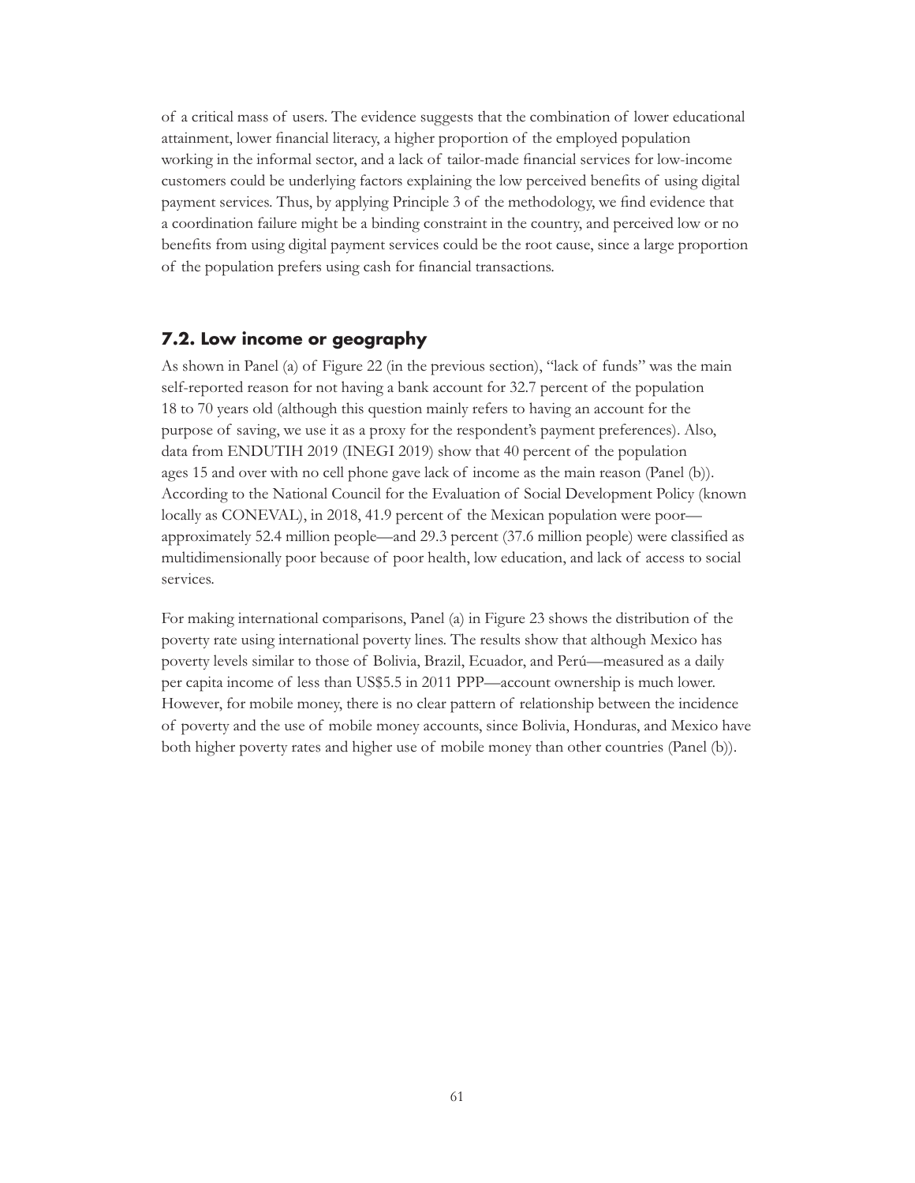of a critical mass of users. The evidence suggests that the combination of lower educational attainment, lower financial literacy, a higher proportion of the employed population working in the informal sector, and a lack of tailor-made financial services for low-income customers could be underlying factors explaining the low perceived benefits of using digital payment services. Thus, by applying Principle 3 of the methodology, we find evidence that a coordination failure might be a binding constraint in the country, and perceived low or no benefits from using digital payment services could be the root cause, since a large proportion of the population prefers using cash for financial transactions.

## 7.2. Low income or geography

As shown in Panel (a) of Figure 22 (in the previous section), "lack of funds" was the main self-reported reason for not having a bank account for 32.7 percent of the population 18 to 70 years old (although this question mainly refers to having an account for the purpose of saving, we use it as a proxy for the respondent's payment preferences). Also, data from ENDUTIH 2019 (INEGI 2019) show that 40 percent of the population ages 15 and over with no cell phone gave lack of income as the main reason (Panel (b)). According to the National Council for the Evaluation of Social Development Policy (known locally as CONEVAL), in 2018, 41.9 percent of the Mexican population were poor—approximately 52.4 million people—and 29.3 percent (37.6 million people) were classified as multidimensionally poor because of poor health, low education, and lack of access to social services.

For making international comparisons, Panel (a) in Figure 23 shows the distribution of the poverty rate using international poverty lines. The results show that although Mexico has poverty levels similar to those of Bolivia, Brazil, Ecuador, and Perú—measured as a daily per capita income of less than US$5.5 in 2011 PPP—account ownership is much lower. However, for mobile money, there is no clear pattern of relationship between the incidence of poverty and the use of mobile money accounts, since Bolivia, Honduras, and Mexico have both higher poverty rates and higher use of mobile money than other countries (Panel (b)).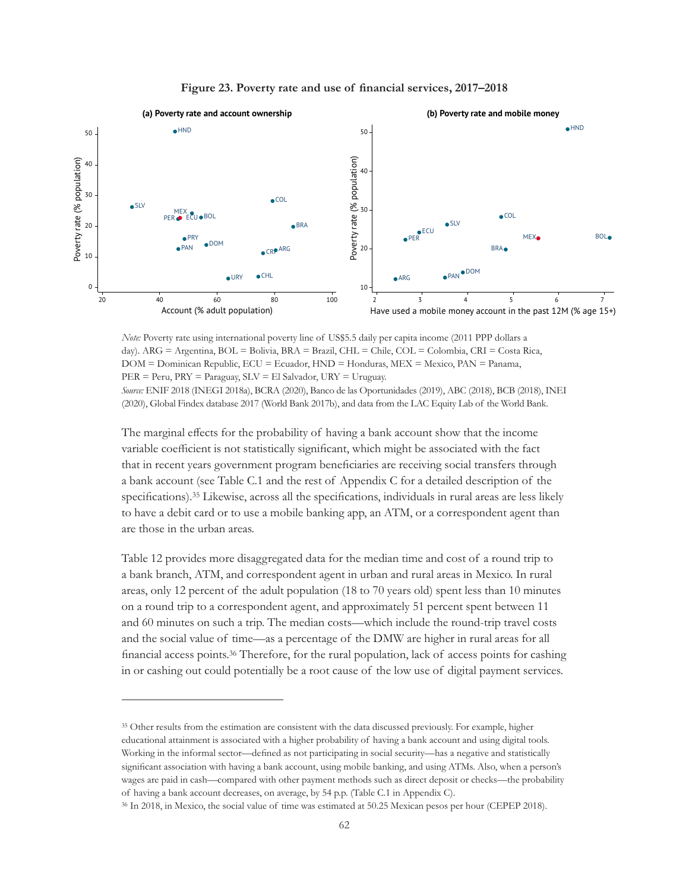**Figure 23. Poverty rate and use of financial services, 2017–2018**

*Note:* Poverty rate using international poverty line of US$5.5 daily per capita income (2011 PPP dollars a day). ARG = Argentina, BOL = Bolivia, BRA = Brazil, CHL = Chile, COL = Colombia, CRI = Costa Rica, DOM = Dominican Republic, ECU = Ecuador, HND = Honduras, MEX = Mexico, PAN = Panama, PER = Peru, PRY = Paraguay, SLV = El Salvador, URY = Uruguay.
*Source:* ENIF 2018 (INEGI 2018a), BCRA (2020), Banco de las Oportunidades (2019), ABC (2018), BCB (2018), INEI (2020), Global Findex database 2017 (World Bank 2017b), and data from the LAC Equity Lab of the World Bank.

The marginal effects for the probability of having a bank account show that the income variable coefficient is not statistically significant, which might be associated with the fact that in recent years government program beneficiaries are receiving social transfers through a bank account (see Table C.1 and the rest of Appendix C for a detailed description of the specifications).[35] Likewise, across all the specifications, individuals in rural areas are less likely to have a debit card or to use a mobile banking app, an ATM, or a correspondent agent than are those in the urban areas.

Table 12 provides more disaggregated data for the median time and cost of a round trip to a bank branch, ATM, and correspondent agent in urban and rural areas in Mexico. In rural areas, only 12 percent of the adult population (18 to 70 years old) spent less than 10 minutes on a round trip to a correspondent agent, and approximately 51 percent spent between 11 and 60 minutes on such a trip. The median costs—which include the round-trip travel costs and the social value of time—as a percentage of the DMW are higher in rural areas for all financial access points.[36] Therefore, for the rural population, lack of access points for cashing in or cashing out could potentially be a root cause of the low use of digital payment services.

---

[35] Other results from the estimation are consistent with the data discussed previously. For example, higher educational attainment is associated with a higher probability of having a bank account and using digital tools. Working in the informal sector—defined as not participating in social security—has a negative and statistically significant association with having a bank account, using mobile banking, and using ATMs. Also, when a person's wages are paid in cash—compared with other payment methods such as direct deposit or checks—the probability of having a bank account decreases, on average, by 54 p.p. (Table C.1 in Appendix C).

[36] In 2018, in Mexico, the social value of time was estimated at 50.25 Mexican pesos per hour (CEPEP 2018).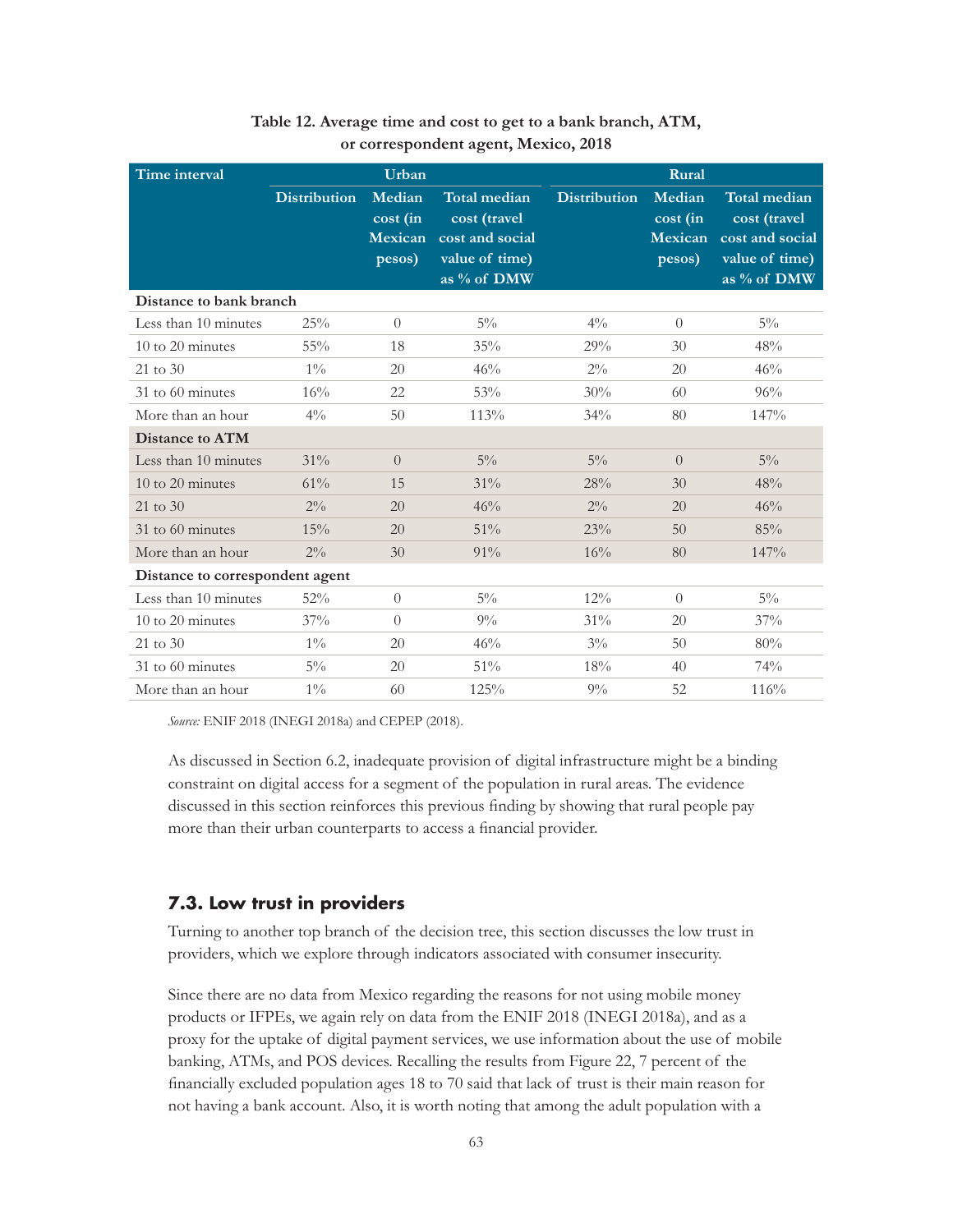**Table 12. Average time and cost to get to a bank branch, ATM, or correspondent agent, Mexico, 2018**

| Time interval | Urban | | | Rural | | |
|---|---|---|---|---|---|---|
| | Distribution | Median cost (in Mexican pesos) | Total median cost (travel cost and social value of time) as % of DMW | Distribution | Median cost (in Mexican pesos) | Total median cost (travel cost and social value of time) as % of DMW |
| **Distance to bank branch** | | | | | | |
| Less than 10 minutes | 25% | 0 | 5% | 4% | 0 | 5% |
| 10 to 20 minutes | 55% | 18 | 35% | 29% | 30 | 48% |
| 21 to 30 | 1% | 20 | 46% | 2% | 20 | 46% |
| 31 to 60 minutes | 16% | 22 | 53% | 30% | 60 | 96% |
| More than an hour | 4% | 50 | 113% | 34% | 80 | 147% |
| **Distance to ATM** | | | | | | |
| Less than 10 minutes | 31% | 0 | 5% | 5% | 0 | 5% |
| 10 to 20 minutes | 61% | 15 | 31% | 28% | 30 | 48% |
| 21 to 30 | 2% | 20 | 46% | 2% | 20 | 46% |
| 31 to 60 minutes | 15% | 20 | 51% | 23% | 50 | 85% |
| More than an hour | 2% | 30 | 91% | 16% | 80 | 147% |
| **Distance to correspondent agent** | | | | | | |
| Less than 10 minutes | 52% | 0 | 5% | 12% | 0 | 5% |
| 10 to 20 minutes | 37% | 0 | 9% | 31% | 20 | 37% |
| 21 to 30 | 1% | 20 | 46% | 3% | 50 | 80% |
| 31 to 60 minutes | 5% | 20 | 51% | 18% | 40 | 74% |
| More than an hour | 1% | 60 | 125% | 9% | 52 | 116% |

*Source:* ENIF 2018 (INEGI 2018a) and CEPEP (2018).

As discussed in Section 6.2, inadequate provision of digital infrastructure might be a binding constraint on digital access for a segment of the population in rural areas. The evidence discussed in this section reinforces this previous finding by showing that rural people pay more than their urban counterparts to access a financial provider.

### 7.3. Low trust in providers

Turning to another top branch of the decision tree, this section discusses the low trust in providers, which we explore through indicators associated with consumer insecurity.

Since there are no data from Mexico regarding the reasons for not using mobile money products or IFPEs, we again rely on data from the ENIF 2018 (INEGI 2018a), and as a proxy for the uptake of digital payment services, we use information about the use of mobile banking, ATMs, and POS devices. Recalling the results from Figure 22, 7 percent of the financially excluded population ages 18 to 70 said that lack of trust is their main reason for not having a bank account. Also, it is worth noting that among the adult population with a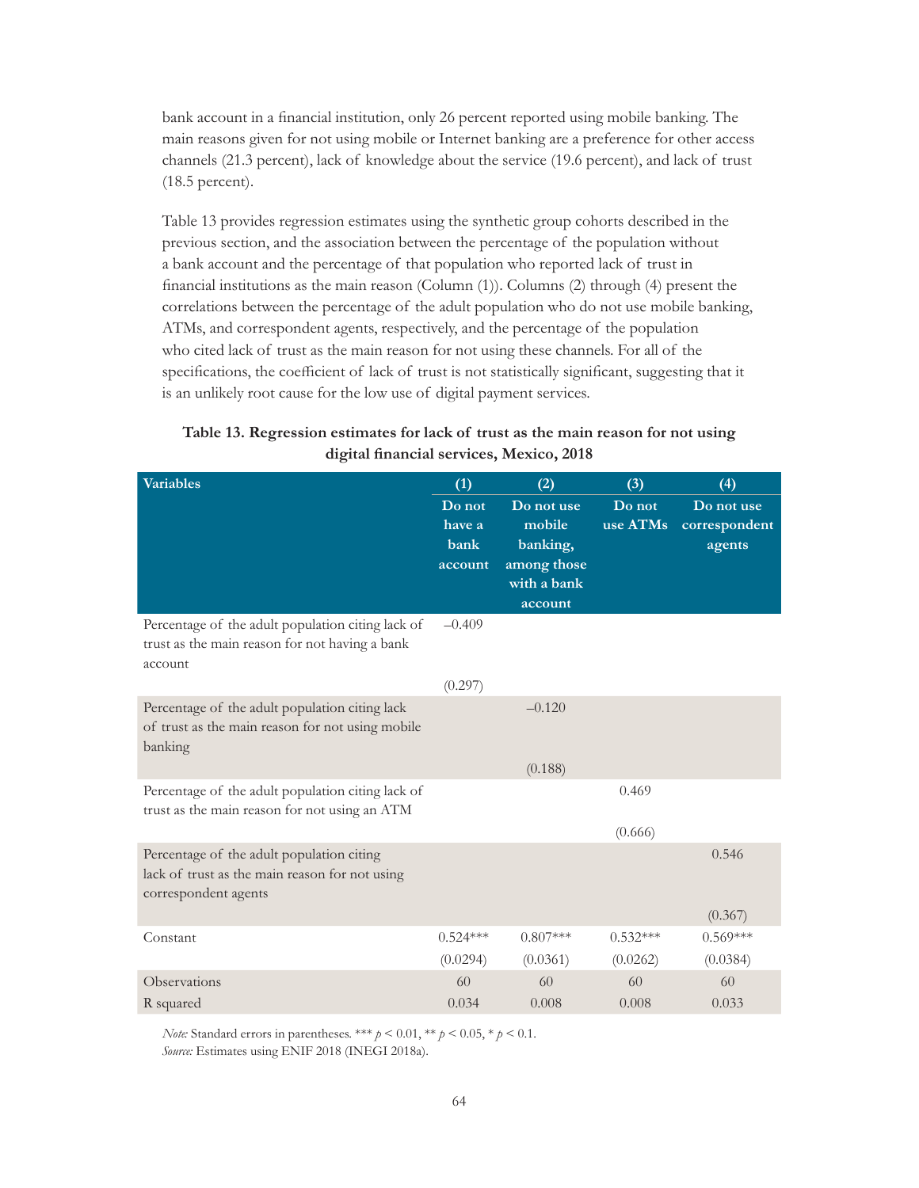bank account in a financial institution, only 26 percent reported using mobile banking. The main reasons given for not using mobile or Internet banking are a preference for other access channels (21.3 percent), lack of knowledge about the service (19.6 percent), and lack of trust (18.5 percent).

Table 13 provides regression estimates using the synthetic group cohorts described in the previous section, and the association between the percentage of the population without a bank account and the percentage of that population who reported lack of trust in financial institutions as the main reason (Column (1)). Columns (2) through (4) present the correlations between the percentage of the adult population who do not use mobile banking, ATMs, and correspondent agents, respectively, and the percentage of the population who cited lack of trust as the main reason for not using these channels. For all of the specifications, the coefficient of lack of trust is not statistically significant, suggesting that it is an unlikely root cause for the low use of digital payment services.

**Table 13. Regression estimates for lack of trust as the main reason for not using digital financial services, Mexico, 2018**

| Variables | (1) Do not have a bank account | (2) Do not use mobile banking, among those with a bank account | (3) Do not use ATMs | (4) Do not use correspondent agents |
|---|---|---|---|---|
| Percentage of the adult population citing lack of trust as the main reason for not having a bank account | –0.409 | | | |
| | (0.297) | | | |
| Percentage of the adult population citing lack of trust as the main reason for not using mobile banking | | –0.120 | | |
| | | (0.188) | | |
| Percentage of the adult population citing lack of trust as the main reason for not using an ATM | | | 0.469 | |
| | | | (0.666) | |
| Percentage of the adult population citing lack of trust as the main reason for not using correspondent agents | | | | 0.546 |
| | | | | (0.367) |
| Constant | 0.524*** | 0.807*** | 0.532*** | 0.569*** |
| | (0.0294) | (0.0361) | (0.0262) | (0.0384) |
| Observations | 60 | 60 | 60 | 60 |
| R squared | 0.034 | 0.008 | 0.008 | 0.033 |

*Note:* Standard errors in parentheses. *** $p < 0.01$, ** $p < 0.05$, * $p < 0.1$.
*Source:* Estimates using ENIF 2018 (INEGI 2018a).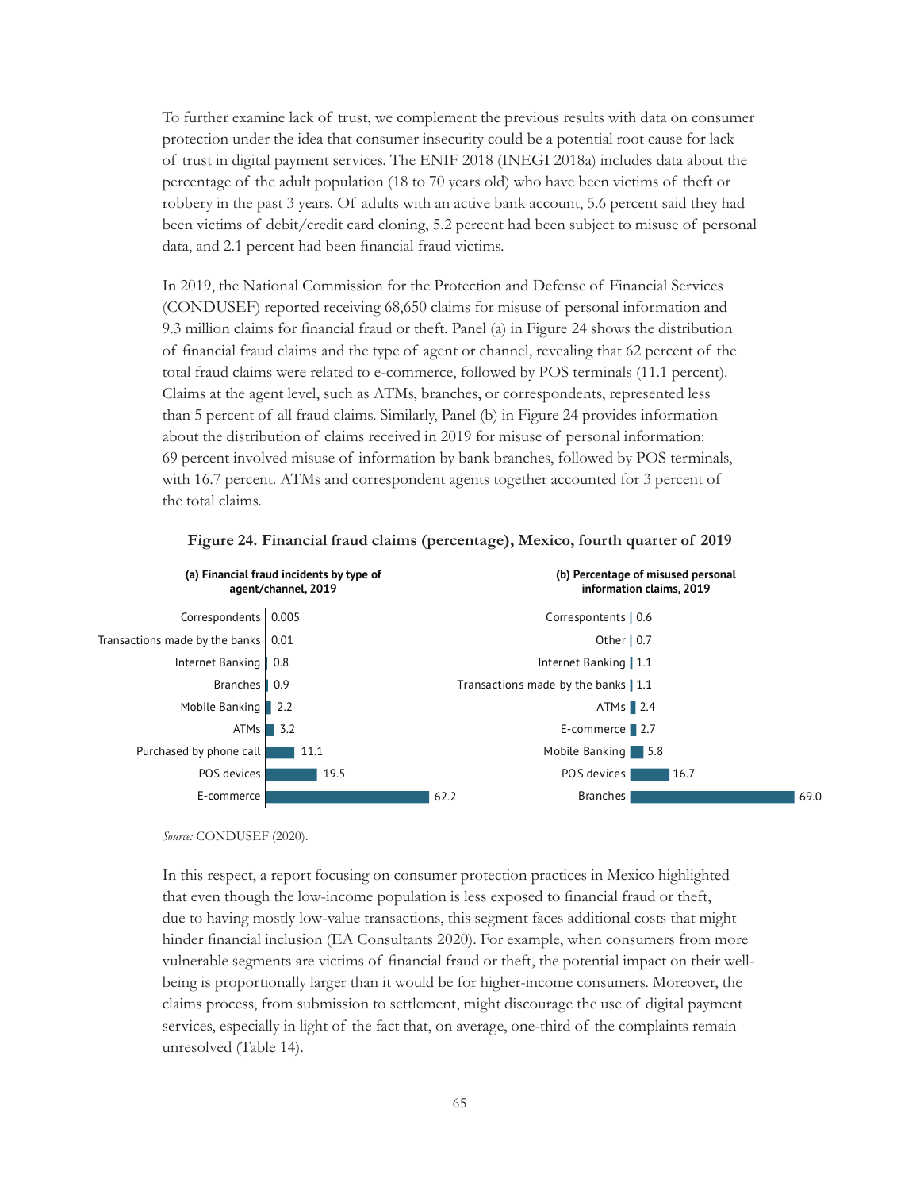To further examine lack of trust, we complement the previous results with data on consumer protection under the idea that consumer insecurity could be a potential root cause for lack of trust in digital payment services. The ENIF 2018 (INEGI 2018a) includes data about the percentage of the adult population (18 to 70 years old) who have been victims of theft or robbery in the past 3 years. Of adults with an active bank account, 5.6 percent said they had been victims of debit/credit card cloning, 5.2 percent had been subject to misuse of personal data, and 2.1 percent had been financial fraud victims.

In 2019, the National Commission for the Protection and Defense of Financial Services (CONDUSEF) reported receiving 68,650 claims for misuse of personal information and 9.3 million claims for financial fraud or theft. Panel (a) in Figure 24 shows the distribution of financial fraud claims and the type of agent or channel, revealing that 62 percent of the total fraud claims were related to e-commerce, followed by POS terminals (11.1 percent). Claims at the agent level, such as ATMs, branches, or correspondents, represented less than 5 percent of all fraud claims. Similarly, Panel (b) in Figure 24 provides information about the distribution of claims received in 2019 for misuse of personal information: 69 percent involved misuse of information by bank branches, followed by POS terminals, with 16.7 percent. ATMs and correspondent agents together accounted for 3 percent of the total claims.

**Figure 24. Financial fraud claims (percentage), Mexico, fourth quarter of 2019**

**(a) Financial fraud incidents by type of agent/channel, 2019**

| Agent/channel | Percentage |
|---|---|
| Correspondents | 0.005 |
| Transactions made by the banks | 0.01 |
| Internet Banking | 0.8 |
| Branches | 0.9 |
| Mobile Banking | 2.2 |
| ATMs | 3.2 |
| Purchased by phone call | 11.1 |
| POS devices | 19.5 |
| E-commerce | 62.2 |

**(b) Percentage of misused personal information claims, 2019**

| Agent/channel | Percentage |
|---|---|
| Correspontents | 0.6 |
| Other | 0.7 |
| Internet Banking | 1.1 |
| Transactions made by the banks | 1.1 |
| ATMs | 2.4 |
| E-commerce | 2.7 |
| Mobile Banking | 5.8 |
| POS devices | 16.7 |
| Branches | 69.0 |

*Source:* CONDUSEF (2020).

In this respect, a report focusing on consumer protection practices in Mexico highlighted that even though the low-income population is less exposed to financial fraud or theft, due to having mostly low-value transactions, this segment faces additional costs that might hinder financial inclusion (EA Consultants 2020). For example, when consumers from more vulnerable segments are victims of financial fraud or theft, the potential impact on their well-being is proportionally larger than it would be for higher-income consumers. Moreover, the claims process, from submission to settlement, might discourage the use of digital payment services, especially in light of the fact that, on average, one-third of the complaints remain unresolved (Table 14).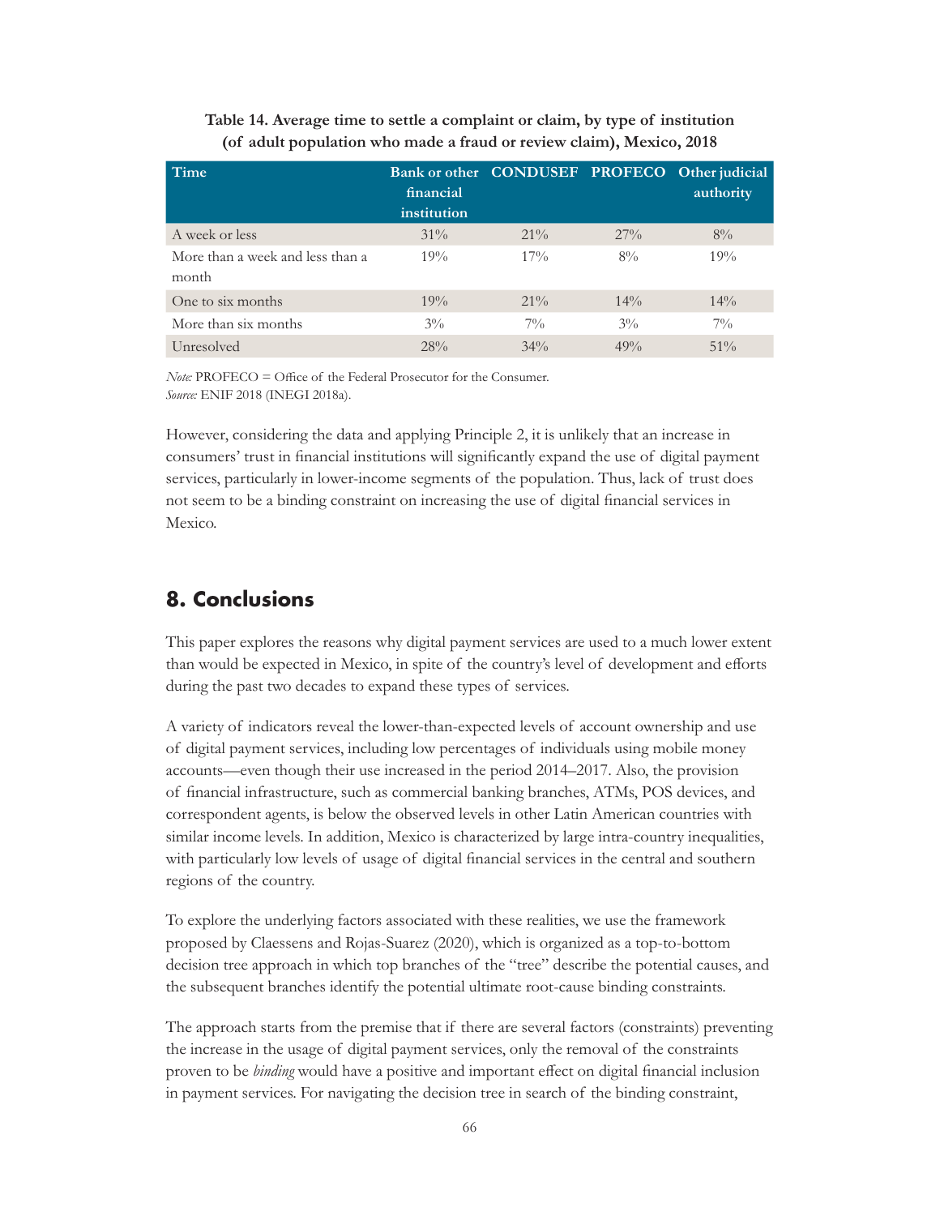**Table 14. Average time to settle a complaint or claim, by type of institution (of adult population who made a fraud or review claim), Mexico, 2018**

| Time | Bank or other financial institution | CONDUSEF | PROFECO | Other judicial authority |
|---|---|---|---|---|
| A week or less | 31% | 21% | 27% | 8% |
| More than a week and less than a month | 19% | 17% | 8% | 19% |
| One to six months | 19% | 21% | 14% | 14% |
| More than six months | 3% | 7% | 3% | 7% |
| Unresolved | 28% | 34% | 49% | 51% |

*Note:* PROFECO = Office of the Federal Prosecutor for the Consumer.
*Source:* ENIF 2018 (INEGI 2018a).

However, considering the data and applying Principle 2, it is unlikely that an increase in consumers' trust in financial institutions will significantly expand the use of digital payment services, particularly in lower-income segments of the population. Thus, lack of trust does not seem to be a binding constraint on increasing the use of digital financial services in Mexico.

## 8. Conclusions

This paper explores the reasons why digital payment services are used to a much lower extent than would be expected in Mexico, in spite of the country's level of development and efforts during the past two decades to expand these types of services.

A variety of indicators reveal the lower-than-expected levels of account ownership and use of digital payment services, including low percentages of individuals using mobile money accounts—even though their use increased in the period 2014–2017. Also, the provision of financial infrastructure, such as commercial banking branches, ATMs, POS devices, and correspondent agents, is below the observed levels in other Latin American countries with similar income levels. In addition, Mexico is characterized by large intra-country inequalities, with particularly low levels of usage of digital financial services in the central and southern regions of the country.

To explore the underlying factors associated with these realities, we use the framework proposed by Claessens and Rojas-Suarez (2020), which is organized as a top-to-bottom decision tree approach in which top branches of the "tree" describe the potential causes, and the subsequent branches identify the potential ultimate root-cause binding constraints.

The approach starts from the premise that if there are several factors (constraints) preventing the increase in the usage of digital payment services, only the removal of the constraints proven to be *binding* would have a positive and important effect on digital financial inclusion in payment services. For navigating the decision tree in search of the binding constraint,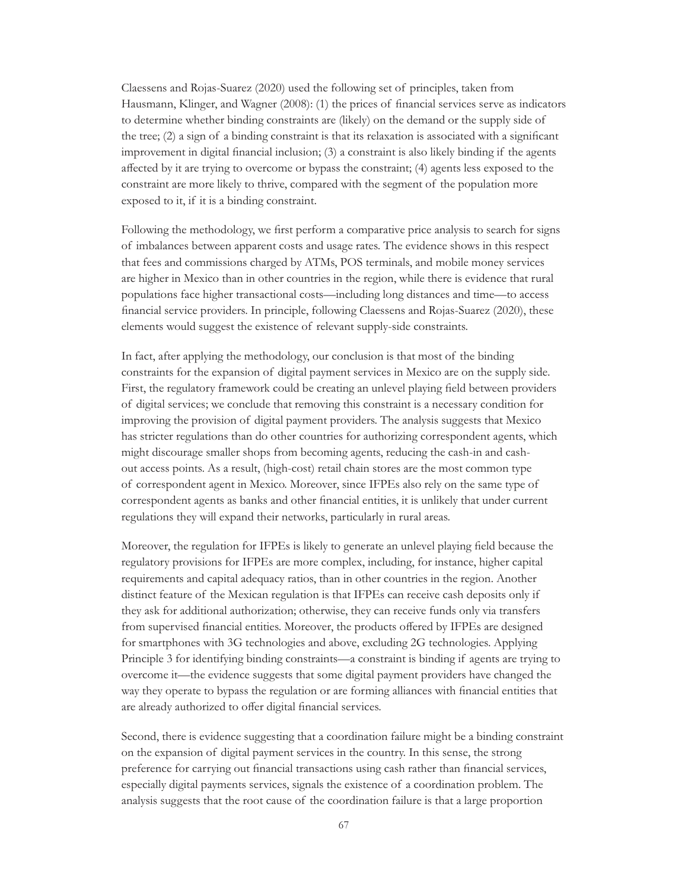Claessens and Rojas-Suarez (2020) used the following set of principles, taken from Hausmann, Klinger, and Wagner (2008): (1) the prices of financial services serve as indicators to determine whether binding constraints are (likely) on the demand or the supply side of the tree; (2) a sign of a binding constraint is that its relaxation is associated with a significant improvement in digital financial inclusion; (3) a constraint is also likely binding if the agents affected by it are trying to overcome or bypass the constraint; (4) agents less exposed to the constraint are more likely to thrive, compared with the segment of the population more exposed to it, if it is a binding constraint.

Following the methodology, we first perform a comparative price analysis to search for signs of imbalances between apparent costs and usage rates. The evidence shows in this respect that fees and commissions charged by ATMs, POS terminals, and mobile money services are higher in Mexico than in other countries in the region, while there is evidence that rural populations face higher transactional costs—including long distances and time—to access financial service providers. In principle, following Claessens and Rojas-Suarez (2020), these elements would suggest the existence of relevant supply-side constraints.

In fact, after applying the methodology, our conclusion is that most of the binding constraints for the expansion of digital payment services in Mexico are on the supply side. First, the regulatory framework could be creating an unlevel playing field between providers of digital services; we conclude that removing this constraint is a necessary condition for improving the provision of digital payment providers. The analysis suggests that Mexico has stricter regulations than do other countries for authorizing correspondent agents, which might discourage smaller shops from becoming agents, reducing the cash-in and cash-out access points. As a result, (high-cost) retail chain stores are the most common type of correspondent agent in Mexico. Moreover, since IFPEs also rely on the same type of correspondent agents as banks and other financial entities, it is unlikely that under current regulations they will expand their networks, particularly in rural areas.

Moreover, the regulation for IFPEs is likely to generate an unlevel playing field because the regulatory provisions for IFPEs are more complex, including, for instance, higher capital requirements and capital adequacy ratios, than in other countries in the region. Another distinct feature of the Mexican regulation is that IFPEs can receive cash deposits only if they ask for additional authorization; otherwise, they can receive funds only via transfers from supervised financial entities. Moreover, the products offered by IFPEs are designed for smartphones with 3G technologies and above, excluding 2G technologies. Applying Principle 3 for identifying binding constraints—a constraint is binding if agents are trying to overcome it—the evidence suggests that some digital payment providers have changed the way they operate to bypass the regulation or are forming alliances with financial entities that are already authorized to offer digital financial services.

Second, there is evidence suggesting that a coordination failure might be a binding constraint on the expansion of digital payment services in the country. In this sense, the strong preference for carrying out financial transactions using cash rather than financial services, especially digital payments services, signals the existence of a coordination problem. The analysis suggests that the root cause of the coordination failure is that a large proportion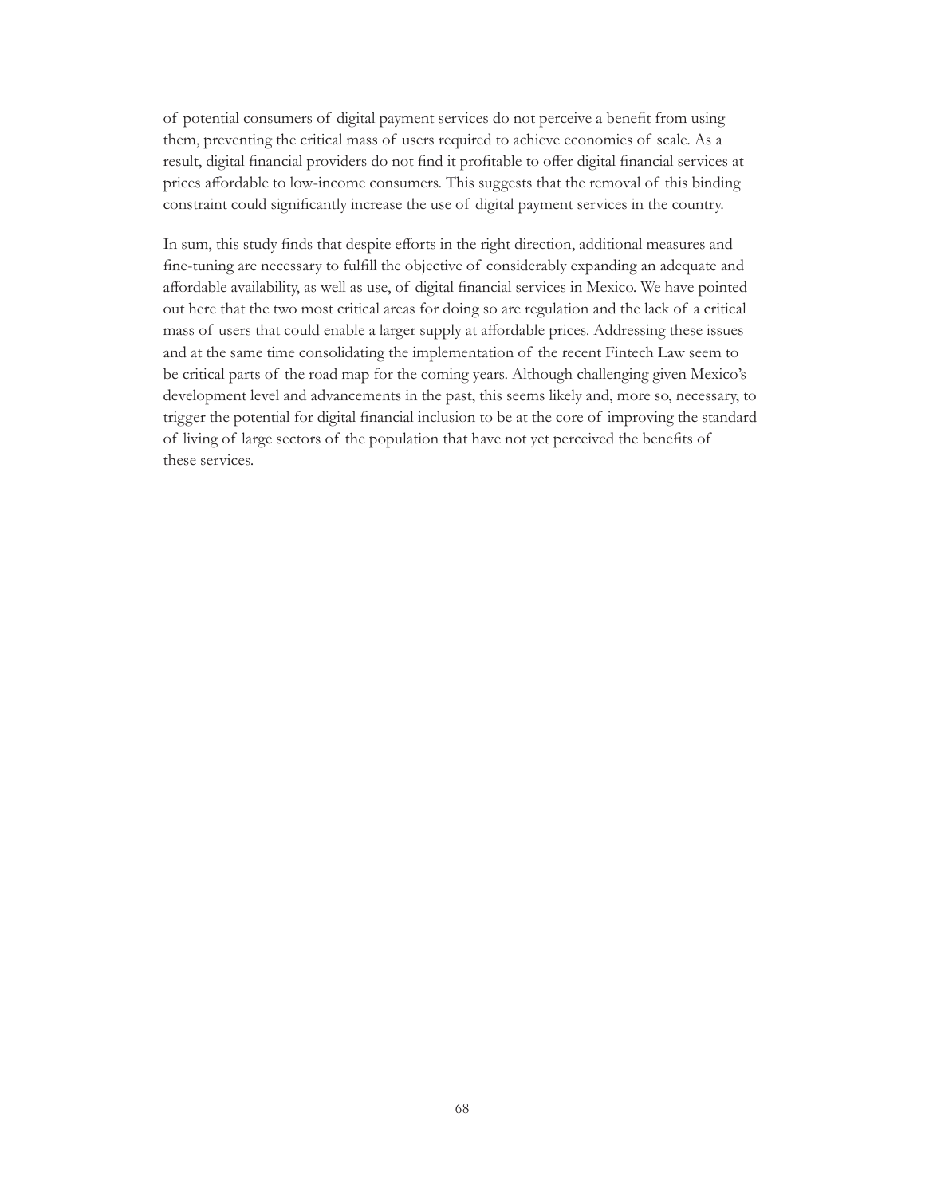of potential consumers of digital payment services do not perceive a benefit from using them, preventing the critical mass of users required to achieve economies of scale. As a result, digital financial providers do not find it profitable to offer digital financial services at prices affordable to low-income consumers. This suggests that the removal of this binding constraint could significantly increase the use of digital payment services in the country.

In sum, this study finds that despite efforts in the right direction, additional measures and fine-tuning are necessary to fulfill the objective of considerably expanding an adequate and affordable availability, as well as use, of digital financial services in Mexico. We have pointed out here that the two most critical areas for doing so are regulation and the lack of a critical mass of users that could enable a larger supply at affordable prices. Addressing these issues and at the same time consolidating the implementation of the recent Fintech Law seem to be critical parts of the road map for the coming years. Although challenging given Mexico's development level and advancements in the past, this seems likely and, more so, necessary, to trigger the potential for digital financial inclusion to be at the core of improving the standard of living of large sectors of the population that have not yet perceived the benefits of these services.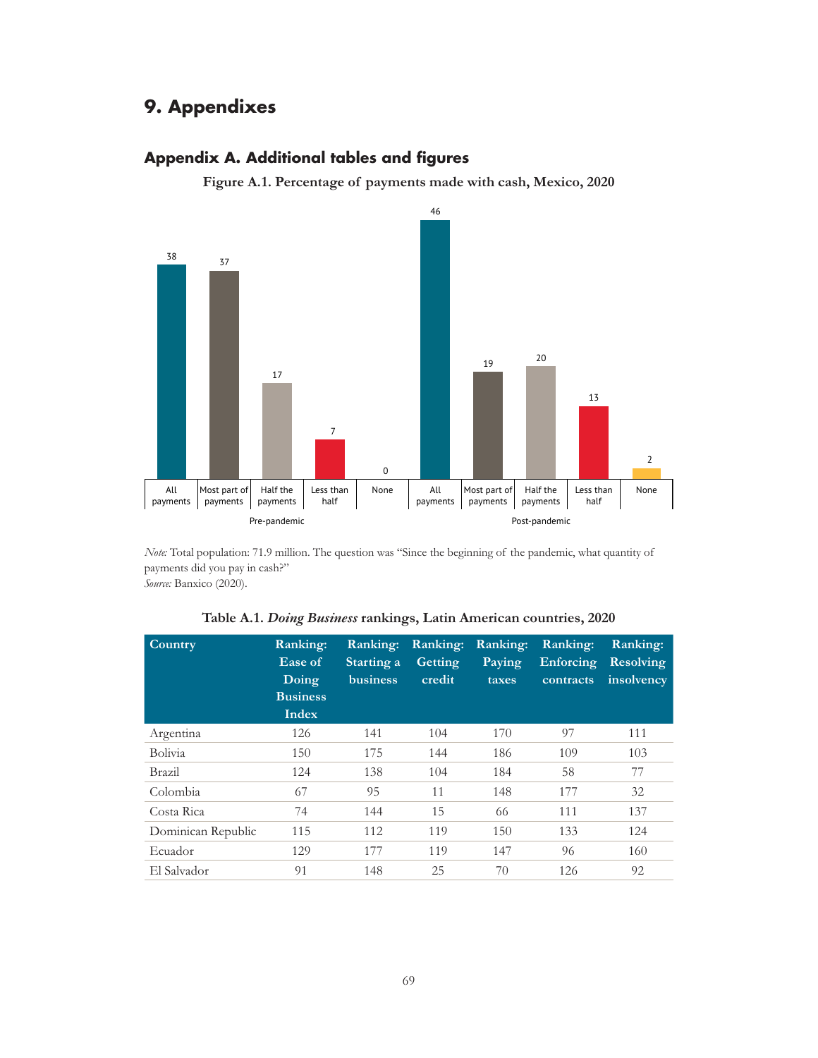# 9. Appendixes

## Appendix A. Additional tables and figures

**Figure A.1. Percentage of payments made with cash, Mexico, 2020**

| | All payments | Most part of payments | Half the payments | Less than half | None |
|---|---|---|---|---|---|
| Pre-pandemic | 38 | 37 | 17 | 7 | 0 |
| Post-pandemic | 46 | 19 | 20 | 13 | 2 |

*Note:* Total population: 71.9 million. The question was "Since the beginning of the pandemic, what quantity of payments did you pay in cash?"
*Source:* Banxico (2020).

**Table A.1. *Doing Business* rankings, Latin American countries, 2020**

| Country | Ranking: Ease of Doing Business Index | Ranking: Starting a business | Ranking: Getting credit | Ranking: Paying taxes | Ranking: Enforcing contracts | Ranking: Resolving insolvency |
|---|---|---|---|---|---|---|
| Argentina | 126 | 141 | 104 | 170 | 97 | 111 |
| Bolivia | 150 | 175 | 144 | 186 | 109 | 103 |
| Brazil | 124 | 138 | 104 | 184 | 58 | 77 |
| Colombia | 67 | 95 | 11 | 148 | 177 | 32 |
| Costa Rica | 74 | 144 | 15 | 66 | 111 | 137 |
| Dominican Republic | 115 | 112 | 119 | 150 | 133 | 124 |
| Ecuador | 129 | 177 | 119 | 147 | 96 | 160 |
| El Salvador | 91 | 148 | 25 | 70 | 126 | 92 |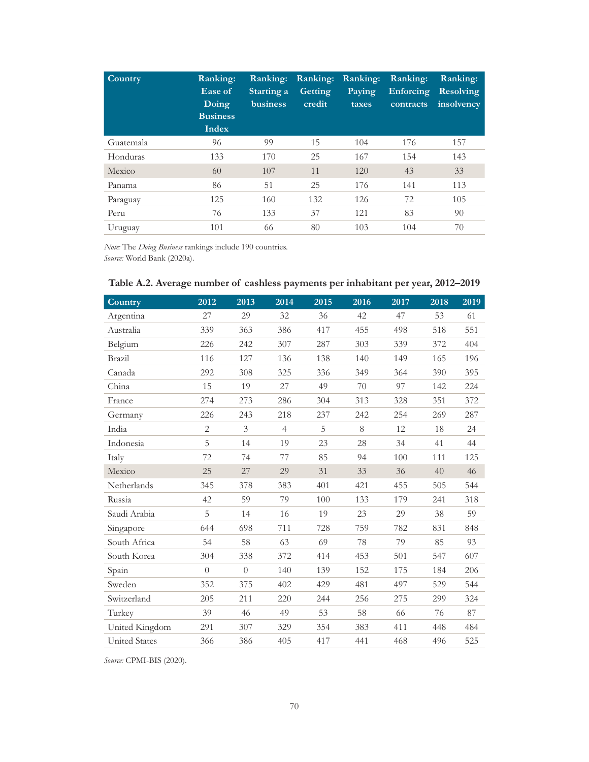| Country | Ranking: Ease of Doing Business Index | Ranking: Starting a business | Ranking: Getting credit | Ranking: Paying taxes | Ranking: Enforcing contracts | Ranking: Resolving insolvency |
|---|---|---|---|---|---|---|
| Guatemala | 96 | 99 | 15 | 104 | 176 | 157 |
| Honduras | 133 | 170 | 25 | 167 | 154 | 143 |
| Mexico | 60 | 107 | 11 | 120 | 43 | 33 |
| Panama | 86 | 51 | 25 | 176 | 141 | 113 |
| Paraguay | 125 | 160 | 132 | 126 | 72 | 105 |
| Peru | 76 | 133 | 37 | 121 | 83 | 90 |
| Uruguay | 101 | 66 | 80 | 103 | 104 | 70 |

*Note:* The *Doing Business* rankings include 190 countries.
*Source:* World Bank (2020a).

**Table A.2. Average number of cashless payments per inhabitant per year, 2012–2019**

| Country | 2012 | 2013 | 2014 | 2015 | 2016 | 2017 | 2018 | 2019 |
|---|---|---|---|---|---|---|---|---|
| Argentina | 27 | 29 | 32 | 36 | 42 | 47 | 53 | 61 |
| Australia | 339 | 363 | 386 | 417 | 455 | 498 | 518 | 551 |
| Belgium | 226 | 242 | 307 | 287 | 303 | 339 | 372 | 404 |
| Brazil | 116 | 127 | 136 | 138 | 140 | 149 | 165 | 196 |
| Canada | 292 | 308 | 325 | 336 | 349 | 364 | 390 | 395 |
| China | 15 | 19 | 27 | 49 | 70 | 97 | 142 | 224 |
| France | 274 | 273 | 286 | 304 | 313 | 328 | 351 | 372 |
| Germany | 226 | 243 | 218 | 237 | 242 | 254 | 269 | 287 |
| India | 2 | 3 | 4 | 5 | 8 | 12 | 18 | 24 |
| Indonesia | 5 | 14 | 19 | 23 | 28 | 34 | 41 | 44 |
| Italy | 72 | 74 | 77 | 85 | 94 | 100 | 111 | 125 |
| Mexico | 25 | 27 | 29 | 31 | 33 | 36 | 40 | 46 |
| Netherlands | 345 | 378 | 383 | 401 | 421 | 455 | 505 | 544 |
| Russia | 42 | 59 | 79 | 100 | 133 | 179 | 241 | 318 |
| Saudi Arabia | 5 | 14 | 16 | 19 | 23 | 29 | 38 | 59 |
| Singapore | 644 | 698 | 711 | 728 | 759 | 782 | 831 | 848 |
| South Africa | 54 | 58 | 63 | 69 | 78 | 79 | 85 | 93 |
| South Korea | 304 | 338 | 372 | 414 | 453 | 501 | 547 | 607 |
| Spain | 0 | 0 | 140 | 139 | 152 | 175 | 184 | 206 |
| Sweden | 352 | 375 | 402 | 429 | 481 | 497 | 529 | 544 |
| Switzerland | 205 | 211 | 220 | 244 | 256 | 275 | 299 | 324 |
| Turkey | 39 | 46 | 49 | 53 | 58 | 66 | 76 | 87 |
| United Kingdom | 291 | 307 | 329 | 354 | 383 | 411 | 448 | 484 |
| United States | 366 | 386 | 405 | 417 | 441 | 468 | 496 | 525 |

*Source:* CPMI-BIS (2020).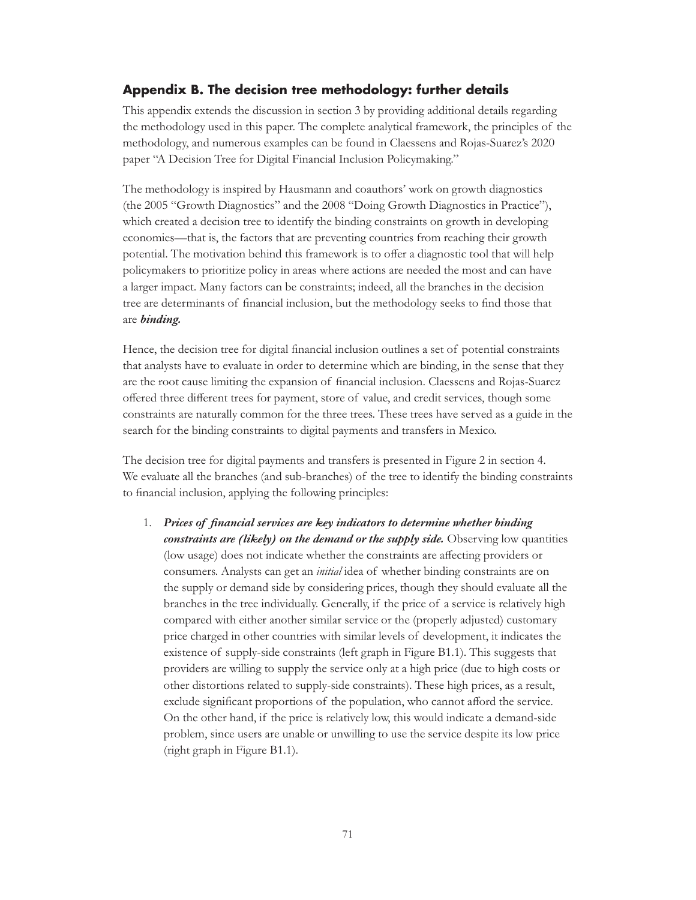## Appendix B. The decision tree methodology: further details

This appendix extends the discussion in section 3 by providing additional details regarding the methodology used in this paper. The complete analytical framework, the principles of the methodology, and numerous examples can be found in Claessens and Rojas-Suarez's 2020 paper "A Decision Tree for Digital Financial Inclusion Policymaking."

The methodology is inspired by Hausmann and coauthors' work on growth diagnostics (the 2005 "Growth Diagnostics" and the 2008 "Doing Growth Diagnostics in Practice"), which created a decision tree to identify the binding constraints on growth in developing economies—that is, the factors that are preventing countries from reaching their growth potential. The motivation behind this framework is to offer a diagnostic tool that will help policymakers to prioritize policy in areas where actions are needed the most and can have a larger impact. Many factors can be constraints; indeed, all the branches in the decision tree are determinants of financial inclusion, but the methodology seeks to find those that are ***binding.***

Hence, the decision tree for digital financial inclusion outlines a set of potential constraints that analysts have to evaluate in order to determine which are binding, in the sense that they are the root cause limiting the expansion of financial inclusion. Claessens and Rojas-Suarez offered three different trees for payment, store of value, and credit services, though some constraints are naturally common for the three trees. These trees have served as a guide in the search for the binding constraints to digital payments and transfers in Mexico.

The decision tree for digital payments and transfers is presented in Figure 2 in section 4. We evaluate all the branches (and sub-branches) of the tree to identify the binding constraints to financial inclusion, applying the following principles:

1. ***Prices of financial services are key indicators to determine whether binding constraints are (likely) on the demand or the supply side.*** Observing low quantities (low usage) does not indicate whether the constraints are affecting providers or consumers. Analysts can get an *initial* idea of whether binding constraints are on the supply or demand side by considering prices, though they should evaluate all the branches in the tree individually. Generally, if the price of a service is relatively high compared with either another similar service or the (properly adjusted) customary price charged in other countries with similar levels of development, it indicates the existence of supply-side constraints (left graph in Figure B1.1). This suggests that providers are willing to supply the service only at a high price (due to high costs or other distortions related to supply-side constraints). These high prices, as a result, exclude significant proportions of the population, who cannot afford the service. On the other hand, if the price is relatively low, this would indicate a demand-side problem, since users are unable or unwilling to use the service despite its low price (right graph in Figure B1.1).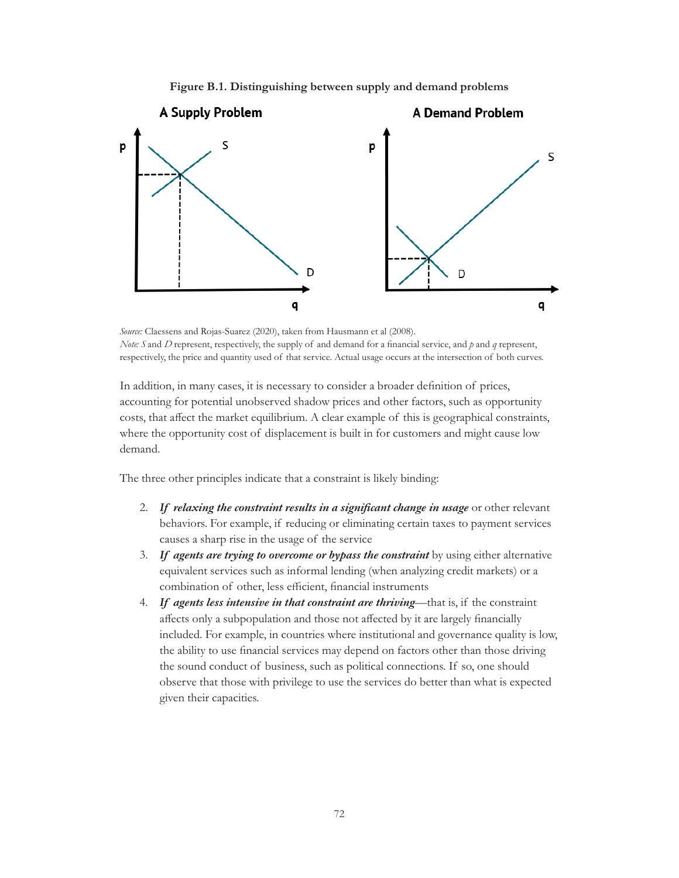**Figure B.1. Distinguishing between supply and demand problems**

*Source:* Claessens and Rojas-Suarez (2020), taken from Hausmann et al (2008).
*Note:* $S$ and $D$ represent, respectively, the supply of and demand for a financial service, and $p$ and $q$ represent, respectively, the price and quantity used of that service. Actual usage occurs at the intersection of both curves.

In addition, in many cases, it is necessary to consider a broader definition of prices, accounting for potential unobserved shadow prices and other factors, such as opportunity costs, that affect the market equilibrium. A clear example of this is geographical constraints, where the opportunity cost of displacement is built in for customers and might cause low demand.

The three other principles indicate that a constraint is likely binding:

2. ***If relaxing the constraint results in a significant change in usage*** or other relevant behaviors. For example, if reducing or eliminating certain taxes to payment services causes a sharp rise in the usage of the service
3. ***If agents are trying to overcome or bypass the constraint*** by using either alternative equivalent services such as informal lending (when analyzing credit markets) or a combination of other, less efficient, financial instruments
4. ***If agents less intensive in that constraint are thriving***—that is, if the constraint affects only a subpopulation and those not affected by it are largely financially included. For example, in countries where institutional and governance quality is low, the ability to use financial services may depend on factors other than those driving the sound conduct of business, such as political connections. If so, one should observe that those with privilege to use the services do better than what is expected given their capacities.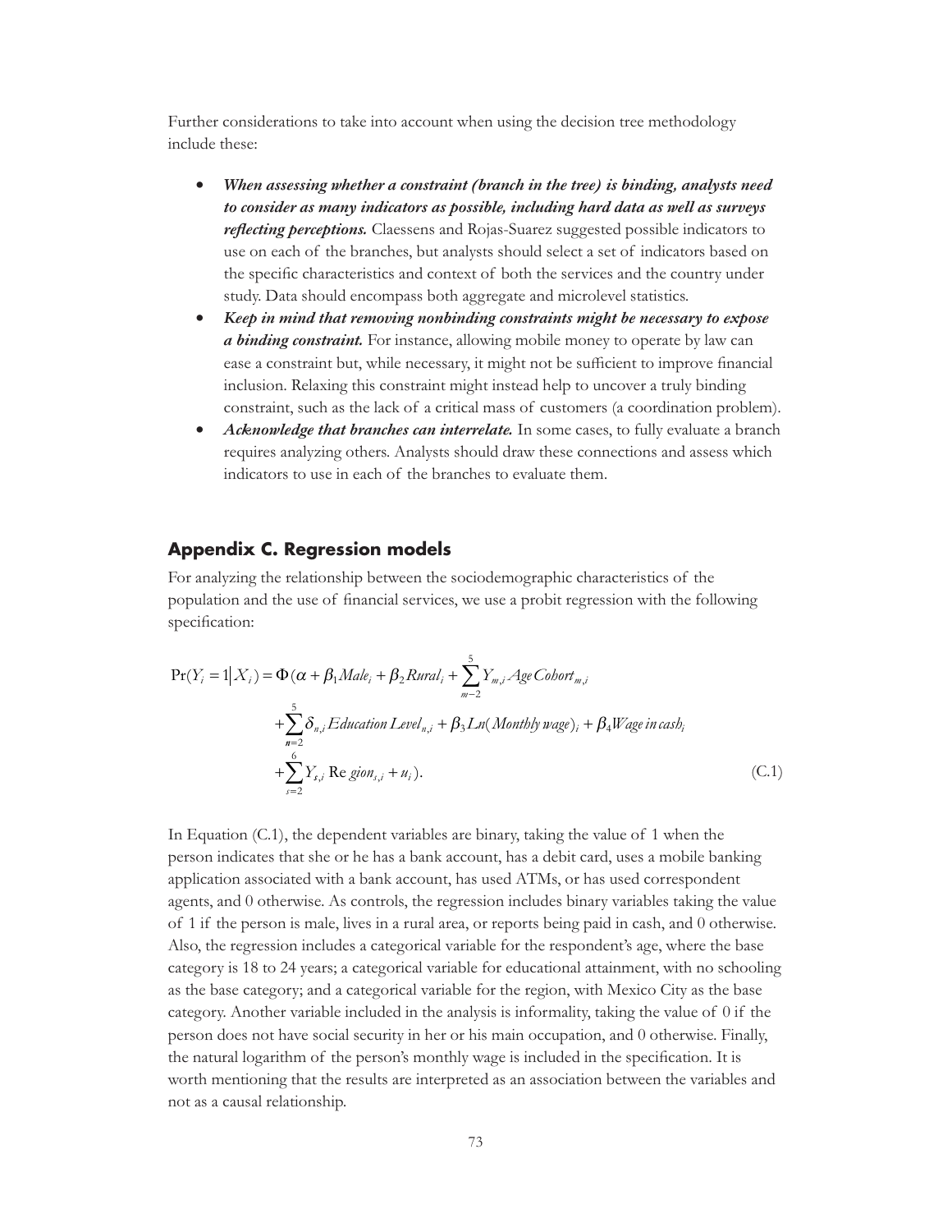Further considerations to take into account when using the decision tree methodology include these:

- ***When assessing whether a constraint (branch in the tree) is binding, analysts need to consider as many indicators as possible, including hard data as well as surveys reflecting perceptions.*** Claessens and Rojas-Suarez suggested possible indicators to use on each of the branches, but analysts should select a set of indicators based on the specific characteristics and context of both the services and the country under study. Data should encompass both aggregate and microlevel statistics.
- ***Keep in mind that removing nonbinding constraints might be necessary to expose a binding constraint.*** For instance, allowing mobile money to operate by law can ease a constraint but, while necessary, it might not be sufficient to improve financial inclusion. Relaxing this constraint might instead help to uncover a truly binding constraint, such as the lack of a critical mass of customers (a coordination problem).
- ***Acknowledge that branches can interrelate.*** In some cases, to fully evaluate a branch requires analyzing others. Analysts should draw these connections and assess which indicators to use in each of the branches to evaluate them.

## Appendix C. Regression models

For analyzing the relationship between the sociodemographic characteristics of the population and the use of financial services, we use a probit regression with the following specification:

$$
\begin{aligned}
\Pr(Y_i = 1 | X_i) = \Phi(\alpha + \beta_1 Male_i + \beta_2 Rural_i + \sum_{m-2}^{5} Y_{m,i} \, Age\,Cohort_{m,i} \\
+ \sum_{n=2}^{5} \delta_{n,i} \, Education\ Level_{n,i} + \beta_3 Ln(Monthly\ wage)_i + \beta_4 Wage\ in\ cash_i \\
+ \sum_{s=2}^{6} Y_{s,i} \, \mathrm{Re}\,gion_{s,i} + u_i).
\end{aligned}
\tag{C.1}
$$

In Equation (C.1), the dependent variables are binary, taking the value of 1 when the person indicates that she or he has a bank account, has a debit card, uses a mobile banking application associated with a bank account, has used ATMs, or has used correspondent agents, and 0 otherwise. As controls, the regression includes binary variables taking the value of 1 if the person is male, lives in a rural area, or reports being paid in cash, and 0 otherwise. Also, the regression includes a categorical variable for the respondent's age, where the base category is 18 to 24 years; a categorical variable for educational attainment, with no schooling as the base category; and a categorical variable for the region, with Mexico City as the base category. Another variable included in the analysis is informality, taking the value of 0 if the person does not have social security in her or his main occupation, and 0 otherwise. Finally, the natural logarithm of the person's monthly wage is included in the specification. It is worth mentioning that the results are interpreted as an association between the variables and not as a causal relationship.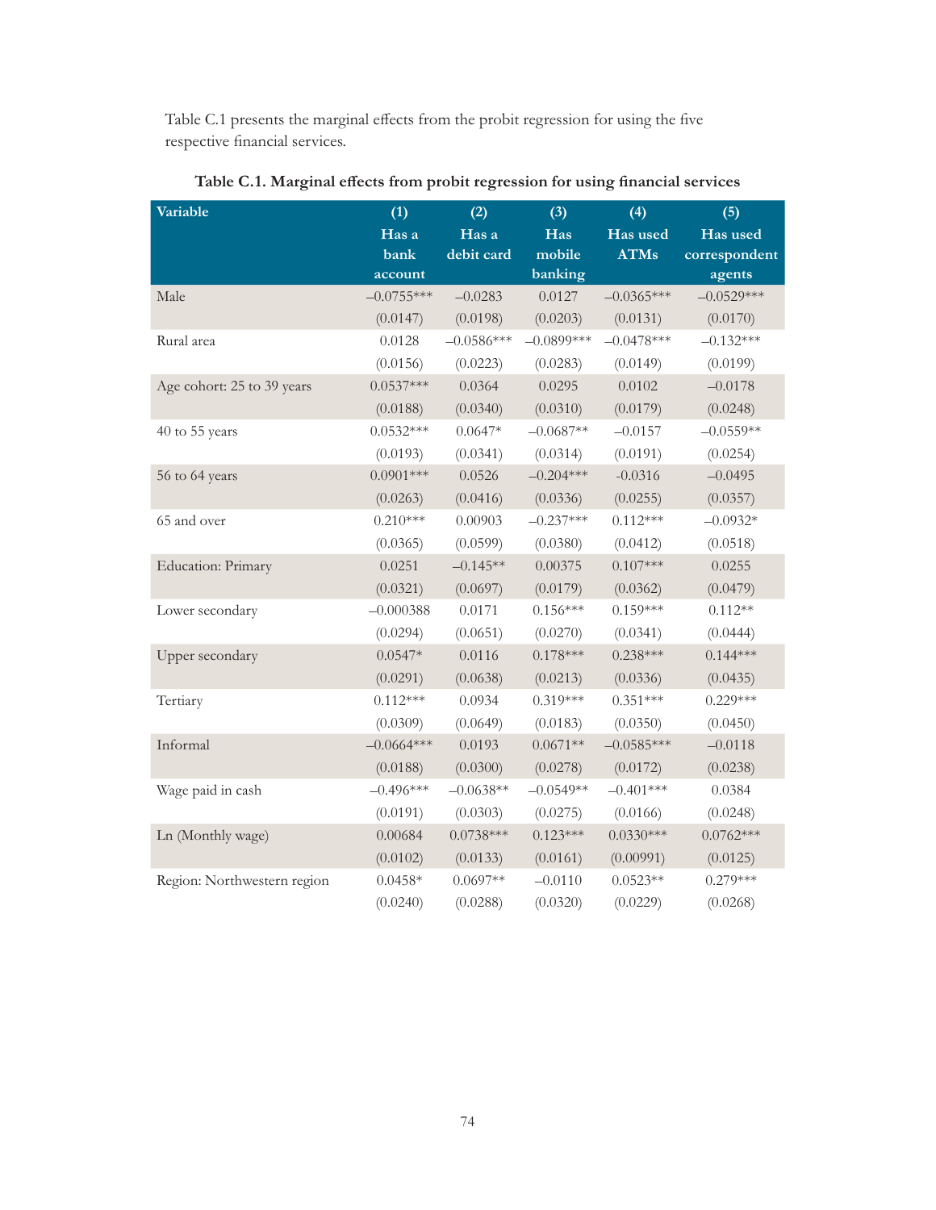Table C.1 presents the marginal effects from the probit regression for using the five respective financial services.

**Table C.1. Marginal effects from probit regression for using financial services**

| Variable | (1) Has a bank account | (2) Has a debit card | (3) Has mobile banking | (4) Has used ATMs | (5) Has used correspondent agents |
|---|---|---|---|---|---|
| Male | –0.0755*** | –0.0283 | 0.0127 | –0.0365*** | –0.0529*** |
| | (0.0147) | (0.0198) | (0.0203) | (0.0131) | (0.0170) |
| Rural area | 0.0128 | –0.0586*** | –0.0899*** | –0.0478*** | –0.132*** |
| | (0.0156) | (0.0223) | (0.0283) | (0.0149) | (0.0199) |
| Age cohort: 25 to 39 years | 0.0537*** | 0.0364 | 0.0295 | 0.0102 | –0.0178 |
| | (0.0188) | (0.0340) | (0.0310) | (0.0179) | (0.0248) |
| 40 to 55 years | 0.0532*** | 0.0647* | –0.0687** | –0.0157 | –0.0559** |
| | (0.0193) | (0.0341) | (0.0314) | (0.0191) | (0.0254) |
| 56 to 64 years | 0.0901*** | 0.0526 | –0.204*** | -0.0316 | –0.0495 |
| | (0.0263) | (0.0416) | (0.0336) | (0.0255) | (0.0357) |
| 65 and over | 0.210*** | 0.00903 | –0.237*** | 0.112*** | –0.0932* |
| | (0.0365) | (0.0599) | (0.0380) | (0.0412) | (0.0518) |
| Education: Primary | 0.0251 | –0.145** | 0.00375 | 0.107*** | 0.0255 |
| | (0.0321) | (0.0697) | (0.0179) | (0.0362) | (0.0479) |
| Lower secondary | –0.000388 | 0.0171 | 0.156*** | 0.159*** | 0.112** |
| | (0.0294) | (0.0651) | (0.0270) | (0.0341) | (0.0444) |
| Upper secondary | 0.0547* | 0.0116 | 0.178*** | 0.238*** | 0.144*** |
| | (0.0291) | (0.0638) | (0.0213) | (0.0336) | (0.0435) |
| Tertiary | 0.112*** | 0.0934 | 0.319*** | 0.351*** | 0.229*** |
| | (0.0309) | (0.0649) | (0.0183) | (0.0350) | (0.0450) |
| Informal | –0.0664*** | 0.0193 | 0.0671** | –0.0585*** | –0.0118 |
| | (0.0188) | (0.0300) | (0.0278) | (0.0172) | (0.0238) |
| Wage paid in cash | –0.496*** | –0.0638** | –0.0549** | –0.401*** | 0.0384 |
| | (0.0191) | (0.0303) | (0.0275) | (0.0166) | (0.0248) |
| Ln (Monthly wage) | 0.00684 | 0.0738*** | 0.123*** | 0.0330*** | 0.0762*** |
| | (0.0102) | (0.0133) | (0.0161) | (0.00991) | (0.0125) |
| Region: Northwestern region | 0.0458* | 0.0697** | –0.0110 | 0.0523** | 0.279*** |
| | (0.0240) | (0.0288) | (0.0320) | (0.0229) | (0.0268) |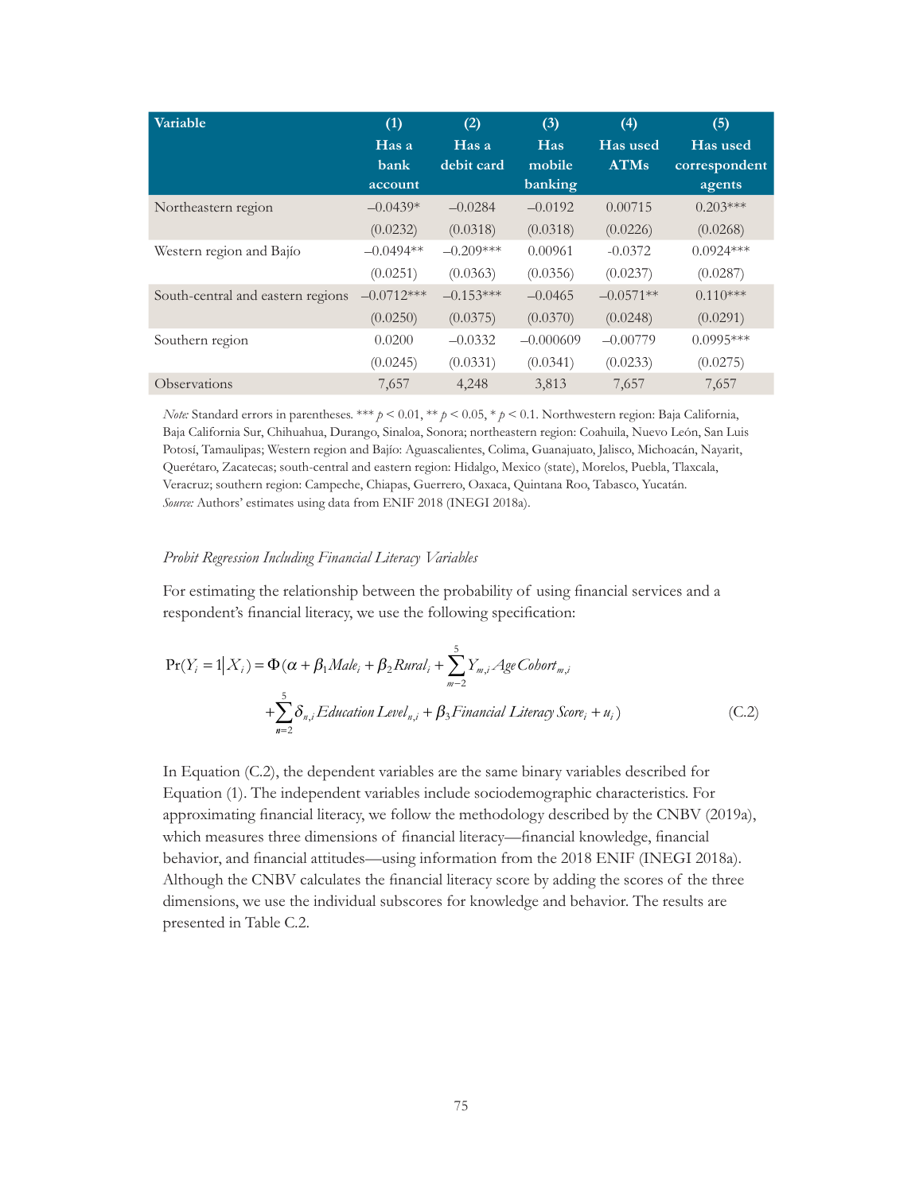| Variable | (1) Has a bank account | (2) Has a debit card | (3) Has mobile banking | (4) Has used ATMs | (5) Has used correspondent agents |
|---|---|---|---|---|---|
| Northeastern region | –0.0439* | –0.0284 | –0.0192 | 0.00715 | 0.203*** |
| | (0.0232) | (0.0318) | (0.0318) | (0.0226) | (0.0268) |
| Western region and Bajío | –0.0494** | –0.209*** | 0.00961 | -0.0372 | 0.0924*** |
| | (0.0251) | (0.0363) | (0.0356) | (0.0237) | (0.0287) |
| South-central and eastern regions | –0.0712*** | –0.153*** | –0.0465 | –0.0571** | 0.110*** |
| | (0.0250) | (0.0375) | (0.0370) | (0.0248) | (0.0291) |
| Southern region | 0.0200 | –0.0332 | –0.000609 | –0.00779 | 0.0995*** |
| | (0.0245) | (0.0331) | (0.0341) | (0.0233) | (0.0275) |
| Observations | 7,657 | 4,248 | 3,813 | 7,657 | 7,657 |

*Note:* Standard errors in parentheses. *** $p < 0.01$, ** $p < 0.05$, * $p < 0.1$. Northwestern region: Baja California, Baja California Sur, Chihuahua, Durango, Sinaloa, Sonora; northeastern region: Coahuila, Nuevo León, San Luis Potosí, Tamaulipas; Western region and Bajío: Aguascalientes, Colima, Guanajuato, Jalisco, Michoacán, Nayarit, Querétaro, Zacatecas; south-central and eastern region: Hidalgo, Mexico (state), Morelos, Puebla, Tlaxcala, Veracruz; southern region: Campeche, Chiapas, Guerrero, Oaxaca, Quintana Roo, Tabasco, Yucatán.
*Source:* Authors' estimates using data from ENIF 2018 (INEGI 2018a).

*Probit Regression Including Financial Literacy Variables*

For estimating the relationship between the probability of using financial services and a respondent's financial literacy, we use the following specification:

$$\Pr(Y_i = 1 | X_i) = \Phi(\alpha + \beta_1 Male_i + \beta_2 Rural_i + \sum_{m=2}^{5} Y_{m,i} Age\,Cohort_{m,i} + \sum_{n=2}^{5} \delta_{n,i} Education\,Level_{n,i} + \beta_3 Financial\,Literacy\,Score_i + u_i) \quad (C.2)$$

In Equation (C.2), the dependent variables are the same binary variables described for Equation (1). The independent variables include sociodemographic characteristics. For approximating financial literacy, we follow the methodology described by the CNBV (2019a), which measures three dimensions of financial literacy—financial knowledge, financial behavior, and financial attitudes—using information from the 2018 ENIF (INEGI 2018a). Although the CNBV calculates the financial literacy score by adding the scores of the three dimensions, we use the individual subscores for knowledge and behavior. The results are presented in Table C.2.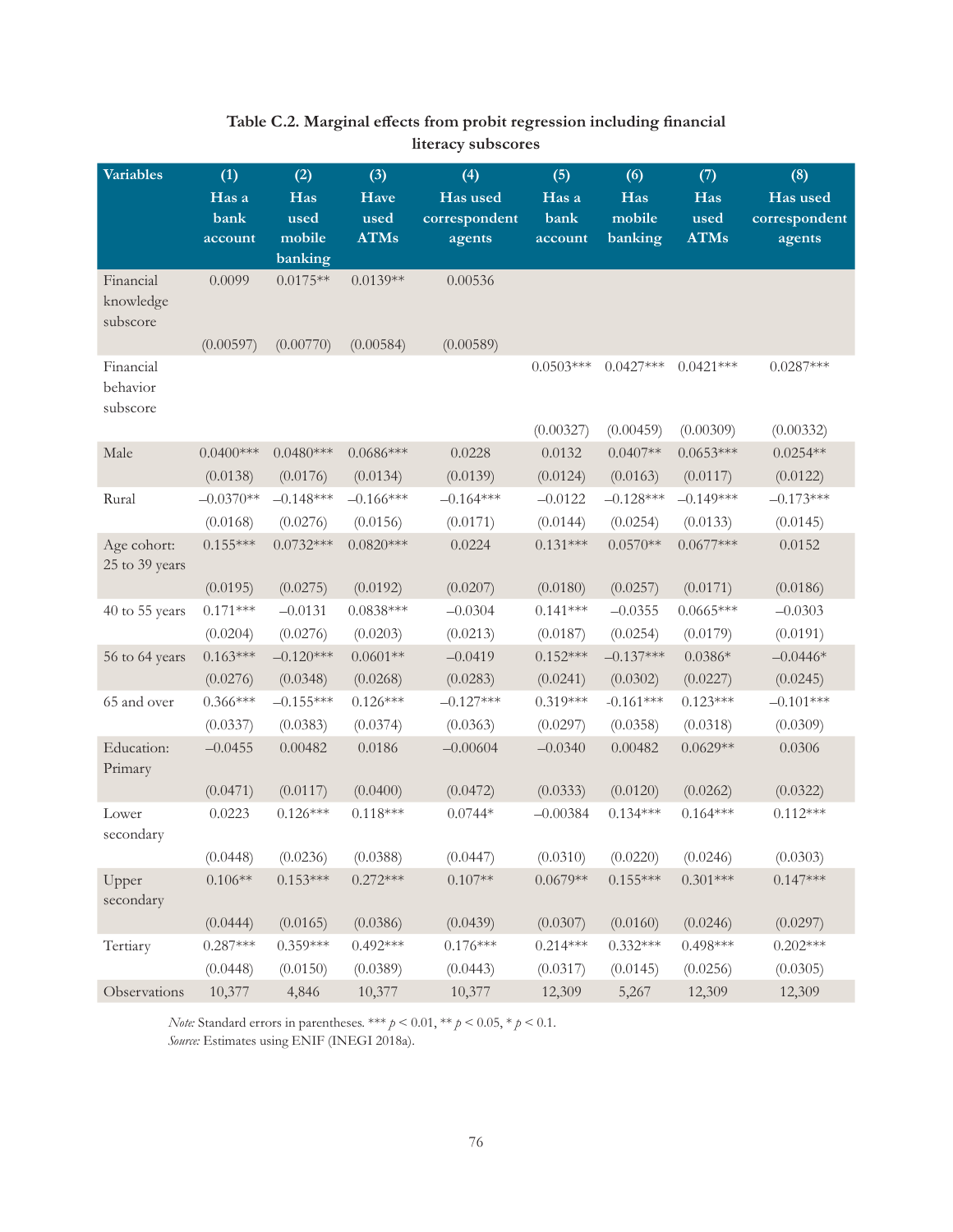**Table C.2. Marginal effects from probit regression including financial literacy subscores**

| Variables | (1) Has a bank account | (2) Has used mobile banking | (3) Have used ATMs | (4) Has used correspondent agents | (5) Has a bank account | (6) Has mobile banking | (7) Has used ATMs | (8) Has used correspondent agents |
|---|---|---|---|---|---|---|---|---|
| Financial knowledge subscore | 0.0099 | 0.0175** | 0.0139** | 0.00536 | | | | |
| | (0.00597) | (0.00770) | (0.00584) | (0.00589) | | | | |
| Financial behavior subscore | | | | | 0.0503*** | 0.0427*** | 0.0421*** | 0.0287*** |
| | | | | | (0.00327) | (0.00459) | (0.00309) | (0.00332) |
| Male | 0.0400*** | 0.0480*** | 0.0686*** | 0.0228 | 0.0132 | 0.0407** | 0.0653*** | 0.0254** |
| | (0.0138) | (0.0176) | (0.0134) | (0.0139) | (0.0124) | (0.0163) | (0.0117) | (0.0122) |
| Rural | –0.0370** | –0.148*** | –0.166*** | –0.164*** | –0.0122 | –0.128*** | –0.149*** | –0.173*** |
| | (0.0168) | (0.0276) | (0.0156) | (0.0171) | (0.0144) | (0.0254) | (0.0133) | (0.0145) |
| Age cohort: 25 to 39 years | 0.155*** | 0.0732*** | 0.0820*** | 0.0224 | 0.131*** | 0.0570** | 0.0677*** | 0.0152 |
| | (0.0195) | (0.0275) | (0.0192) | (0.0207) | (0.0180) | (0.0257) | (0.0171) | (0.0186) |
| 40 to 55 years | 0.171*** | –0.0131 | 0.0838*** | –0.0304 | 0.141*** | –0.0355 | 0.0665*** | –0.0303 |
| | (0.0204) | (0.0276) | (0.0203) | (0.0213) | (0.0187) | (0.0254) | (0.0179) | (0.0191) |
| 56 to 64 years | 0.163*** | –0.120*** | 0.0601** | –0.0419 | 0.152*** | –0.137*** | 0.0386* | –0.0446* |
| | (0.0276) | (0.0348) | (0.0268) | (0.0283) | (0.0241) | (0.0302) | (0.0227) | (0.0245) |
| 65 and over | 0.366*** | –0.155*** | 0.126*** | –0.127*** | 0.319*** | -0.161*** | 0.123*** | –0.101*** |
| | (0.0337) | (0.0383) | (0.0374) | (0.0363) | (0.0297) | (0.0358) | (0.0318) | (0.0309) |
| Education: Primary | –0.0455 | 0.00482 | 0.0186 | –0.00604 | –0.0340 | 0.00482 | 0.0629** | 0.0306 |
| | (0.0471) | (0.0117) | (0.0400) | (0.0472) | (0.0333) | (0.0120) | (0.0262) | (0.0322) |
| Lower secondary | 0.0223 | 0.126*** | 0.118*** | 0.0744* | –0.00384 | 0.134*** | 0.164*** | 0.112*** |
| | (0.0448) | (0.0236) | (0.0388) | (0.0447) | (0.0310) | (0.0220) | (0.0246) | (0.0303) |
| Upper secondary | 0.106** | 0.153*** | 0.272*** | 0.107** | 0.0679** | 0.155*** | 0.301*** | 0.147*** |
| | (0.0444) | (0.0165) | (0.0386) | (0.0439) | (0.0307) | (0.0160) | (0.0246) | (0.0297) |
| Tertiary | 0.287*** | 0.359*** | 0.492*** | 0.176*** | 0.214*** | 0.332*** | 0.498*** | 0.202*** |
| | (0.0448) | (0.0150) | (0.0389) | (0.0443) | (0.0317) | (0.0145) | (0.0256) | (0.0305) |
| Observations | 10,377 | 4,846 | 10,377 | 10,377 | 12,309 | 5,267 | 12,309 | 12,309 |

*Note:* Standard errors in parentheses. *** $p < 0.01$, ** $p < 0.05$, * $p < 0.1$.
*Source:* Estimates using ENIF (INEGI 2018a).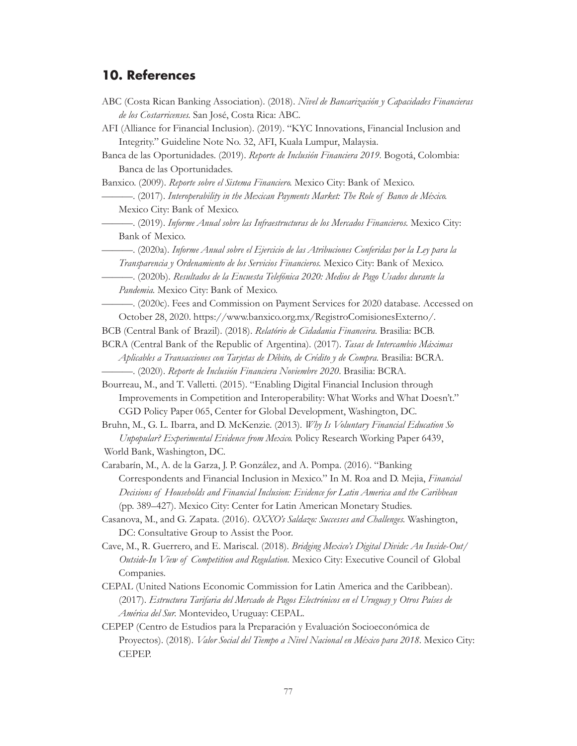## 10. References

ABC (Costa Rican Banking Association). (2018). *Nivel de Bancarización y Capacidades Financieras de los Costarricenses.* San José, Costa Rica: ABC.

AFI (Alliance for Financial Inclusion). (2019). "KYC Innovations, Financial Inclusion and Integrity." Guideline Note No. 32, AFI, Kuala Lumpur, Malaysia.

Banca de las Oportunidades. (2019). *Reporte de Inclusión Financiera 2019*. Bogotá, Colombia: Banca de las Oportunidades.

Banxico. (2009). *Reporte sobre el Sistema Financiero.* Mexico City: Bank of Mexico.

———. (2017). *Interoperability in the Mexican Payments Market: The Role of Banco de México.* Mexico City: Bank of Mexico.

———. (2019). *Informe Anual sobre las Infraestructuras de los Mercados Financieros.* Mexico City: Bank of Mexico.

———. (2020a). *Informe Anual sobre el Ejercicio de las Atribuciones Conferidas por la Ley para la Transparencia y Ordenamiento de los Servicios Financieros.* Mexico City: Bank of Mexico.

———. (2020b). *Resultados de la Encuesta Telefónica 2020: Medios de Pago Usados durante la Pandemia.* Mexico City: Bank of Mexico.

———. (2020c). Fees and Commission on Payment Services for 2020 database. Accessed on October 28, 2020. https://www.banxico.org.mx/RegistroComisionesExterno/.

BCB (Central Bank of Brazil). (2018). *Relatório de Cidadania Financeira.* Brasilia: BCB.

BCRA (Central Bank of the Republic of Argentina). (2017). *Tasas de Intercambio Máximas Aplicables a Transacciones con Tarjetas de Débito, de Crédito y de Compra.* Brasilia: BCRA.

———. (2020). *Reporte de Inclusión Financiera Noviembre 2020*. Brasilia: BCRA.

Bourreau, M., and T. Valletti. (2015). "Enabling Digital Financial Inclusion through Improvements in Competition and Interoperability: What Works and What Doesn't." CGD Policy Paper 065, Center for Global Development, Washington, DC.

Bruhn, M., G. L. Ibarra, and D. McKenzie. (2013). *Why Is Voluntary Financial Education So Unpopular? Experimental Evidence from Mexico.* Policy Research Working Paper 6439, World Bank, Washington, DC.

Carabarín, M., A. de la Garza, J. P. González, and A. Pompa. (2016). "Banking Correspondents and Financial Inclusion in Mexico." In M. Roa and D. Mejia, *Financial Decisions of Households and Financial Inclusion: Evidence for Latin America and the Caribbean* (pp. 389–427). Mexico City: Center for Latin American Monetary Studies.

Casanova, M., and G. Zapata. (2016). *OXXO's Saldazo: Successes and Challenges.* Washington, DC: Consultative Group to Assist the Poor.

Cave, M., R. Guerrero, and E. Mariscal. (2018). *Bridging Mexico's Digital Divide: An Inside-Out/ Outside-In View of Competition and Regulation.* Mexico City: Executive Council of Global Companies.

CEPAL (United Nations Economic Commission for Latin America and the Caribbean). (2017). *Estructura Tarifaria del Mercado de Pagos Electrónicos en el Uruguay y Otros Países de América del Sur.* Montevideo, Uruguay: CEPAL.

CEPEP (Centro de Estudios para la Preparación y Evaluación Socioeconómica de Proyectos). (2018). *Valor Social del Tiempo a Nivel Nacional en México para 2018*. Mexico City: CEPEP.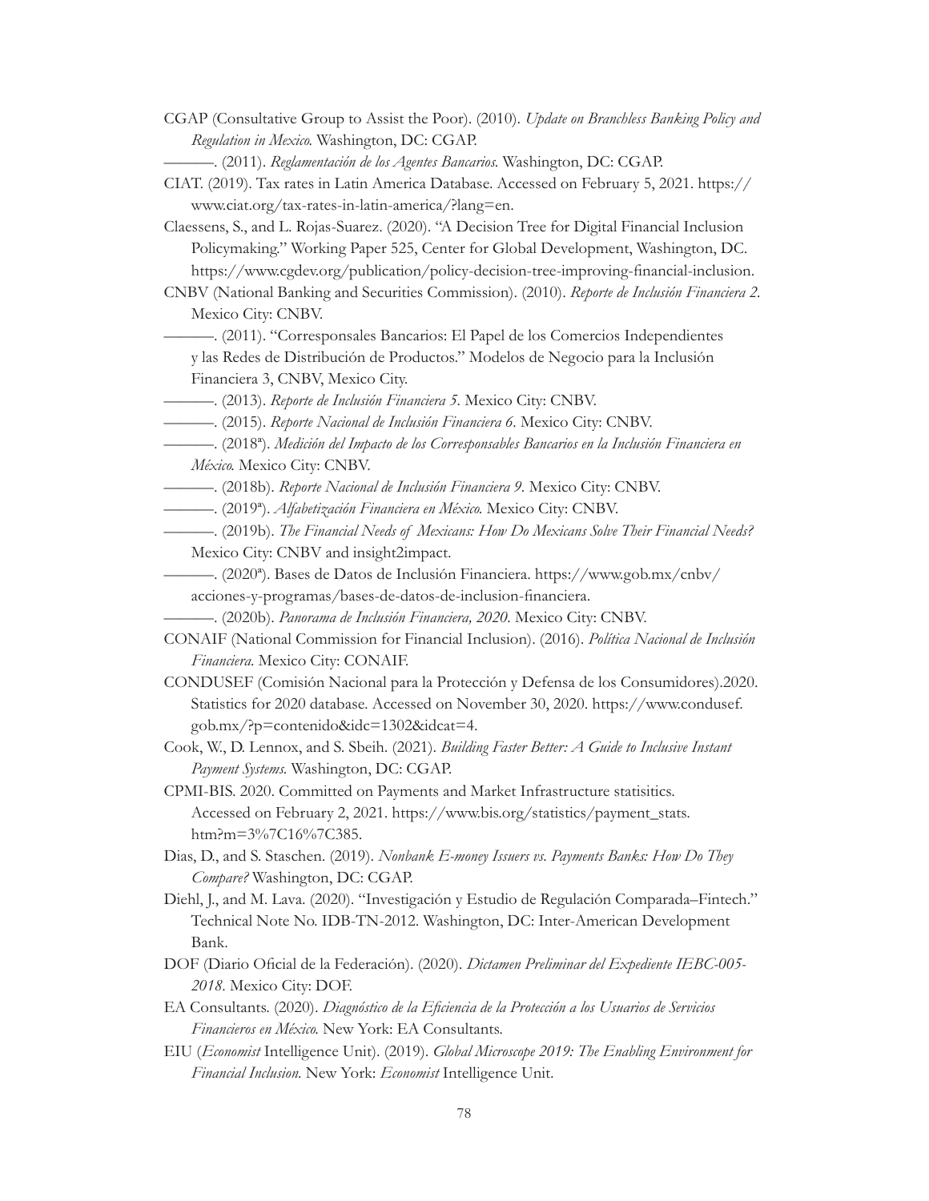CGAP (Consultative Group to Assist the Poor). (2010). *Update on Branchless Banking Policy and Regulation in Mexico.* Washington, DC: CGAP.

———. (2011). *Reglamentación de los Agentes Bancarios.* Washington, DC: CGAP.

CIAT. (2019). Tax rates in Latin America Database. Accessed on February 5, 2021. https://www.ciat.org/tax-rates-in-latin-america/?lang=en.

Claessens, S., and L. Rojas-Suarez. (2020). "A Decision Tree for Digital Financial Inclusion Policymaking." Working Paper 525, Center for Global Development, Washington, DC. https://www.cgdev.org/publication/policy-decision-tree-improving-financial-inclusion.

CNBV (National Banking and Securities Commission). (2010). *Reporte de Inclusión Financiera 2*. Mexico City: CNBV.

———. (2011). "Corresponsales Bancarios: El Papel de los Comercios Independientes y las Redes de Distribución de Productos." Modelos de Negocio para la Inclusión Financiera 3, CNBV, Mexico City.

———. (2013). *Reporte de Inclusión Financiera 5*. Mexico City: CNBV.

———. (2015). *Reporte Nacional de Inclusión Financiera 6*. Mexico City: CNBV.

———. (2018ª). *Medición del Impacto de los Corresponsables Bancarios en la Inclusión Financiera en México.* Mexico City: CNBV.

———. (2018b). *Reporte Nacional de Inclusión Financiera 9*. Mexico City: CNBV.

———. (2019ª). *Alfabetización Financiera en México.* Mexico City: CNBV.

———. (2019b). *The Financial Needs of Mexicans: How Do Mexicans Solve Their Financial Needs?* Mexico City: CNBV and insight2impact.

———. (2020ª). Bases de Datos de Inclusión Financiera. https://www.gob.mx/cnbv/acciones-y-programas/bases-de-datos-de-inclusion-financiera.

———. (2020b). *Panorama de Inclusión Financiera, 2020*. Mexico City: CNBV.

CONAIF (National Commission for Financial Inclusion). (2016). *Política Nacional de Inclusión Financiera.* Mexico City: CONAIF.

CONDUSEF (Comisión Nacional para la Protección y Defensa de los Consumidores).2020. Statistics for 2020 database. Accessed on November 30, 2020. https://www.condusef.gob.mx/?p=contenido&idc=1302&idcat=4.

Cook, W., D. Lennox, and S. Sbeih. (2021). *Building Faster Better: A Guide to Inclusive Instant Payment Systems.* Washington, DC: CGAP.

CPMI-BIS. 2020. Committed on Payments and Market Infrastructure statisitics. Accessed on February 2, 2021. https://www.bis.org/statistics/payment_stats.htm?m=3%7C16%7C385.

Dias, D., and S. Staschen. (2019). *Nonbank E-money Issuers vs. Payments Banks: How Do They Compare?* Washington, DC: CGAP.

Diehl, J., and M. Lava. (2020). "Investigación y Estudio de Regulación Comparada–Fintech." Technical Note No. IDB-TN-2012. Washington, DC: Inter-American Development Bank.

DOF (Diario Oficial de la Federación). (2020). *Dictamen Preliminar del Expediente IEBC-005-2018*. Mexico City: DOF.

EA Consultants. (2020). *Diagnóstico de la Eficiencia de la Protección a los Usuarios de Servicios Financieros en México.* New York: EA Consultants.

EIU (*Economist* Intelligence Unit). (2019). *Global Microscope 2019: The Enabling Environment for Financial Inclusion.* New York: *Economist* Intelligence Unit.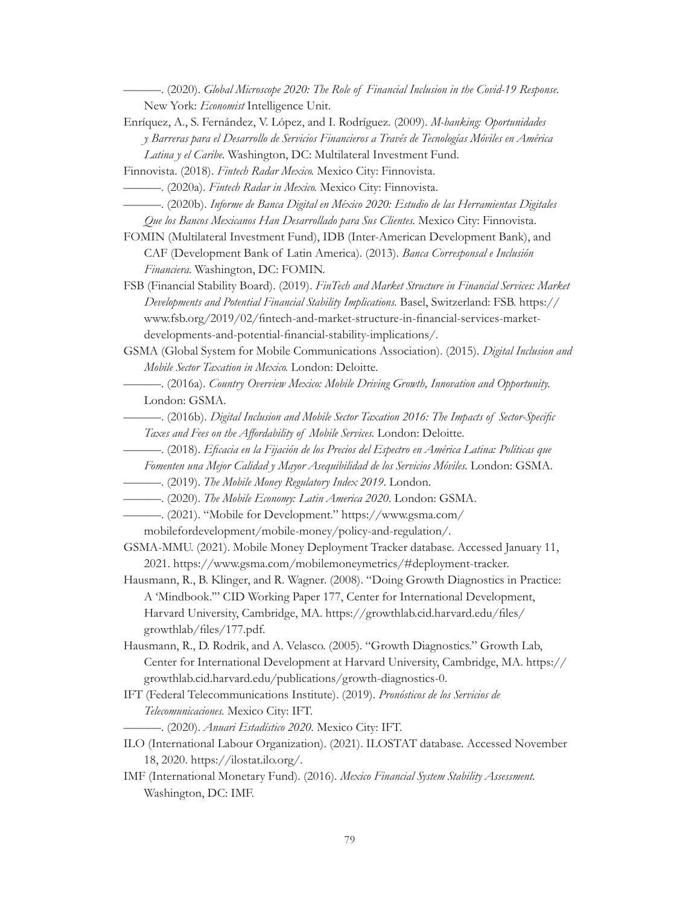———. (2020). *Global Microscope 2020: The Role of Financial Inclusion in the Covid-19 Response*. New York: *Economist* Intelligence Unit.

Enríquez, A., S. Fernández, V. López, and I. Rodríguez. (2009). *M-banking: Oportunidades y Barreras para el Desarrollo de Servicios Financieros a Través de Tecnologías Móviles en América Latina y el Caribe*. Washington, DC: Multilateral Investment Fund.

Finnovista. (2018). *Fintech Radar Mexico*. Mexico City: Finnovista.

———. (2020a). *Fintech Radar in Mexico*. Mexico City: Finnovista.

———. (2020b). *Informe de Banca Digital en México 2020: Estudio de las Herramientas Digitales Que los Bancos Mexicanos Han Desarrollado para Sus Clientes*. Mexico City: Finnovista.

FOMIN (Multilateral Investment Fund), IDB (Inter-American Development Bank), and CAF (Development Bank of Latin America). (2013). *Banca Corresponsal e Inclusión Financiera*. Washington, DC: FOMIN.

FSB (Financial Stability Board). (2019). *FinTech and Market Structure in Financial Services: Market Developments and Potential Financial Stability Implications*. Basel, Switzerland: FSB. https://www.fsb.org/2019/02/fintech-and-market-structure-in-financial-services-market-developments-and-potential-financial-stability-implications/.

GSMA (Global System for Mobile Communications Association). (2015). *Digital Inclusion and Mobile Sector Taxation in Mexico*. London: Deloitte.

———. (2016a). *Country Overview Mexico: Mobile Driving Growth, Innovation and Opportunity*. London: GSMA.

———. (2016b). *Digital Inclusion and Mobile Sector Taxation 2016: The Impacts of Sector-Specific Taxes and Fees on the Affordability of Mobile Services*. London: Deloitte.

———. (2018). *Eficacia en la Fijación de los Precios del Espectro en América Latina: Políticas que Fomenten una Mejor Calidad y Mayor Asequibilidad de los Servicios Móviles*. London: GSMA.

———. (2019). *The Mobile Money Regulatory Index 2019*. London.

———. (2020). *The Mobile Economy: Latin America 2020*. London: GSMA.

———. (2021). "Mobile for Development." https://www.gsma.com/mobilefordevelopment/mobile-money/policy-and-regulation/.

GSMA-MMU. (2021). Mobile Money Deployment Tracker database. Accessed January 11, 2021. https://www.gsma.com/mobilemoneymetrics/#deployment-tracker.

Hausmann, R., B. Klinger, and R. Wagner. (2008). "Doing Growth Diagnostics in Practice: A 'Mindbook.'" CID Working Paper 177, Center for International Development, Harvard University, Cambridge, MA. https://growthlab.cid.harvard.edu/files/growthlab/files/177.pdf.

Hausmann, R., D. Rodrik, and A. Velasco. (2005). "Growth Diagnostics." Growth Lab, Center for International Development at Harvard University, Cambridge, MA. https://growthlab.cid.harvard.edu/publications/growth-diagnostics-0.

IFT (Federal Telecommunications Institute). (2019). *Pronósticos de los Servicios de Telecomunicaciones*. Mexico City: IFT.

———. (2020). *Anuari Estadístico 2020*. Mexico City: IFT.

ILO (International Labour Organization). (2021). ILOSTAT database. Accessed November 18, 2020. https://ilostat.ilo.org/.

IMF (International Monetary Fund). (2016). *Mexico Financial System Stability Assessment*. Washington, DC: IMF.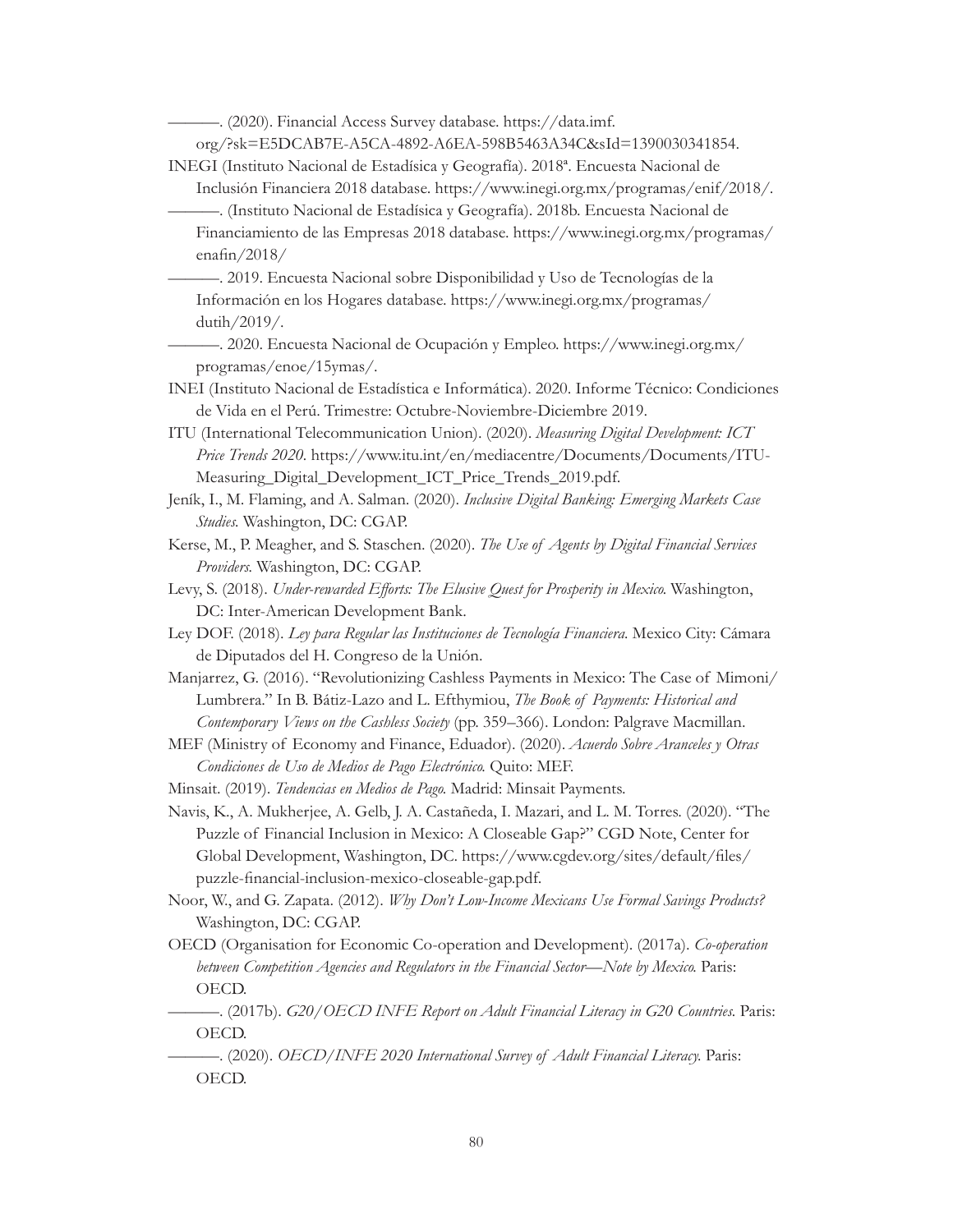———. (2020). Financial Access Survey database. https://data.imf.org/?sk=E5DCAB7E-A5CA-4892-A6EA-598B5463A34C&sId=1390030341854.

INEGI (Instituto Nacional de Estadísica y Geografía). 2018ª. Encuesta Nacional de Inclusión Financiera 2018 database. https://www.inegi.org.mx/programas/enif/2018/.

———. (Instituto Nacional de Estadísica y Geografía). 2018b. Encuesta Nacional de Financiamiento de las Empresas 2018 database. https://www.inegi.org.mx/programas/enafin/2018/

———. 2019. Encuesta Nacional sobre Disponibilidad y Uso de Tecnologías de la Información en los Hogares database. https://www.inegi.org.mx/programas/dutih/2019/.

———. 2020. Encuesta Nacional de Ocupación y Empleo. https://www.inegi.org.mx/programas/enoe/15ymas/.

INEI (Instituto Nacional de Estadística e Informática). 2020. Informe Técnico: Condiciones de Vida en el Perú. Trimestre: Octubre-Noviembre-Diciembre 2019.

ITU (International Telecommunication Union). (2020). *Measuring Digital Development: ICT Price Trends 2020*. https://www.itu.int/en/mediacentre/Documents/Documents/ITU-Measuring_Digital_Development_ICT_Price_Trends_2019.pdf.

Jeník, I., M. Flaming, and A. Salman. (2020). *Inclusive Digital Banking: Emerging Markets Case Studies*. Washington, DC: CGAP.

Kerse, M., P. Meagher, and S. Staschen. (2020). *The Use of Agents by Digital Financial Services Providers*. Washington, DC: CGAP.

Levy, S. (2018). *Under-rewarded Efforts: The Elusive Quest for Prosperity in Mexico*. Washington, DC: Inter-American Development Bank.

Ley DOF. (2018). *Ley para Regular las Instituciones de Tecnología Financiera*. Mexico City: Cámara de Diputados del H. Congreso de la Unión.

Manjarrez, G. (2016). "Revolutionizing Cashless Payments in Mexico: The Case of Mimoni/Lumbrera." In B. Bátiz-Lazo and L. Efthymiou, *The Book of Payments: Historical and Contemporary Views on the Cashless Society* (pp. 359–366). London: Palgrave Macmillan.

MEF (Ministry of Economy and Finance, Eduador). (2020). *Acuerdo Sobre Aranceles y Otras Condiciones de Uso de Medios de Pago Electrónico*. Quito: MEF.

Minsait. (2019). *Tendencias en Medios de Pago*. Madrid: Minsait Payments.

Navis, K., A. Mukherjee, A. Gelb, J. A. Castañeda, I. Mazari, and L. M. Torres. (2020). "The Puzzle of Financial Inclusion in Mexico: A Closeable Gap?" CGD Note, Center for Global Development, Washington, DC. https://www.cgdev.org/sites/default/files/puzzle-financial-inclusion-mexico-closeable-gap.pdf.

Noor, W., and G. Zapata. (2012). *Why Don't Low-Income Mexicans Use Formal Savings Products?* Washington, DC: CGAP.

OECD (Organisation for Economic Co-operation and Development). (2017a). *Co-operation between Competition Agencies and Regulators in the Financial Sector—Note by Mexico*. Paris: OECD.

———. (2017b). *G20/OECD INFE Report on Adult Financial Literacy in G20 Countries*. Paris: OECD.

———. (2020). *OECD/INFE 2020 International Survey of Adult Financial Literacy*. Paris: OECD.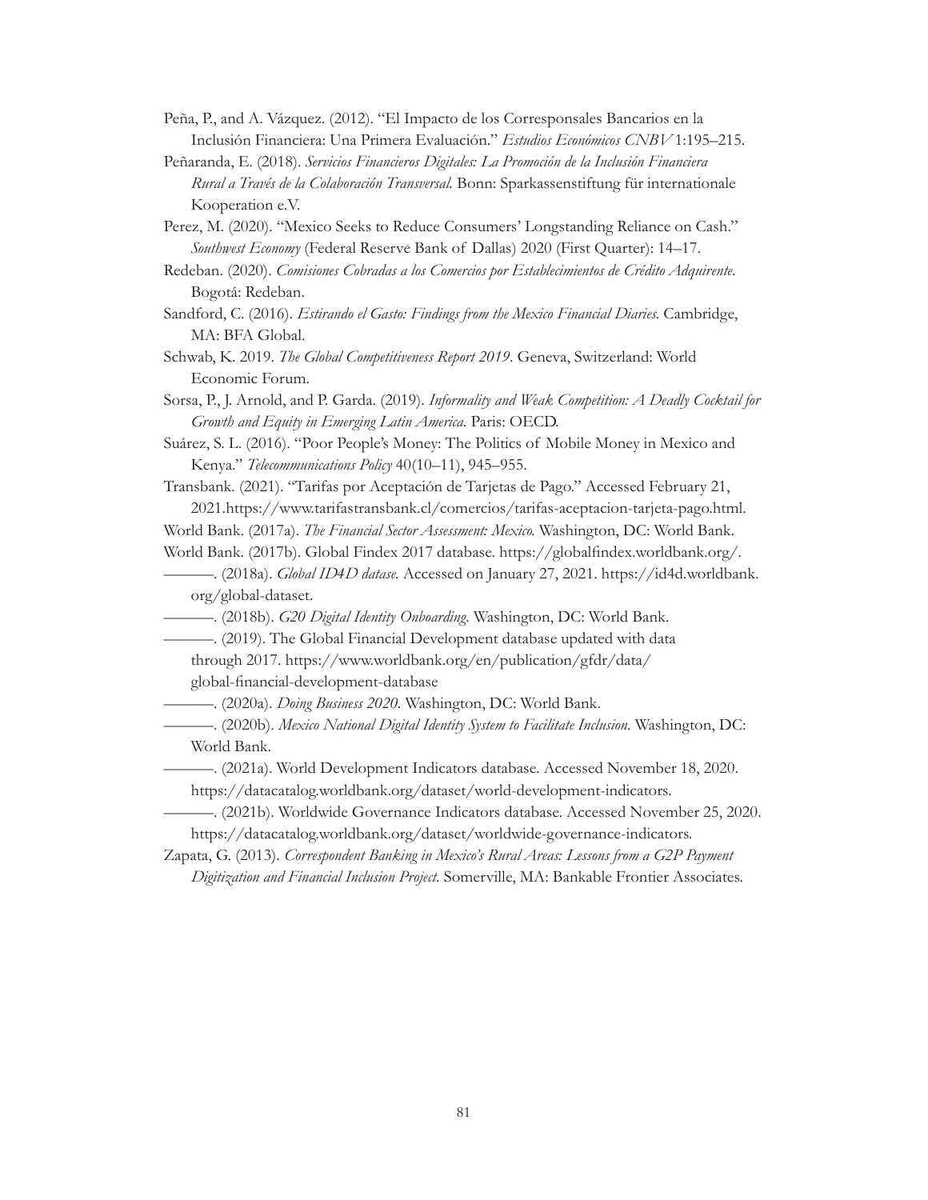Peña, P., and A. Vázquez. (2012). "El Impacto de los Corresponsales Bancarios en la Inclusión Financiera: Una Primera Evaluación." *Estudios Económicos CNBV* 1:195–215.

Peñaranda, E. (2018). *Servicios Financieros Digitales: La Promoción de la Inclusión Financiera Rural a Través de la Colaboración Transversal.* Bonn: Sparkassenstiftung für internationale Kooperation e.V.

Perez, M. (2020). "Mexico Seeks to Reduce Consumers' Longstanding Reliance on Cash." *Southwest Economy* (Federal Reserve Bank of Dallas) 2020 (First Quarter): 14–17.

Redeban. (2020). *Comisiones Cobradas a los Comercios por Establecimientos de Crédito Adquirente.* Bogotá: Redeban.

Sandford, C. (2016). *Estirando el Gasto: Findings from the Mexico Financial Diaries.* Cambridge, MA: BFA Global.

Schwab, K. 2019. *The Global Competitiveness Report 2019*. Geneva, Switzerland: World Economic Forum.

Sorsa, P., J. Arnold, and P. Garda. (2019). *Informality and Weak Competition: A Deadly Cocktail for Growth and Equity in Emerging Latin America.* Paris: OECD.

Suárez, S. L. (2016). "Poor People's Money: The Politics of Mobile Money in Mexico and Kenya." *Telecommunications Policy* 40(10–11), 945–955.

Transbank. (2021). "Tarifas por Aceptación de Tarjetas de Pago." Accessed February 21, 2021.https://www.tarifastransbank.cl/comercios/tarifas-aceptacion-tarjeta-pago.html.

World Bank. (2017a). *The Financial Sector Assessment: Mexico.* Washington, DC: World Bank.

World Bank. (2017b). Global Findex 2017 database. https://globalfindex.worldbank.org/.

———. (2018a). *Global ID4D datase.* Accessed on January 27, 2021. https://id4d.worldbank.org/global-dataset.

———. (2018b). *G20 Digital Identity Onboarding*. Washington, DC: World Bank.

———. (2019). The Global Financial Development database updated with data through 2017. https://www.worldbank.org/en/publication/gfdr/data/global-financial-development-database

———. (2020a). *Doing Business 2020.* Washington, DC: World Bank.

———. (2020b). *Mexico National Digital Identity System to Facilitate Inclusion.* Washington, DC: World Bank.

———. (2021a). World Development Indicators database. Accessed November 18, 2020. https://datacatalog.worldbank.org/dataset/world-development-indicators.

———. (2021b). Worldwide Governance Indicators database. Accessed November 25, 2020. https://datacatalog.worldbank.org/dataset/worldwide-governance-indicators.

Zapata, G. (2013). *Correspondent Banking in Mexico's Rural Areas: Lessons from a G2P Payment Digitization and Financial Inclusion Project.* Somerville, MA: Bankable Frontier Associates.